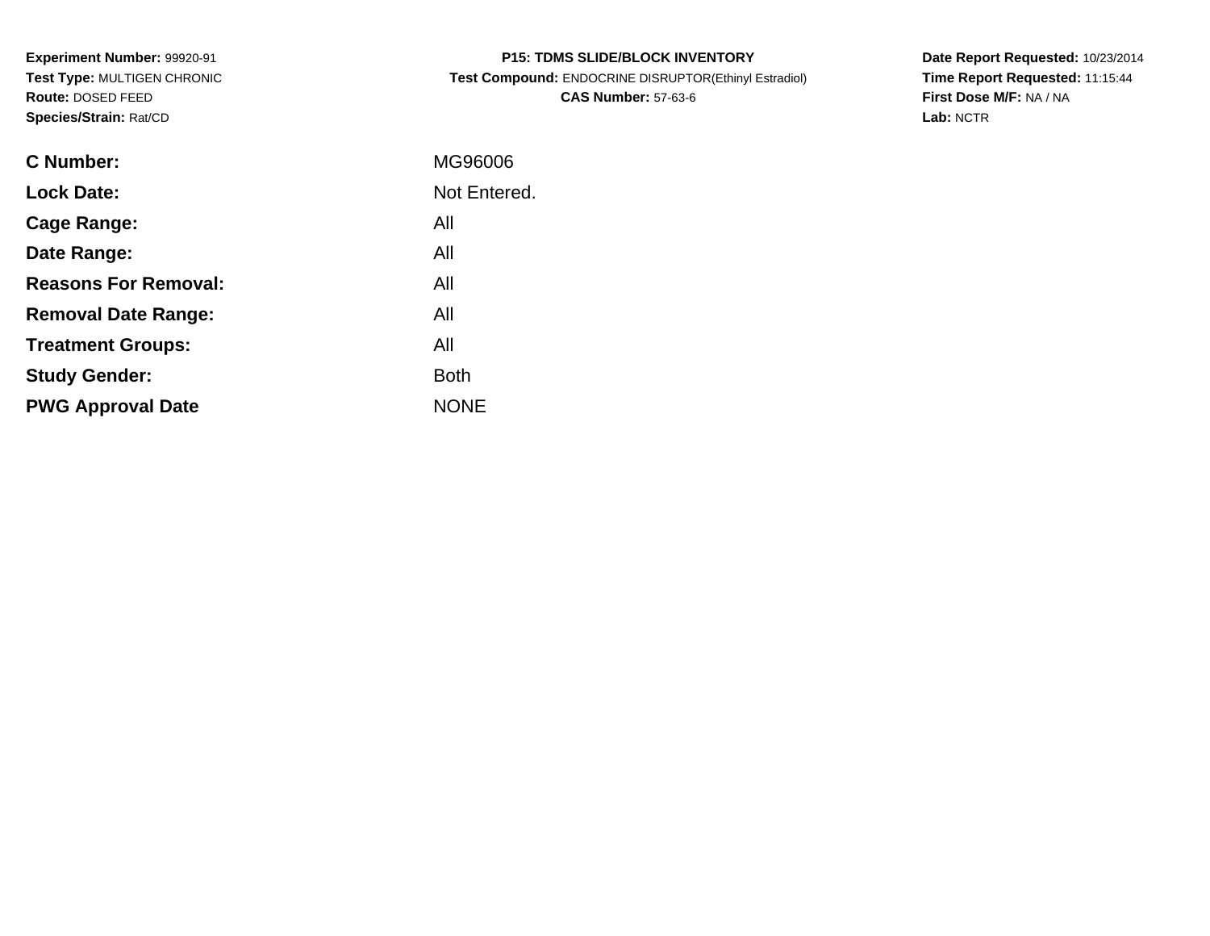**Experiment Number:** 99920-91
**Test Type:** MULTIGEN CHRONIC
**Route:** DOSED FEED
**Species/Strain:** Rat/CD

**P15: TDMS SLIDE/BLOCK INVENTORY**
**Test Compound:** ENDOCRINE DISRUPTOR(Ethinyl Estradiol)
**CAS Number:** 57-63-6

**Date Report Requested:** 10/23/2014
**Time Report Requested:** 11:15:44
**First Dose M/F:** NA / NA
**Lab:** NCTR

| | |
|---|---|
| **C Number:** | MG96006 |
| **Lock Date:** | Not Entered. |
| **Cage Range:** | All |
| **Date Range:** | All |
| **Reasons For Removal:** | All |
| **Removal Date Range:** | All |
| **Treatment Groups:** | All |
| **Study Gender:** | Both |
| **PWG Approval Date** | NONE |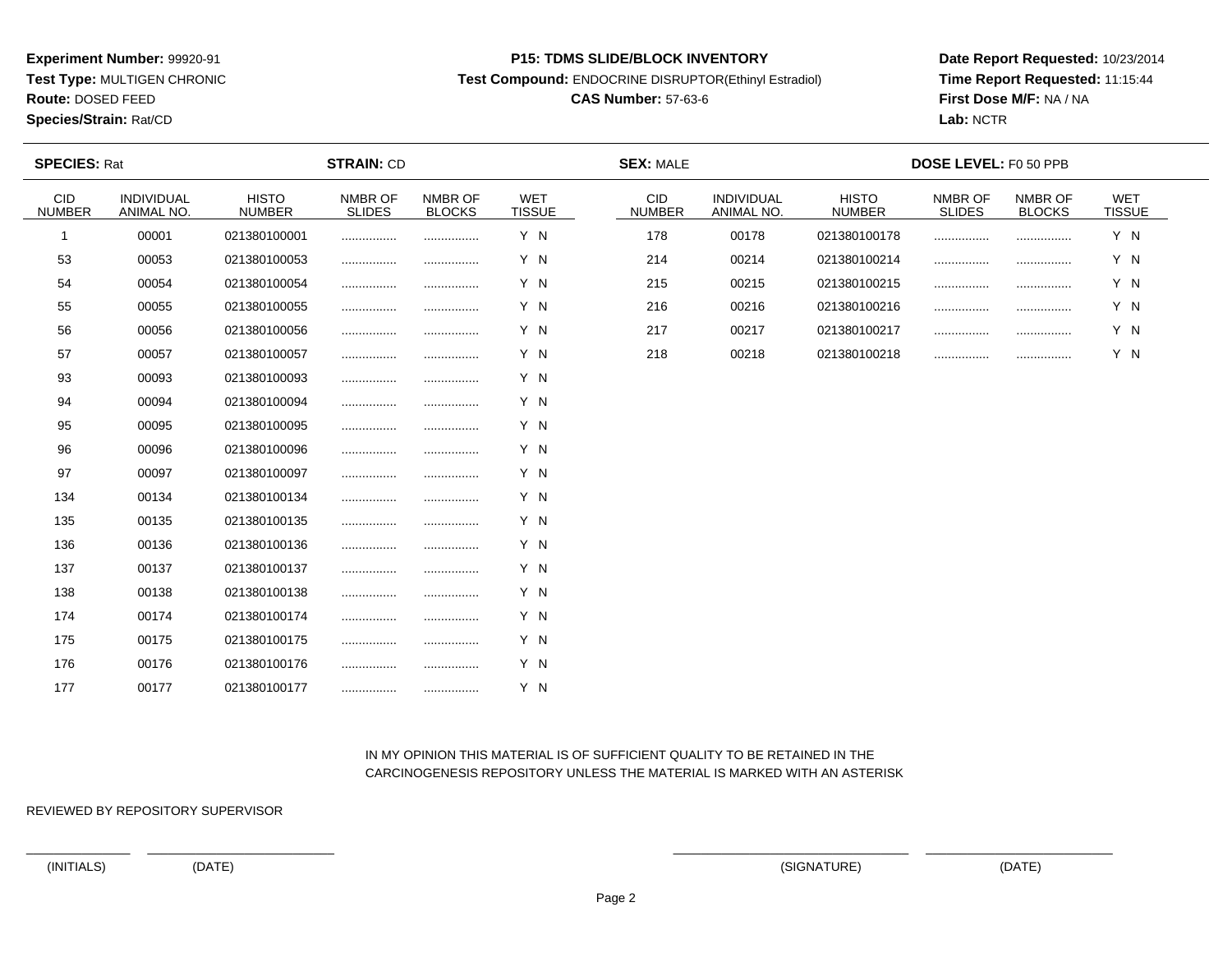**Experiment Number:** 99920-91
**Test Type:** MULTIGEN CHRONIC
**Route:** DOSED FEED
**Species/Strain:** Rat/CD

**P15: TDMS SLIDE/BLOCK INVENTORY**
**Test Compound:** ENDOCRINE DISRUPTOR(Ethinyl Estradiol)
**CAS Number:** 57-63-6

**Date Report Requested:** 10/23/2014
**Time Report Requested:** 11:15:44
**First Dose M/F:** NA / NA
**Lab:** NCTR

**SPECIES:** Rat **STRAIN:** CD **SEX:** MALE **DOSE LEVEL:** F0 50 PPB

| CID NUMBER | INDIVIDUAL ANIMAL NO. | HISTO NUMBER | NMBR OF SLIDES | NMBR OF BLOCKS | WET TISSUE |
|---|---|---|---|---|---|
| 1 | 00001 | 021380100001 | ................ | ................ | Y N |
| 53 | 00053 | 021380100053 | ................ | ................ | Y N |
| 54 | 00054 | 021380100054 | ................ | ................ | Y N |
| 55 | 00055 | 021380100055 | ................ | ................ | Y N |
| 56 | 00056 | 021380100056 | ................ | ................ | Y N |
| 57 | 00057 | 021380100057 | ................ | ................ | Y N |
| 93 | 00093 | 021380100093 | ................ | ................ | Y N |
| 94 | 00094 | 021380100094 | ................ | ................ | Y N |
| 95 | 00095 | 021380100095 | ................ | ................ | Y N |
| 96 | 00096 | 021380100096 | ................ | ................ | Y N |
| 97 | 00097 | 021380100097 | ................ | ................ | Y N |
| 134 | 00134 | 021380100134 | ................ | ................ | Y N |
| 135 | 00135 | 021380100135 | ................ | ................ | Y N |
| 136 | 00136 | 021380100136 | ................ | ................ | Y N |
| 137 | 00137 | 021380100137 | ................ | ................ | Y N |
| 138 | 00138 | 021380100138 | ................ | ................ | Y N |
| 174 | 00174 | 021380100174 | ................ | ................ | Y N |
| 175 | 00175 | 021380100175 | ................ | ................ | Y N |
| 176 | 00176 | 021380100176 | ................ | ................ | Y N |
| 177 | 00177 | 021380100177 | ................ | ................ | Y N |
| 178 | 00178 | 021380100178 | ................ | ................ | Y N |
| 214 | 00214 | 021380100214 | ................ | ................ | Y N |
| 215 | 00215 | 021380100215 | ................ | ................ | Y N |
| 216 | 00216 | 021380100216 | ................ | ................ | Y N |
| 217 | 00217 | 021380100217 | ................ | ................ | Y N |
| 218 | 00218 | 021380100218 | ................ | ................ | Y N |

IN MY OPINION THIS MATERIAL IS OF SUFFICIENT QUALITY TO BE RETAINED IN THE CARCINOGENESIS REPOSITORY UNLESS THE MATERIAL IS MARKED WITH AN ASTERISK

REVIEWED BY REPOSITORY SUPERVISOR

(INITIALS) (DATE) (SIGNATURE) (DATE)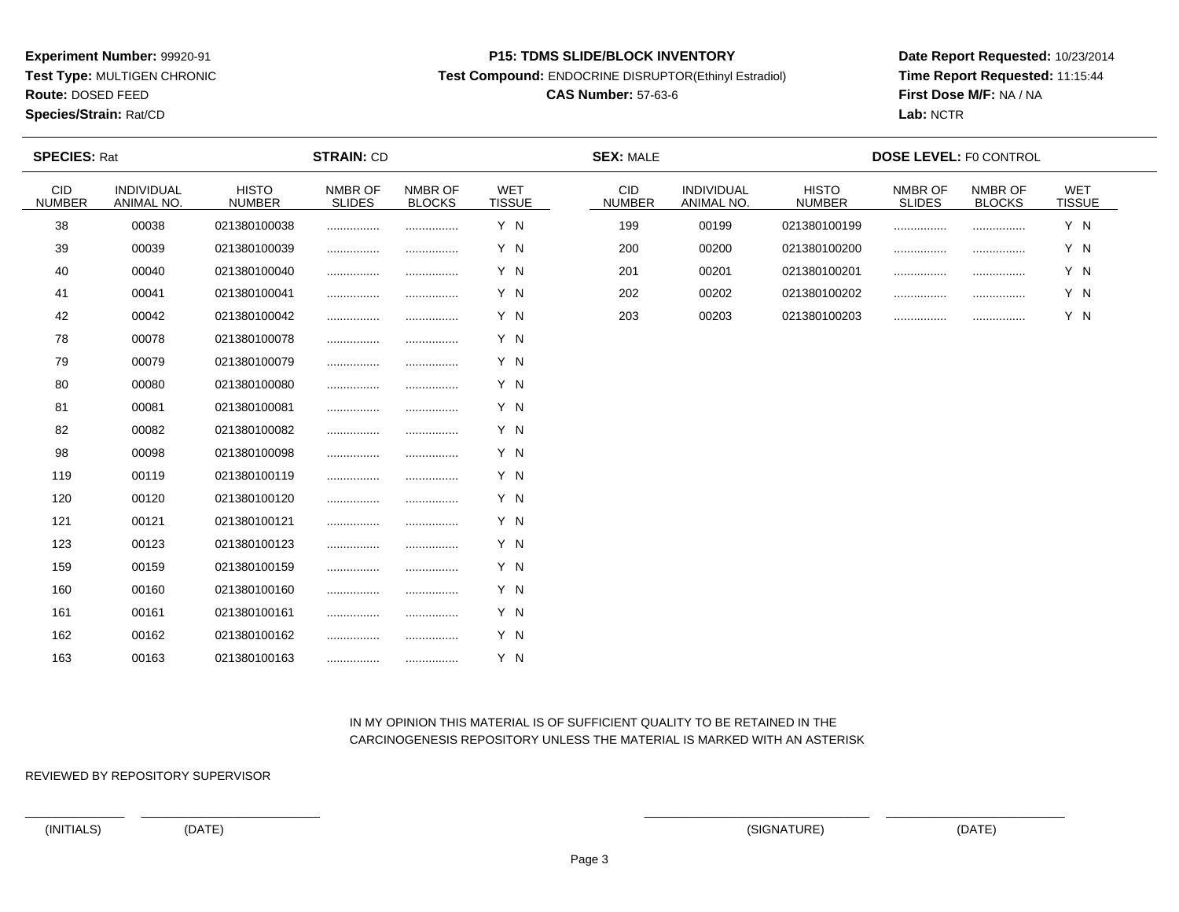**Experiment Number:** 99920-91
**Test Type:** MULTIGEN CHRONIC
**Route:** DOSED FEED
**Species/Strain:** Rat/CD

**P15: TDMS SLIDE/BLOCK INVENTORY**
**Test Compound:** ENDOCRINE DISRUPTOR(Ethinyl Estradiol)
**CAS Number:** 57-63-6

**Date Report Requested:** 10/23/2014
**Time Report Requested:** 11:15:44
**First Dose M/F:** NA / NA
**Lab:** NCTR

**SPECIES:** Rat **STRAIN:** CD **SEX:** MALE **DOSE LEVEL:** F0 CONTROL

| CID NUMBER | INDIVIDUAL ANIMAL NO. | HISTO NUMBER | NMBR OF SLIDES | NMBR OF BLOCKS | WET TISSUE |
|---|---|---|---|---|---|
| 38 | 00038 | 021380100038 | ................ | ................ | Y N |
| 39 | 00039 | 021380100039 | ................ | ................ | Y N |
| 40 | 00040 | 021380100040 | ................ | ................ | Y N |
| 41 | 00041 | 021380100041 | ................ | ................ | Y N |
| 42 | 00042 | 021380100042 | ................ | ................ | Y N |
| 78 | 00078 | 021380100078 | ................ | ................ | Y N |
| 79 | 00079 | 021380100079 | ................ | ................ | Y N |
| 80 | 00080 | 021380100080 | ................ | ................ | Y N |
| 81 | 00081 | 021380100081 | ................ | ................ | Y N |
| 82 | 00082 | 021380100082 | ................ | ................ | Y N |
| 98 | 00098 | 021380100098 | ................ | ................ | Y N |
| 119 | 00119 | 021380100119 | ................ | ................ | Y N |
| 120 | 00120 | 021380100120 | ................ | ................ | Y N |
| 121 | 00121 | 021380100121 | ................ | ................ | Y N |
| 123 | 00123 | 021380100123 | ................ | ................ | Y N |
| 159 | 00159 | 021380100159 | ................ | ................ | Y N |
| 160 | 00160 | 021380100160 | ................ | ................ | Y N |
| 161 | 00161 | 021380100161 | ................ | ................ | Y N |
| 162 | 00162 | 021380100162 | ................ | ................ | Y N |
| 163 | 00163 | 021380100163 | ................ | ................ | Y N |
| 199 | 00199 | 021380100199 | ................ | ................ | Y N |
| 200 | 00200 | 021380100200 | ................ | ................ | Y N |
| 201 | 00201 | 021380100201 | ................ | ................ | Y N |
| 202 | 00202 | 021380100202 | ................ | ................ | Y N |
| 203 | 00203 | 021380100203 | ................ | ................ | Y N |

IN MY OPINION THIS MATERIAL IS OF SUFFICIENT QUALITY TO BE RETAINED IN THE CARCINOGENESIS REPOSITORY UNLESS THE MATERIAL IS MARKED WITH AN ASTERISK

REVIEWED BY REPOSITORY SUPERVISOR

(INITIALS) (DATE) (SIGNATURE) (DATE)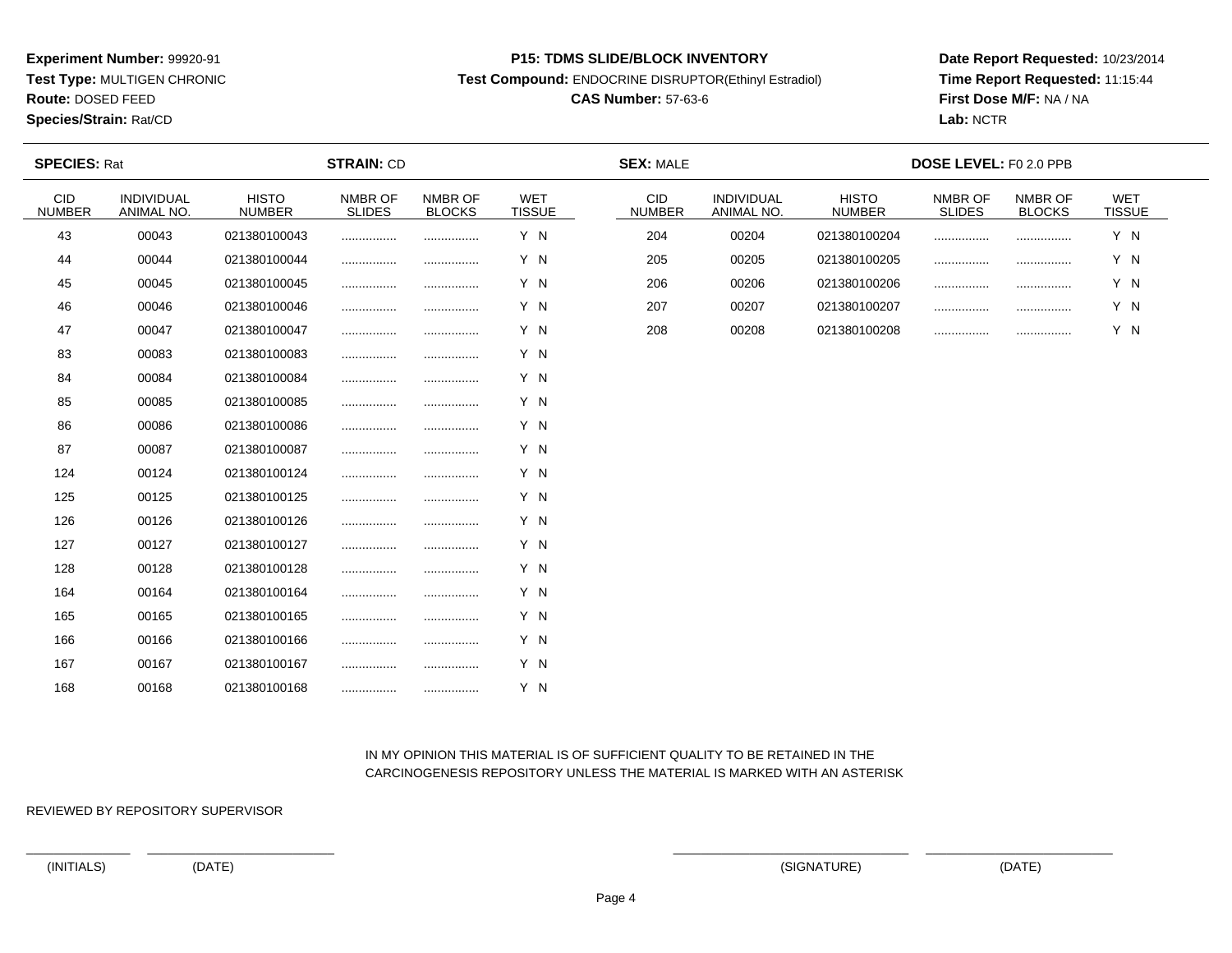**Experiment Number:** 99920-91
**Test Type:** MULTIGEN CHRONIC
**Route:** DOSED FEED
**Species/Strain:** Rat/CD

**P15: TDMS SLIDE/BLOCK INVENTORY**
**Test Compound:** ENDOCRINE DISRUPTOR(Ethinyl Estradiol)
**CAS Number:** 57-63-6

**Date Report Requested:** 10/23/2014
**Time Report Requested:** 11:15:44
**First Dose M/F:** NA / NA
**Lab:** NCTR

**SPECIES:** Rat **STRAIN:** CD **SEX:** MALE **DOSE LEVEL:** F0 2.0 PPB

| CID NUMBER | INDIVIDUAL ANIMAL NO. | HISTO NUMBER | NMBR OF SLIDES | NMBR OF BLOCKS | WET TISSUE |
|---|---|---|---|---|---|
| 43 | 00043 | 021380100043 | ................ | ................ | Y N |
| 44 | 00044 | 021380100044 | ................ | ................ | Y N |
| 45 | 00045 | 021380100045 | ................ | ................ | Y N |
| 46 | 00046 | 021380100046 | ................ | ................ | Y N |
| 47 | 00047 | 021380100047 | ................ | ................ | Y N |
| 83 | 00083 | 021380100083 | ................ | ................ | Y N |
| 84 | 00084 | 021380100084 | ................ | ................ | Y N |
| 85 | 00085 | 021380100085 | ................ | ................ | Y N |
| 86 | 00086 | 021380100086 | ................ | ................ | Y N |
| 87 | 00087 | 021380100087 | ................ | ................ | Y N |
| 124 | 00124 | 021380100124 | ................ | ................ | Y N |
| 125 | 00125 | 021380100125 | ................ | ................ | Y N |
| 126 | 00126 | 021380100126 | ................ | ................ | Y N |
| 127 | 00127 | 021380100127 | ................ | ................ | Y N |
| 128 | 00128 | 021380100128 | ................ | ................ | Y N |
| 164 | 00164 | 021380100164 | ................ | ................ | Y N |
| 165 | 00165 | 021380100165 | ................ | ................ | Y N |
| 166 | 00166 | 021380100166 | ................ | ................ | Y N |
| 167 | 00167 | 021380100167 | ................ | ................ | Y N |
| 168 | 00168 | 021380100168 | ................ | ................ | Y N |
| 204 | 00204 | 021380100204 | ................ | ................ | Y N |
| 205 | 00205 | 021380100205 | ................ | ................ | Y N |
| 206 | 00206 | 021380100206 | ................ | ................ | Y N |
| 207 | 00207 | 021380100207 | ................ | ................ | Y N |
| 208 | 00208 | 021380100208 | ................ | ................ | Y N |

IN MY OPINION THIS MATERIAL IS OF SUFFICIENT QUALITY TO BE RETAINED IN THE CARCINOGENESIS REPOSITORY UNLESS THE MATERIAL IS MARKED WITH AN ASTERISK

REVIEWED BY REPOSITORY SUPERVISOR

_______________ _________________________ _______________________________ _________________________

(INITIALS) (DATE) (SIGNATURE) (DATE)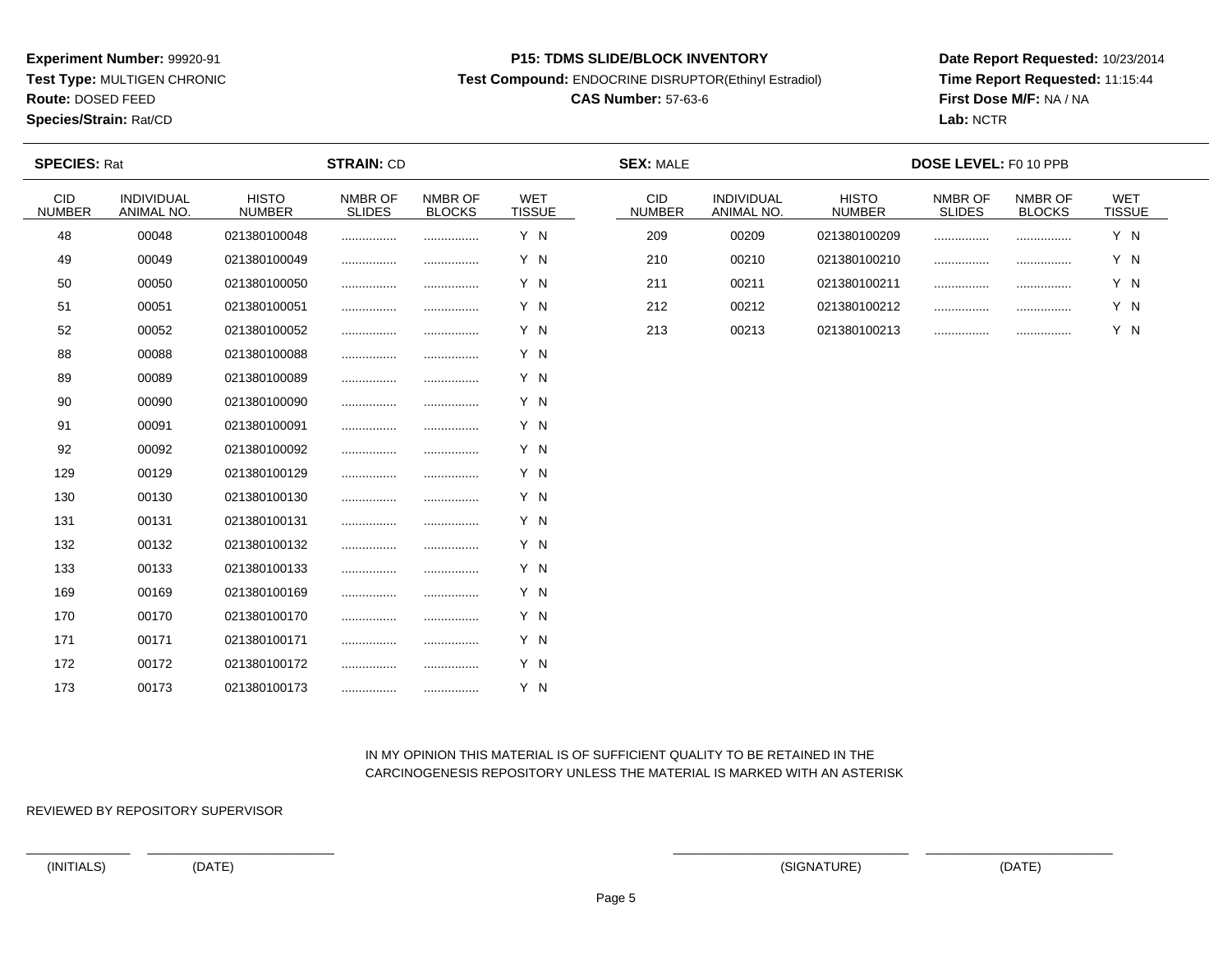**Experiment Number:** 99920-91
**Test Type:** MULTIGEN CHRONIC
**Route:** DOSED FEED
**Species/Strain:** Rat/CD

**P15: TDMS SLIDE/BLOCK INVENTORY**
**Test Compound:** ENDOCRINE DISRUPTOR(Ethinyl Estradiol)
**CAS Number:** 57-63-6

**Date Report Requested:** 10/23/2014
**Time Report Requested:** 11:15:44
**First Dose M/F:** NA / NA
**Lab:** NCTR

**SPECIES:** Rat **STRAIN:** CD **SEX:** MALE **DOSE LEVEL:** F0 10 PPB

| CID NUMBER | INDIVIDUAL ANIMAL NO. | HISTO NUMBER | NMBR OF SLIDES | NMBR OF BLOCKS | WET TISSUE |
|---|---|---|---|---|---|
| 48 | 00048 | 021380100048 | ................ | ................ | Y N |
| 49 | 00049 | 021380100049 | ................ | ................ | Y N |
| 50 | 00050 | 021380100050 | ................ | ................ | Y N |
| 51 | 00051 | 021380100051 | ................ | ................ | Y N |
| 52 | 00052 | 021380100052 | ................ | ................ | Y N |
| 88 | 00088 | 021380100088 | ................ | ................ | Y N |
| 89 | 00089 | 021380100089 | ................ | ................ | Y N |
| 90 | 00090 | 021380100090 | ................ | ................ | Y N |
| 91 | 00091 | 021380100091 | ................ | ................ | Y N |
| 92 | 00092 | 021380100092 | ................ | ................ | Y N |
| 129 | 00129 | 021380100129 | ................ | ................ | Y N |
| 130 | 00130 | 021380100130 | ................ | ................ | Y N |
| 131 | 00131 | 021380100131 | ................ | ................ | Y N |
| 132 | 00132 | 021380100132 | ................ | ................ | Y N |
| 133 | 00133 | 021380100133 | ................ | ................ | Y N |
| 169 | 00169 | 021380100169 | ................ | ................ | Y N |
| 170 | 00170 | 021380100170 | ................ | ................ | Y N |
| 171 | 00171 | 021380100171 | ................ | ................ | Y N |
| 172 | 00172 | 021380100172 | ................ | ................ | Y N |
| 173 | 00173 | 021380100173 | ................ | ................ | Y N |
| 209 | 00209 | 021380100209 | ................ | ................ | Y N |
| 210 | 00210 | 021380100210 | ................ | ................ | Y N |
| 211 | 00211 | 021380100211 | ................ | ................ | Y N |
| 212 | 00212 | 021380100212 | ................ | ................ | Y N |
| 213 | 00213 | 021380100213 | ................ | ................ | Y N |

IN MY OPINION THIS MATERIAL IS OF SUFFICIENT QUALITY TO BE RETAINED IN THE CARCINOGENESIS REPOSITORY UNLESS THE MATERIAL IS MARKED WITH AN ASTERISK

REVIEWED BY REPOSITORY SUPERVISOR

(INITIALS) (DATE) (SIGNATURE) (DATE)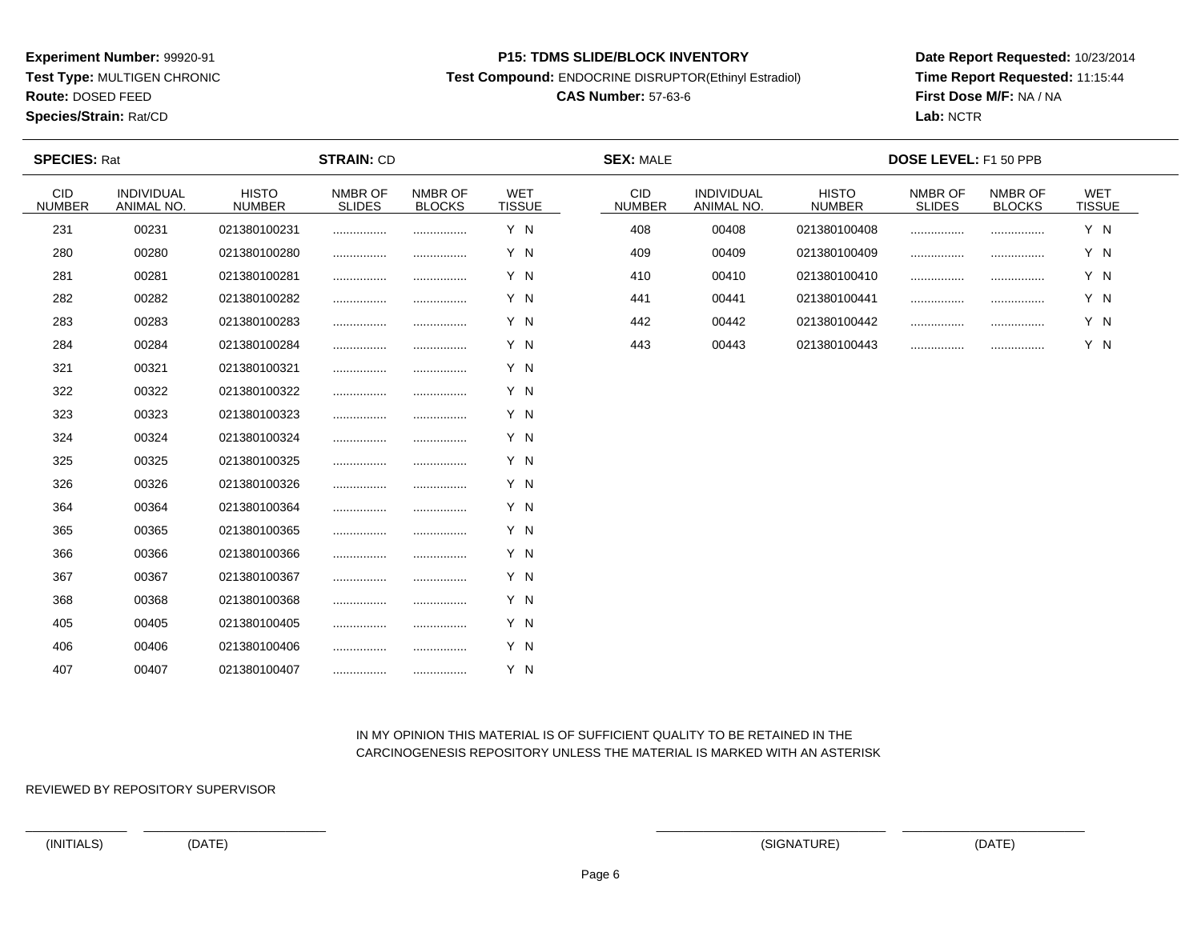**Experiment Number:** 99920-91
**Test Type:** MULTIGEN CHRONIC
**Route:** DOSED FEED
**Species/Strain:** Rat/CD

**P15: TDMS SLIDE/BLOCK INVENTORY**
**Test Compound:** ENDOCRINE DISRUPTOR(Ethinyl Estradiol)
**CAS Number:** 57-63-6

**Date Report Requested:** 10/23/2014
**Time Report Requested:** 11:15:44
**First Dose M/F:** NA / NA
**Lab:** NCTR

**SPECIES:** Rat **STRAIN:** CD **SEX:** MALE **DOSE LEVEL:** F1 50 PPB

| CID NUMBER | INDIVIDUAL ANIMAL NO. | HISTO NUMBER | NMBR OF SLIDES | NMBR OF BLOCKS | WET TISSUE |
|---|---|---|---|---|---|
| 231 | 00231 | 021380100231 | ................ | ................ | Y N |
| 280 | 00280 | 021380100280 | ................ | ................ | Y N |
| 281 | 00281 | 021380100281 | ................ | ................ | Y N |
| 282 | 00282 | 021380100282 | ................ | ................ | Y N |
| 283 | 00283 | 021380100283 | ................ | ................ | Y N |
| 284 | 00284 | 021380100284 | ................ | ................ | Y N |
| 321 | 00321 | 021380100321 | ................ | ................ | Y N |
| 322 | 00322 | 021380100322 | ................ | ................ | Y N |
| 323 | 00323 | 021380100323 | ................ | ................ | Y N |
| 324 | 00324 | 021380100324 | ................ | ................ | Y N |
| 325 | 00325 | 021380100325 | ................ | ................ | Y N |
| 326 | 00326 | 021380100326 | ................ | ................ | Y N |
| 364 | 00364 | 021380100364 | ................ | ................ | Y N |
| 365 | 00365 | 021380100365 | ................ | ................ | Y N |
| 366 | 00366 | 021380100366 | ................ | ................ | Y N |
| 367 | 00367 | 021380100367 | ................ | ................ | Y N |
| 368 | 00368 | 021380100368 | ................ | ................ | Y N |
| 405 | 00405 | 021380100405 | ................ | ................ | Y N |
| 406 | 00406 | 021380100406 | ................ | ................ | Y N |
| 407 | 00407 | 021380100407 | ................ | ................ | Y N |
| 408 | 00408 | 021380100408 | ................ | ................ | Y N |
| 409 | 00409 | 021380100409 | ................ | ................ | Y N |
| 410 | 00410 | 021380100410 | ................ | ................ | Y N |
| 441 | 00441 | 021380100441 | ................ | ................ | Y N |
| 442 | 00442 | 021380100442 | ................ | ................ | Y N |
| 443 | 00443 | 021380100443 | ................ | ................ | Y N |

IN MY OPINION THIS MATERIAL IS OF SUFFICIENT QUALITY TO BE RETAINED IN THE CARCINOGENESIS REPOSITORY UNLESS THE MATERIAL IS MARKED WITH AN ASTERISK

REVIEWED BY REPOSITORY SUPERVISOR

(INITIALS) (DATE) (SIGNATURE) (DATE)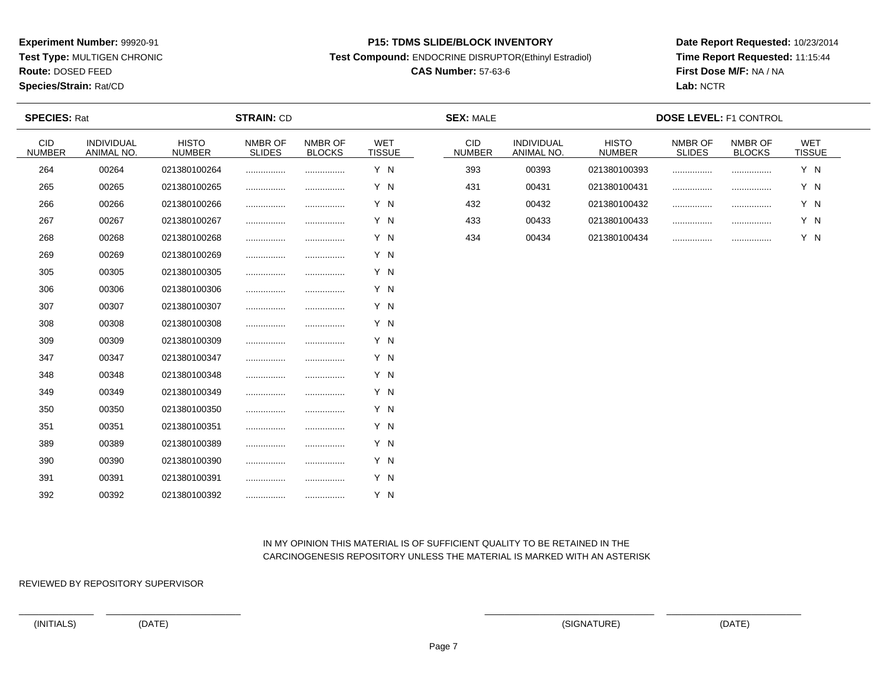**Experiment Number:** 99920-91
**Test Type:** MULTIGEN CHRONIC
**Route:** DOSED FEED
**Species/Strain:** Rat/CD

**P15: TDMS SLIDE/BLOCK INVENTORY**
**Test Compound:** ENDOCRINE DISRUPTOR(Ethinyl Estradiol)
**CAS Number:** 57-63-6

**Date Report Requested:** 10/23/2014
**Time Report Requested:** 11:15:44
**First Dose M/F:** NA / NA
**Lab:** NCTR

**SPECIES:** Rat **STRAIN:** CD **SEX:** MALE **DOSE LEVEL:** F1 CONTROL

| CID NUMBER | INDIVIDUAL ANIMAL NO. | HISTO NUMBER | NMBR OF SLIDES | NMBR OF BLOCKS | WET TISSUE |
|---|---|---|---|---|---|
| 264 | 00264 | 021380100264 | ................ | ................ | Y N |
| 265 | 00265 | 021380100265 | ................ | ................ | Y N |
| 266 | 00266 | 021380100266 | ................ | ................ | Y N |
| 267 | 00267 | 021380100267 | ................ | ................ | Y N |
| 268 | 00268 | 021380100268 | ................ | ................ | Y N |
| 269 | 00269 | 021380100269 | ................ | ................ | Y N |
| 305 | 00305 | 021380100305 | ................ | ................ | Y N |
| 306 | 00306 | 021380100306 | ................ | ................ | Y N |
| 307 | 00307 | 021380100307 | ................ | ................ | Y N |
| 308 | 00308 | 021380100308 | ................ | ................ | Y N |
| 309 | 00309 | 021380100309 | ................ | ................ | Y N |
| 347 | 00347 | 021380100347 | ................ | ................ | Y N |
| 348 | 00348 | 021380100348 | ................ | ................ | Y N |
| 349 | 00349 | 021380100349 | ................ | ................ | Y N |
| 350 | 00350 | 021380100350 | ................ | ................ | Y N |
| 351 | 00351 | 021380100351 | ................ | ................ | Y N |
| 389 | 00389 | 021380100389 | ................ | ................ | Y N |
| 390 | 00390 | 021380100390 | ................ | ................ | Y N |
| 391 | 00391 | 021380100391 | ................ | ................ | Y N |
| 392 | 00392 | 021380100392 | ................ | ................ | Y N |
| 393 | 00393 | 021380100393 | ................ | ................ | Y N |
| 431 | 00431 | 021380100431 | ................ | ................ | Y N |
| 432 | 00432 | 021380100432 | ................ | ................ | Y N |
| 433 | 00433 | 021380100433 | ................ | ................ | Y N |
| 434 | 00434 | 021380100434 | ................ | ................ | Y N |

IN MY OPINION THIS MATERIAL IS OF SUFFICIENT QUALITY TO BE RETAINED IN THE CARCINOGENESIS REPOSITORY UNLESS THE MATERIAL IS MARKED WITH AN ASTERISK

REVIEWED BY REPOSITORY SUPERVISOR

(INITIALS) (DATE) (SIGNATURE) (DATE)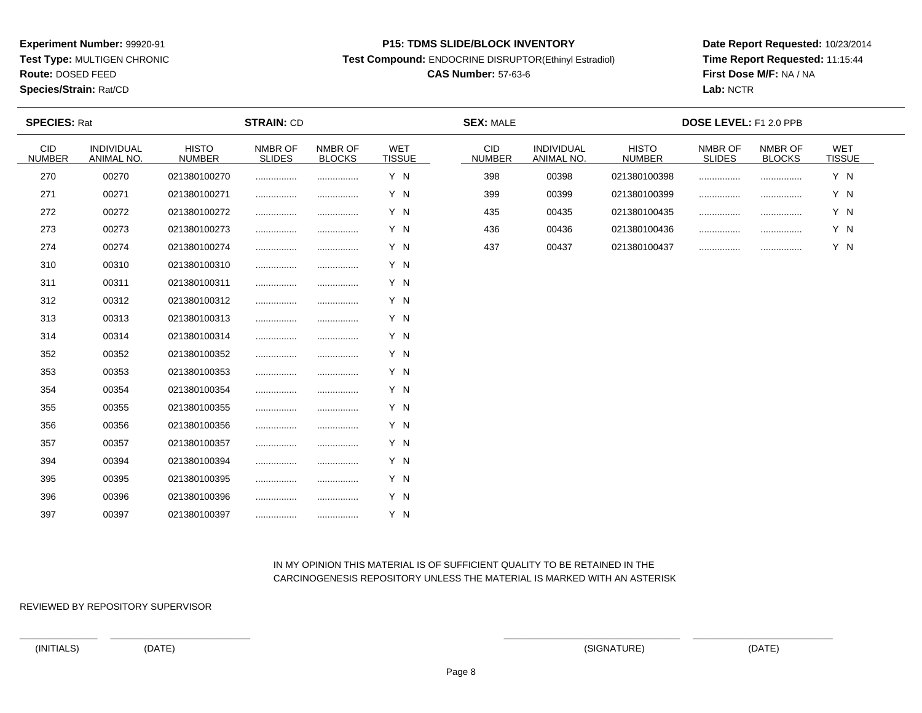**Experiment Number:** 99920-91
**Test Type:** MULTIGEN CHRONIC
**Route:** DOSED FEED
**Species/Strain:** Rat/CD

**P15: TDMS SLIDE/BLOCK INVENTORY**
**Test Compound:** ENDOCRINE DISRUPTOR(Ethinyl Estradiol)
**CAS Number:** 57-63-6

**Date Report Requested:** 10/23/2014
**Time Report Requested:** 11:15:44
**First Dose M/F:** NA / NA
**Lab:** NCTR

**SPECIES:** Rat **STRAIN:** CD **SEX:** MALE **DOSE LEVEL:** F1 2.0 PPB

| CID NUMBER | INDIVIDUAL ANIMAL NO. | HISTO NUMBER | NMBR OF SLIDES | NMBR OF BLOCKS | WET TISSUE |
|---|---|---|---|---|---|
| 270 | 00270 | 021380100270 | ................ | ................ | Y N |
| 271 | 00271 | 021380100271 | ................ | ................ | Y N |
| 272 | 00272 | 021380100272 | ................ | ................ | Y N |
| 273 | 00273 | 021380100273 | ................ | ................ | Y N |
| 274 | 00274 | 021380100274 | ................ | ................ | Y N |
| 310 | 00310 | 021380100310 | ................ | ................ | Y N |
| 311 | 00311 | 021380100311 | ................ | ................ | Y N |
| 312 | 00312 | 021380100312 | ................ | ................ | Y N |
| 313 | 00313 | 021380100313 | ................ | ................ | Y N |
| 314 | 00314 | 021380100314 | ................ | ................ | Y N |
| 352 | 00352 | 021380100352 | ................ | ................ | Y N |
| 353 | 00353 | 021380100353 | ................ | ................ | Y N |
| 354 | 00354 | 021380100354 | ................ | ................ | Y N |
| 355 | 00355 | 021380100355 | ................ | ................ | Y N |
| 356 | 00356 | 021380100356 | ................ | ................ | Y N |
| 357 | 00357 | 021380100357 | ................ | ................ | Y N |
| 394 | 00394 | 021380100394 | ................ | ................ | Y N |
| 395 | 00395 | 021380100395 | ................ | ................ | Y N |
| 396 | 00396 | 021380100396 | ................ | ................ | Y N |
| 397 | 00397 | 021380100397 | ................ | ................ | Y N |
| 398 | 00398 | 021380100398 | ................ | ................ | Y N |
| 399 | 00399 | 021380100399 | ................ | ................ | Y N |
| 435 | 00435 | 021380100435 | ................ | ................ | Y N |
| 436 | 00436 | 021380100436 | ................ | ................ | Y N |
| 437 | 00437 | 021380100437 | ................ | ................ | Y N |

IN MY OPINION THIS MATERIAL IS OF SUFFICIENT QUALITY TO BE RETAINED IN THE CARCINOGENESIS REPOSITORY UNLESS THE MATERIAL IS MARKED WITH AN ASTERISK

REVIEWED BY REPOSITORY SUPERVISOR

_______________ _________________________ _______________________________ _________________________

(INITIALS) (DATE) (SIGNATURE) (DATE)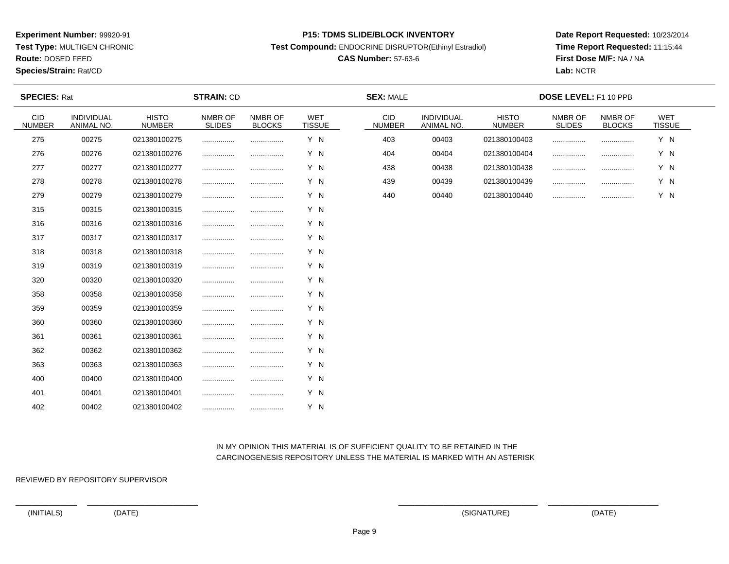**Experiment Number:** 99920-91
**Test Type:** MULTIGEN CHRONIC
**Route:** DOSED FEED
**Species/Strain:** Rat/CD

**P15: TDMS SLIDE/BLOCK INVENTORY**
**Test Compound:** ENDOCRINE DISRUPTOR(Ethinyl Estradiol)
**CAS Number:** 57-63-6

**Date Report Requested:** 10/23/2014
**Time Report Requested:** 11:15:44
**First Dose M/F:** NA / NA
**Lab:** NCTR

**SPECIES:** Rat **STRAIN:** CD **SEX:** MALE **DOSE LEVEL:** F1 10 PPB

| CID NUMBER | INDIVIDUAL ANIMAL NO. | HISTO NUMBER | NMBR OF SLIDES | NMBR OF BLOCKS | WET TISSUE |
|---|---|---|---|---|---|
| 275 | 00275 | 021380100275 | ................ | ................ | Y N |
| 276 | 00276 | 021380100276 | ................ | ................ | Y N |
| 277 | 00277 | 021380100277 | ................ | ................ | Y N |
| 278 | 00278 | 021380100278 | ................ | ................ | Y N |
| 279 | 00279 | 021380100279 | ................ | ................ | Y N |
| 315 | 00315 | 021380100315 | ................ | ................ | Y N |
| 316 | 00316 | 021380100316 | ................ | ................ | Y N |
| 317 | 00317 | 021380100317 | ................ | ................ | Y N |
| 318 | 00318 | 021380100318 | ................ | ................ | Y N |
| 319 | 00319 | 021380100319 | ................ | ................ | Y N |
| 320 | 00320 | 021380100320 | ................ | ................ | Y N |
| 358 | 00358 | 021380100358 | ................ | ................ | Y N |
| 359 | 00359 | 021380100359 | ................ | ................ | Y N |
| 360 | 00360 | 021380100360 | ................ | ................ | Y N |
| 361 | 00361 | 021380100361 | ................ | ................ | Y N |
| 362 | 00362 | 021380100362 | ................ | ................ | Y N |
| 363 | 00363 | 021380100363 | ................ | ................ | Y N |
| 400 | 00400 | 021380100400 | ................ | ................ | Y N |
| 401 | 00401 | 021380100401 | ................ | ................ | Y N |
| 402 | 00402 | 021380100402 | ................ | ................ | Y N |
| 403 | 00403 | 021380100403 | ................ | ................ | Y N |
| 404 | 00404 | 021380100404 | ................ | ................ | Y N |
| 438 | 00438 | 021380100438 | ................ | ................ | Y N |
| 439 | 00439 | 021380100439 | ................ | ................ | Y N |
| 440 | 00440 | 021380100440 | ................ | ................ | Y N |

IN MY OPINION THIS MATERIAL IS OF SUFFICIENT QUALITY TO BE RETAINED IN THE CARCINOGENESIS REPOSITORY UNLESS THE MATERIAL IS MARKED WITH AN ASTERISK

REVIEWED BY REPOSITORY SUPERVISOR

(INITIALS) (DATE) (SIGNATURE) (DATE)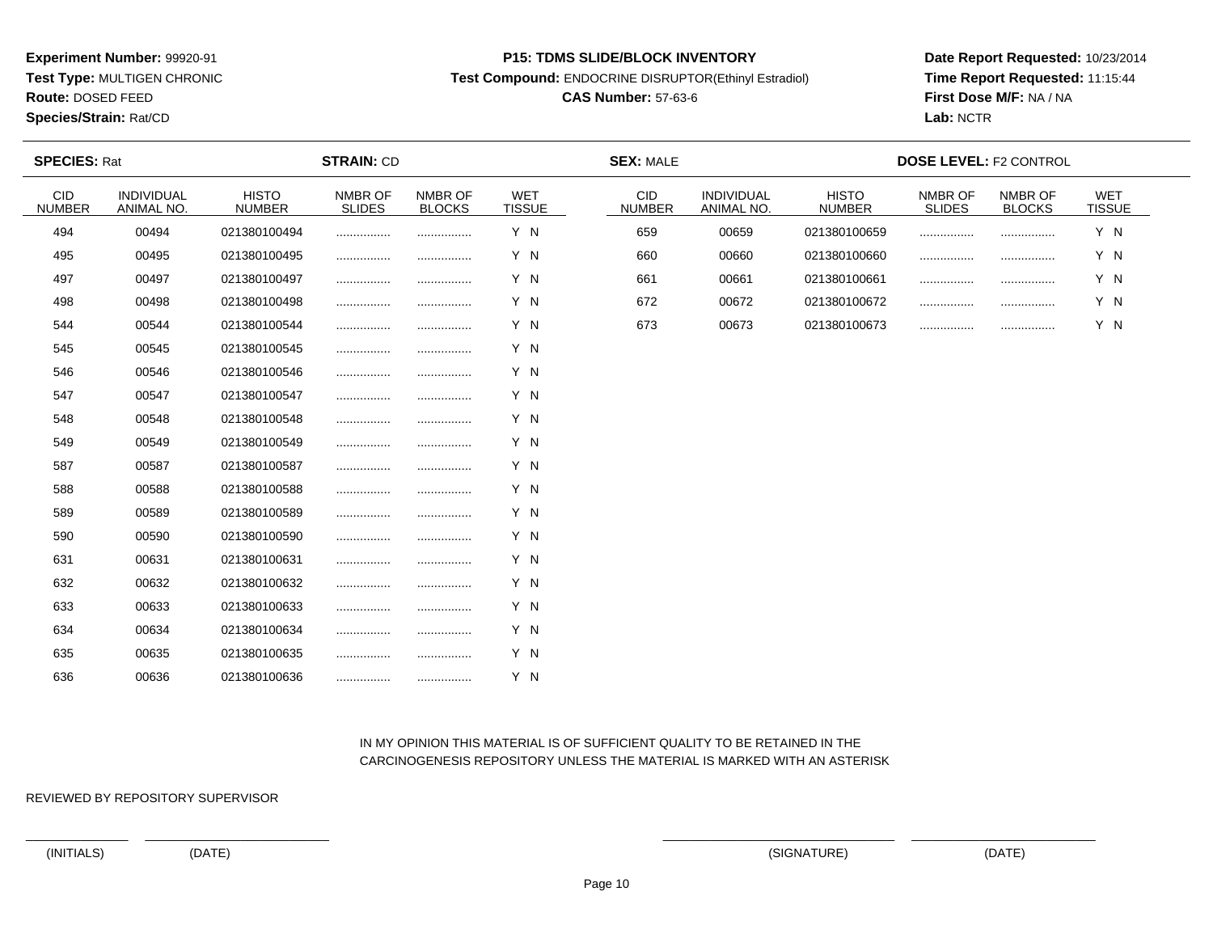**Experiment Number:** 99920-91
**Test Type:** MULTIGEN CHRONIC
**Route:** DOSED FEED
**Species/Strain:** Rat/CD

**P15: TDMS SLIDE/BLOCK INVENTORY**
**Test Compound:** ENDOCRINE DISRUPTOR(Ethinyl Estradiol)
**CAS Number:** 57-63-6

**Date Report Requested:** 10/23/2014
**Time Report Requested:** 11:15:44
**First Dose M/F:** NA / NA
**Lab:** NCTR

**SPECIES:** Rat **STRAIN:** CD **SEX:** MALE **DOSE LEVEL:** F2 CONTROL

| CID NUMBER | INDIVIDUAL ANIMAL NO. | HISTO NUMBER | NMBR OF SLIDES | NMBR OF BLOCKS | WET TISSUE |
|---|---|---|---|---|---|
| 494 | 00494 | 021380100494 | ................ | ................ | Y N |
| 495 | 00495 | 021380100495 | ................ | ................ | Y N |
| 497 | 00497 | 021380100497 | ................ | ................ | Y N |
| 498 | 00498 | 021380100498 | ................ | ................ | Y N |
| 544 | 00544 | 021380100544 | ................ | ................ | Y N |
| 545 | 00545 | 021380100545 | ................ | ................ | Y N |
| 546 | 00546 | 021380100546 | ................ | ................ | Y N |
| 547 | 00547 | 021380100547 | ................ | ................ | Y N |
| 548 | 00548 | 021380100548 | ................ | ................ | Y N |
| 549 | 00549 | 021380100549 | ................ | ................ | Y N |
| 587 | 00587 | 021380100587 | ................ | ................ | Y N |
| 588 | 00588 | 021380100588 | ................ | ................ | Y N |
| 589 | 00589 | 021380100589 | ................ | ................ | Y N |
| 590 | 00590 | 021380100590 | ................ | ................ | Y N |
| 631 | 00631 | 021380100631 | ................ | ................ | Y N |
| 632 | 00632 | 021380100632 | ................ | ................ | Y N |
| 633 | 00633 | 021380100633 | ................ | ................ | Y N |
| 634 | 00634 | 021380100634 | ................ | ................ | Y N |
| 635 | 00635 | 021380100635 | ................ | ................ | Y N |
| 636 | 00636 | 021380100636 | ................ | ................ | Y N |
| 659 | 00659 | 021380100659 | ................ | ................ | Y N |
| 660 | 00660 | 021380100660 | ................ | ................ | Y N |
| 661 | 00661 | 021380100661 | ................ | ................ | Y N |
| 672 | 00672 | 021380100672 | ................ | ................ | Y N |
| 673 | 00673 | 021380100673 | ................ | ................ | Y N |

IN MY OPINION THIS MATERIAL IS OF SUFFICIENT QUALITY TO BE RETAINED IN THE CARCINOGENESIS REPOSITORY UNLESS THE MATERIAL IS MARKED WITH AN ASTERISK

REVIEWED BY REPOSITORY SUPERVISOR

(INITIALS) (DATE) (SIGNATURE) (DATE)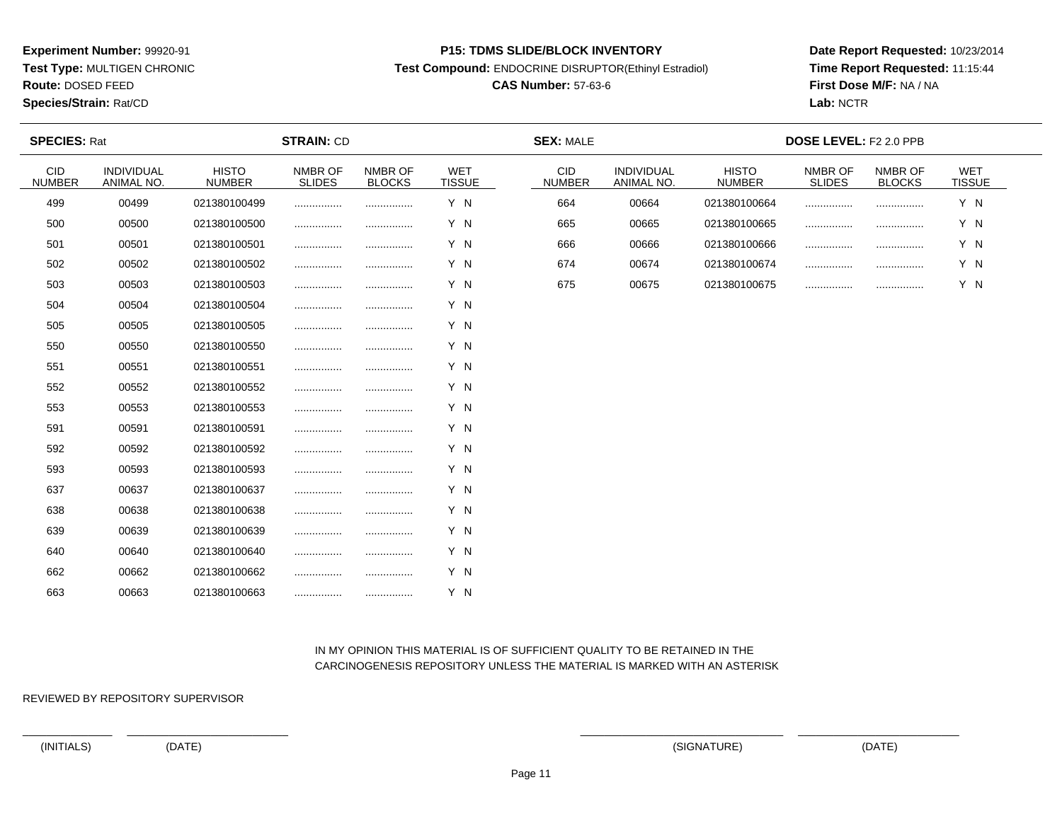**Experiment Number:** 99920-91
**Test Type:** MULTIGEN CHRONIC
**Route:** DOSED FEED
**Species/Strain:** Rat/CD

**P15: TDMS SLIDE/BLOCK INVENTORY**
**Test Compound:** ENDOCRINE DISRUPTOR(Ethinyl Estradiol)
**CAS Number:** 57-63-6

**Date Report Requested:** 10/23/2014
**Time Report Requested:** 11:15:44
**First Dose M/F:** NA / NA
**Lab:** NCTR

**SPECIES:** Rat **STRAIN:** CD **SEX:** MALE **DOSE LEVEL:** F2 2.0 PPB

| CID NUMBER | INDIVIDUAL ANIMAL NO. | HISTO NUMBER | NMBR OF SLIDES | NMBR OF BLOCKS | WET TISSUE |
|---|---|---|---|---|---|
| 499 | 00499 | 021380100499 | ................ | ................ | Y N |
| 500 | 00500 | 021380100500 | ................ | ................ | Y N |
| 501 | 00501 | 021380100501 | ................ | ................ | Y N |
| 502 | 00502 | 021380100502 | ................ | ................ | Y N |
| 503 | 00503 | 021380100503 | ................ | ................ | Y N |
| 504 | 00504 | 021380100504 | ................ | ................ | Y N |
| 505 | 00505 | 021380100505 | ................ | ................ | Y N |
| 550 | 00550 | 021380100550 | ................ | ................ | Y N |
| 551 | 00551 | 021380100551 | ................ | ................ | Y N |
| 552 | 00552 | 021380100552 | ................ | ................ | Y N |
| 553 | 00553 | 021380100553 | ................ | ................ | Y N |
| 591 | 00591 | 021380100591 | ................ | ................ | Y N |
| 592 | 00592 | 021380100592 | ................ | ................ | Y N |
| 593 | 00593 | 021380100593 | ................ | ................ | Y N |
| 637 | 00637 | 021380100637 | ................ | ................ | Y N |
| 638 | 00638 | 021380100638 | ................ | ................ | Y N |
| 639 | 00639 | 021380100639 | ................ | ................ | Y N |
| 640 | 00640 | 021380100640 | ................ | ................ | Y N |
| 662 | 00662 | 021380100662 | ................ | ................ | Y N |
| 663 | 00663 | 021380100663 | ................ | ................ | Y N |
| 664 | 00664 | 021380100664 | ................ | ................ | Y N |
| 665 | 00665 | 021380100665 | ................ | ................ | Y N |
| 666 | 00666 | 021380100666 | ................ | ................ | Y N |
| 674 | 00674 | 021380100674 | ................ | ................ | Y N |
| 675 | 00675 | 021380100675 | ................ | ................ | Y N |

IN MY OPINION THIS MATERIAL IS OF SUFFICIENT QUALITY TO BE RETAINED IN THE CARCINOGENESIS REPOSITORY UNLESS THE MATERIAL IS MARKED WITH AN ASTERISK

REVIEWED BY REPOSITORY SUPERVISOR

(INITIALS) (DATE) (SIGNATURE) (DATE)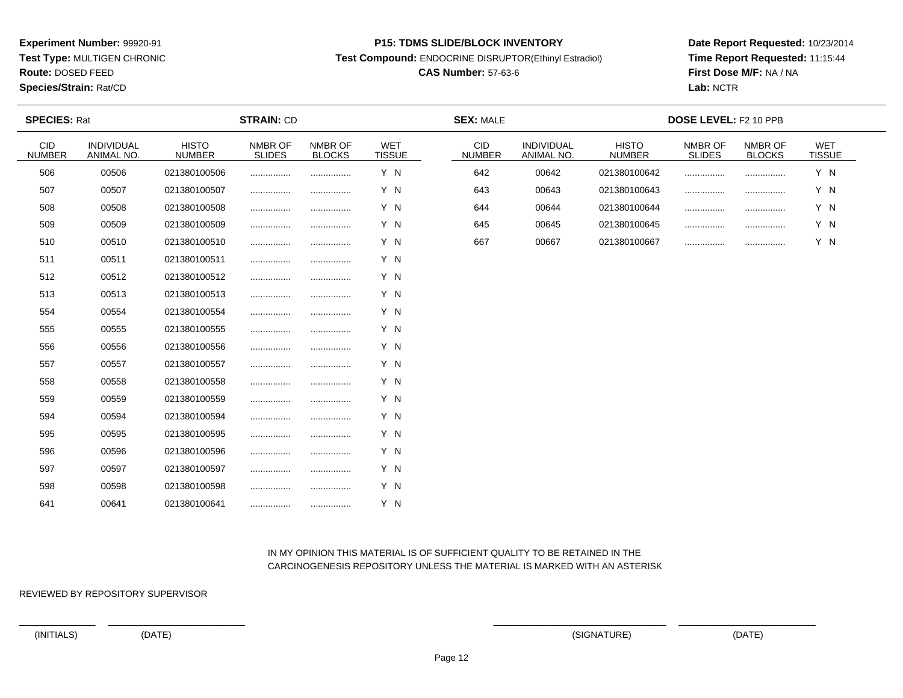**Experiment Number:** 99920-91
**Test Type:** MULTIGEN CHRONIC
**Route:** DOSED FEED
**Species/Strain:** Rat/CD

**P15: TDMS SLIDE/BLOCK INVENTORY**
**Test Compound:** ENDOCRINE DISRUPTOR(Ethinyl Estradiol)
**CAS Number:** 57-63-6

**Date Report Requested:** 10/23/2014
**Time Report Requested:** 11:15:44
**First Dose M/F:** NA / NA
**Lab:** NCTR

**SPECIES:** Rat **STRAIN:** CD **SEX:** MALE **DOSE LEVEL:** F2 10 PPB

| CID NUMBER | INDIVIDUAL ANIMAL NO. | HISTO NUMBER | NMBR OF SLIDES | NMBR OF BLOCKS | WET TISSUE |
|---|---|---|---|---|---|
| 506 | 00506 | 021380100506 | ................ | ................ | Y N |
| 507 | 00507 | 021380100507 | ................ | ................ | Y N |
| 508 | 00508 | 021380100508 | ................ | ................ | Y N |
| 509 | 00509 | 021380100509 | ................ | ................ | Y N |
| 510 | 00510 | 021380100510 | ................ | ................ | Y N |
| 511 | 00511 | 021380100511 | ................ | ................ | Y N |
| 512 | 00512 | 021380100512 | ................ | ................ | Y N |
| 513 | 00513 | 021380100513 | ................ | ................ | Y N |
| 554 | 00554 | 021380100554 | ................ | ................ | Y N |
| 555 | 00555 | 021380100555 | ................ | ................ | Y N |
| 556 | 00556 | 021380100556 | ................ | ................ | Y N |
| 557 | 00557 | 021380100557 | ................ | ................ | Y N |
| 558 | 00558 | 021380100558 | ................ | ................ | Y N |
| 559 | 00559 | 021380100559 | ................ | ................ | Y N |
| 594 | 00594 | 021380100594 | ................ | ................ | Y N |
| 595 | 00595 | 021380100595 | ................ | ................ | Y N |
| 596 | 00596 | 021380100596 | ................ | ................ | Y N |
| 597 | 00597 | 021380100597 | ................ | ................ | Y N |
| 598 | 00598 | 021380100598 | ................ | ................ | Y N |
| 641 | 00641 | 021380100641 | ................ | ................ | Y N |
| 642 | 00642 | 021380100642 | ................ | ................ | Y N |
| 643 | 00643 | 021380100643 | ................ | ................ | Y N |
| 644 | 00644 | 021380100644 | ................ | ................ | Y N |
| 645 | 00645 | 021380100645 | ................ | ................ | Y N |
| 667 | 00667 | 021380100667 | ................ | ................ | Y N |

IN MY OPINION THIS MATERIAL IS OF SUFFICIENT QUALITY TO BE RETAINED IN THE CARCINOGENESIS REPOSITORY UNLESS THE MATERIAL IS MARKED WITH AN ASTERISK

REVIEWED BY REPOSITORY SUPERVISOR

(INITIALS) (DATE) (SIGNATURE) (DATE)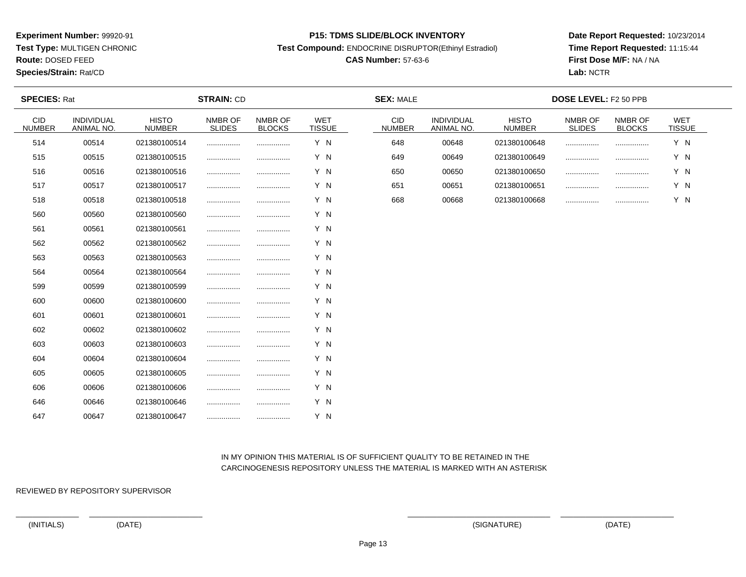**Experiment Number:** 99920-91
**Test Type:** MULTIGEN CHRONIC
**Route:** DOSED FEED
**Species/Strain:** Rat/CD

**P15: TDMS SLIDE/BLOCK INVENTORY**
**Test Compound:** ENDOCRINE DISRUPTOR(Ethinyl Estradiol)
**CAS Number:** 57-63-6

**Date Report Requested:** 10/23/2014
**Time Report Requested:** 11:15:44
**First Dose M/F:** NA / NA
**Lab:** NCTR

**SPECIES:** Rat **STRAIN:** CD **SEX:** MALE **DOSE LEVEL:** F2 50 PPB

| CID NUMBER | INDIVIDUAL ANIMAL NO. | HISTO NUMBER | NMBR OF SLIDES | NMBR OF BLOCKS | WET TISSUE |
|---|---|---|---|---|---|
| 514 | 00514 | 021380100514 | ................ | ................ | Y N |
| 515 | 00515 | 021380100515 | ................ | ................ | Y N |
| 516 | 00516 | 021380100516 | ................ | ................ | Y N |
| 517 | 00517 | 021380100517 | ................ | ................ | Y N |
| 518 | 00518 | 021380100518 | ................ | ................ | Y N |
| 560 | 00560 | 021380100560 | ................ | ................ | Y N |
| 561 | 00561 | 021380100561 | ................ | ................ | Y N |
| 562 | 00562 | 021380100562 | ................ | ................ | Y N |
| 563 | 00563 | 021380100563 | ................ | ................ | Y N |
| 564 | 00564 | 021380100564 | ................ | ................ | Y N |
| 599 | 00599 | 021380100599 | ................ | ................ | Y N |
| 600 | 00600 | 021380100600 | ................ | ................ | Y N |
| 601 | 00601 | 021380100601 | ................ | ................ | Y N |
| 602 | 00602 | 021380100602 | ................ | ................ | Y N |
| 603 | 00603 | 021380100603 | ................ | ................ | Y N |
| 604 | 00604 | 021380100604 | ................ | ................ | Y N |
| 605 | 00605 | 021380100605 | ................ | ................ | Y N |
| 606 | 00606 | 021380100606 | ................ | ................ | Y N |
| 646 | 00646 | 021380100646 | ................ | ................ | Y N |
| 647 | 00647 | 021380100647 | ................ | ................ | Y N |
| 648 | 00648 | 021380100648 | ................ | ................ | Y N |
| 649 | 00649 | 021380100649 | ................ | ................ | Y N |
| 650 | 00650 | 021380100650 | ................ | ................ | Y N |
| 651 | 00651 | 021380100651 | ................ | ................ | Y N |
| 668 | 00668 | 021380100668 | ................ | ................ | Y N |

IN MY OPINION THIS MATERIAL IS OF SUFFICIENT QUALITY TO BE RETAINED IN THE CARCINOGENESIS REPOSITORY UNLESS THE MATERIAL IS MARKED WITH AN ASTERISK

REVIEWED BY REPOSITORY SUPERVISOR

(INITIALS) (DATE) (SIGNATURE) (DATE)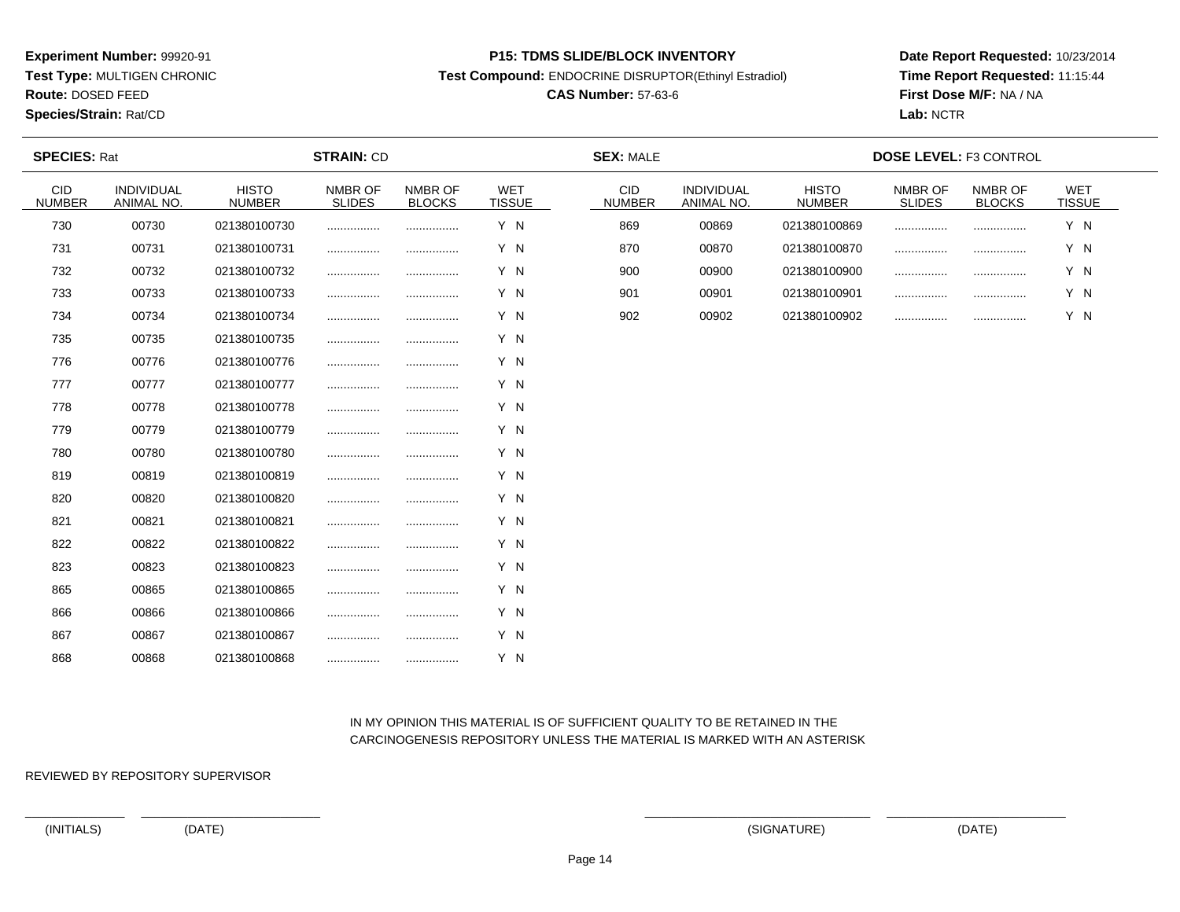**Experiment Number:** 99920-91
**Test Type:** MULTIGEN CHRONIC
**Route:** DOSED FEED
**Species/Strain:** Rat/CD

**P15: TDMS SLIDE/BLOCK INVENTORY**
**Test Compound:** ENDOCRINE DISRUPTOR(Ethinyl Estradiol)
**CAS Number:** 57-63-6

**Date Report Requested:** 10/23/2014
**Time Report Requested:** 11:15:44
**First Dose M/F:** NA / NA
**Lab:** NCTR

**SPECIES:** Rat **STRAIN:** CD **SEX:** MALE **DOSE LEVEL:** F3 CONTROL

| CID NUMBER | INDIVIDUAL ANIMAL NO. | HISTO NUMBER | NMBR OF SLIDES | NMBR OF BLOCKS | WET TISSUE |
|---|---|---|---|---|---|
| 730 | 00730 | 021380100730 | ................ | ................ | Y N |
| 731 | 00731 | 021380100731 | ................ | ................ | Y N |
| 732 | 00732 | 021380100732 | ................ | ................ | Y N |
| 733 | 00733 | 021380100733 | ................ | ................ | Y N |
| 734 | 00734 | 021380100734 | ................ | ................ | Y N |
| 735 | 00735 | 021380100735 | ................ | ................ | Y N |
| 776 | 00776 | 021380100776 | ................ | ................ | Y N |
| 777 | 00777 | 021380100777 | ................ | ................ | Y N |
| 778 | 00778 | 021380100778 | ................ | ................ | Y N |
| 779 | 00779 | 021380100779 | ................ | ................ | Y N |
| 780 | 00780 | 021380100780 | ................ | ................ | Y N |
| 819 | 00819 | 021380100819 | ................ | ................ | Y N |
| 820 | 00820 | 021380100820 | ................ | ................ | Y N |
| 821 | 00821 | 021380100821 | ................ | ................ | Y N |
| 822 | 00822 | 021380100822 | ................ | ................ | Y N |
| 823 | 00823 | 021380100823 | ................ | ................ | Y N |
| 865 | 00865 | 021380100865 | ................ | ................ | Y N |
| 866 | 00866 | 021380100866 | ................ | ................ | Y N |
| 867 | 00867 | 021380100867 | ................ | ................ | Y N |
| 868 | 00868 | 021380100868 | ................ | ................ | Y N |
| 869 | 00869 | 021380100869 | ................ | ................ | Y N |
| 870 | 00870 | 021380100870 | ................ | ................ | Y N |
| 900 | 00900 | 021380100900 | ................ | ................ | Y N |
| 901 | 00901 | 021380100901 | ................ | ................ | Y N |
| 902 | 00902 | 021380100902 | ................ | ................ | Y N |

IN MY OPINION THIS MATERIAL IS OF SUFFICIENT QUALITY TO BE RETAINED IN THE CARCINOGENESIS REPOSITORY UNLESS THE MATERIAL IS MARKED WITH AN ASTERISK

REVIEWED BY REPOSITORY SUPERVISOR

(INITIALS) (DATE) (SIGNATURE) (DATE)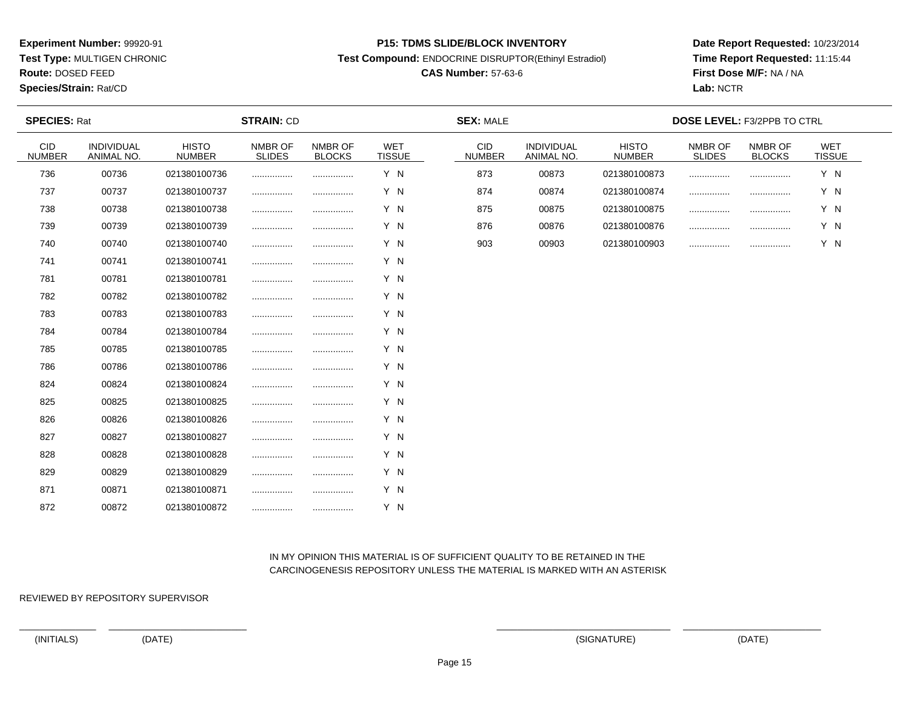**Experiment Number:** 99920-91
**Test Type:** MULTIGEN CHRONIC
**Route:** DOSED FEED
**Species/Strain:** Rat/CD

**P15: TDMS SLIDE/BLOCK INVENTORY**
**Test Compound:** ENDOCRINE DISRUPTOR(Ethinyl Estradiol)
**CAS Number:** 57-63-6

**Date Report Requested:** 10/23/2014
**Time Report Requested:** 11:15:44
**First Dose M/F:** NA / NA
**Lab:** NCTR

**SPECIES:** Rat **STRAIN:** CD **SEX:** MALE **DOSE LEVEL:** F3/2PPB TO CTRL

| CID NUMBER | INDIVIDUAL ANIMAL NO. | HISTO NUMBER | NMBR OF SLIDES | NMBR OF BLOCKS | WET TISSUE |
|---|---|---|---|---|---|
| 736 | 00736 | 021380100736 | ................ | ................ | Y N |
| 737 | 00737 | 021380100737 | ................ | ................ | Y N |
| 738 | 00738 | 021380100738 | ................ | ................ | Y N |
| 739 | 00739 | 021380100739 | ................ | ................ | Y N |
| 740 | 00740 | 021380100740 | ................ | ................ | Y N |
| 741 | 00741 | 021380100741 | ................ | ................ | Y N |
| 781 | 00781 | 021380100781 | ................ | ................ | Y N |
| 782 | 00782 | 021380100782 | ................ | ................ | Y N |
| 783 | 00783 | 021380100783 | ................ | ................ | Y N |
| 784 | 00784 | 021380100784 | ................ | ................ | Y N |
| 785 | 00785 | 021380100785 | ................ | ................ | Y N |
| 786 | 00786 | 021380100786 | ................ | ................ | Y N |
| 824 | 00824 | 021380100824 | ................ | ................ | Y N |
| 825 | 00825 | 021380100825 | ................ | ................ | Y N |
| 826 | 00826 | 021380100826 | ................ | ................ | Y N |
| 827 | 00827 | 021380100827 | ................ | ................ | Y N |
| 828 | 00828 | 021380100828 | ................ | ................ | Y N |
| 829 | 00829 | 021380100829 | ................ | ................ | Y N |
| 871 | 00871 | 021380100871 | ................ | ................ | Y N |
| 872 | 00872 | 021380100872 | ................ | ................ | Y N |
| 873 | 00873 | 021380100873 | ................ | ................ | Y N |
| 874 | 00874 | 021380100874 | ................ | ................ | Y N |
| 875 | 00875 | 021380100875 | ................ | ................ | Y N |
| 876 | 00876 | 021380100876 | ................ | ................ | Y N |
| 903 | 00903 | 021380100903 | ................ | ................ | Y N |

IN MY OPINION THIS MATERIAL IS OF SUFFICIENT QUALITY TO BE RETAINED IN THE CARCINOGENESIS REPOSITORY UNLESS THE MATERIAL IS MARKED WITH AN ASTERISK

REVIEWED BY REPOSITORY SUPERVISOR

(INITIALS) (DATE) (SIGNATURE) (DATE)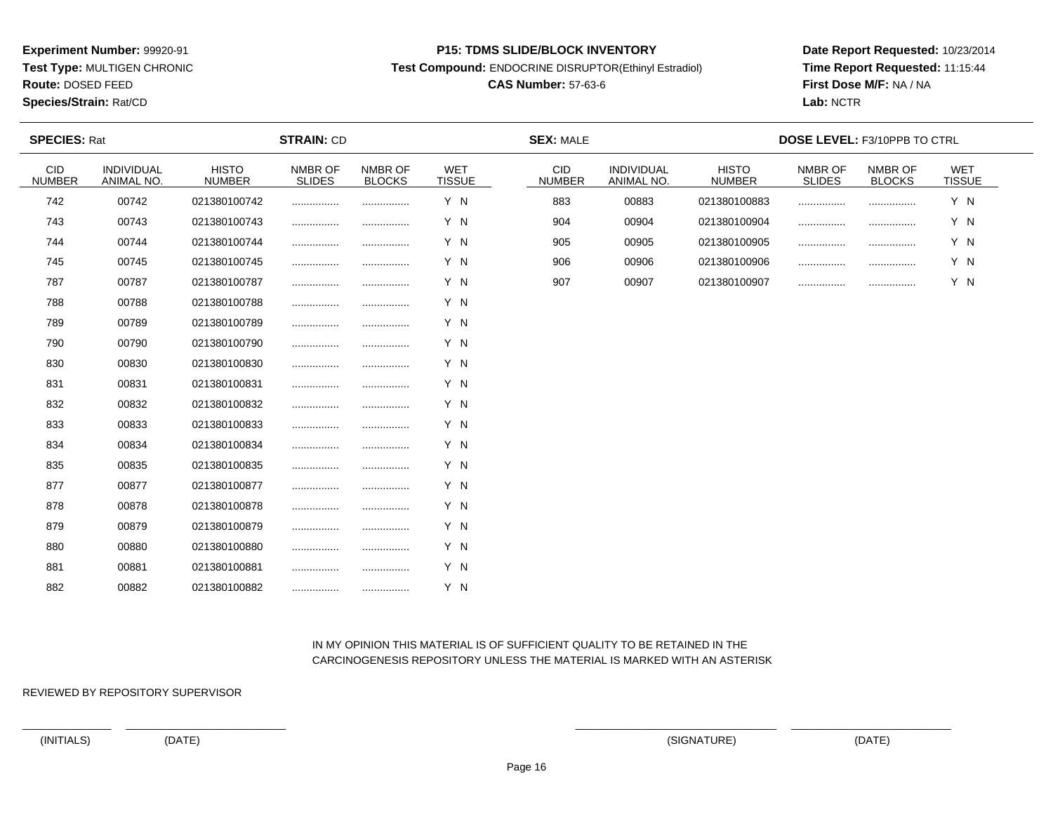**Experiment Number:** 99920-91
**Test Type:** MULTIGEN CHRONIC
**Route:** DOSED FEED
**Species/Strain:** Rat/CD

**P15: TDMS SLIDE/BLOCK INVENTORY**
**Test Compound:** ENDOCRINE DISRUPTOR(Ethinyl Estradiol)
**CAS Number:** 57-63-6

**Date Report Requested:** 10/23/2014
**Time Report Requested:** 11:15:44
**First Dose M/F:** NA / NA
**Lab:** NCTR

**SPECIES:** Rat **STRAIN:** CD **SEX:** MALE **DOSE LEVEL:** F3/10PPB TO CTRL

| CID NUMBER | INDIVIDUAL ANIMAL NO. | HISTO NUMBER | NMBR OF SLIDES | NMBR OF BLOCKS | WET TISSUE |
|---|---|---|---|---|---|
| 742 | 00742 | 021380100742 | ................ | ................ | Y N |
| 743 | 00743 | 021380100743 | ................ | ................ | Y N |
| 744 | 00744 | 021380100744 | ................ | ................ | Y N |
| 745 | 00745 | 021380100745 | ................ | ................ | Y N |
| 787 | 00787 | 021380100787 | ................ | ................ | Y N |
| 788 | 00788 | 021380100788 | ................ | ................ | Y N |
| 789 | 00789 | 021380100789 | ................ | ................ | Y N |
| 790 | 00790 | 021380100790 | ................ | ................ | Y N |
| 830 | 00830 | 021380100830 | ................ | ................ | Y N |
| 831 | 00831 | 021380100831 | ................ | ................ | Y N |
| 832 | 00832 | 021380100832 | ................ | ................ | Y N |
| 833 | 00833 | 021380100833 | ................ | ................ | Y N |
| 834 | 00834 | 021380100834 | ................ | ................ | Y N |
| 835 | 00835 | 021380100835 | ................ | ................ | Y N |
| 877 | 00877 | 021380100877 | ................ | ................ | Y N |
| 878 | 00878 | 021380100878 | ................ | ................ | Y N |
| 879 | 00879 | 021380100879 | ................ | ................ | Y N |
| 880 | 00880 | 021380100880 | ................ | ................ | Y N |
| 881 | 00881 | 021380100881 | ................ | ................ | Y N |
| 882 | 00882 | 021380100882 | ................ | ................ | Y N |
| 883 | 00883 | 021380100883 | ................ | ................ | Y N |
| 904 | 00904 | 021380100904 | ................ | ................ | Y N |
| 905 | 00905 | 021380100905 | ................ | ................ | Y N |
| 906 | 00906 | 021380100906 | ................ | ................ | Y N |
| 907 | 00907 | 021380100907 | ................ | ................ | Y N |

IN MY OPINION THIS MATERIAL IS OF SUFFICIENT QUALITY TO BE RETAINED IN THE CARCINOGENESIS REPOSITORY UNLESS THE MATERIAL IS MARKED WITH AN ASTERISK

REVIEWED BY REPOSITORY SUPERVISOR

\_\_\_\_\_\_\_\_\_\_\_\_ \_\_\_\_\_\_\_\_\_\_\_\_\_\_\_\_\_\_\_\_ \_\_\_\_\_\_\_\_\_\_\_\_\_\_\_\_\_\_\_\_\_\_ \_\_\_\_\_\_\_\_\_\_\_\_\_\_\_\_\_\_\_\_

(INITIALS) (DATE) (SIGNATURE) (DATE)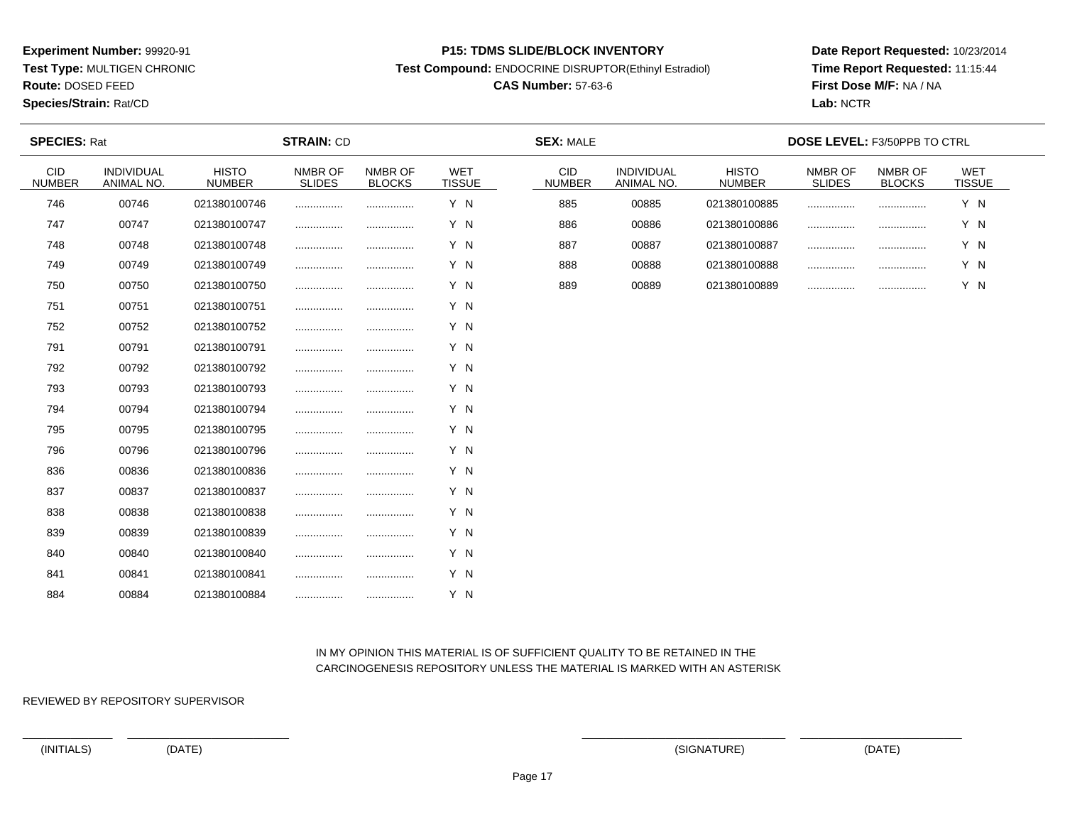**Experiment Number:** 99920-91
**Test Type:** MULTIGEN CHRONIC
**Route:** DOSED FEED
**Species/Strain:** Rat/CD

**P15: TDMS SLIDE/BLOCK INVENTORY**
**Test Compound:** ENDOCRINE DISRUPTOR(Ethinyl Estradiol)
**CAS Number:** 57-63-6

**Date Report Requested:** 10/23/2014
**Time Report Requested:** 11:15:44
**First Dose M/F:** NA / NA
**Lab:** NCTR

**SPECIES:** Rat **STRAIN:** CD **SEX:** MALE **DOSE LEVEL:** F3/50PPB TO CTRL

| CID NUMBER | INDIVIDUAL ANIMAL NO. | HISTO NUMBER | NMBR OF SLIDES | NMBR OF BLOCKS | WET TISSUE |
|---|---|---|---|---|---|
| 746 | 00746 | 021380100746 | ................ | ................ | Y N |
| 747 | 00747 | 021380100747 | ................ | ................ | Y N |
| 748 | 00748 | 021380100748 | ................ | ................ | Y N |
| 749 | 00749 | 021380100749 | ................ | ................ | Y N |
| 750 | 00750 | 021380100750 | ................ | ................ | Y N |
| 751 | 00751 | 021380100751 | ................ | ................ | Y N |
| 752 | 00752 | 021380100752 | ................ | ................ | Y N |
| 791 | 00791 | 021380100791 | ................ | ................ | Y N |
| 792 | 00792 | 021380100792 | ................ | ................ | Y N |
| 793 | 00793 | 021380100793 | ................ | ................ | Y N |
| 794 | 00794 | 021380100794 | ................ | ................ | Y N |
| 795 | 00795 | 021380100795 | ................ | ................ | Y N |
| 796 | 00796 | 021380100796 | ................ | ................ | Y N |
| 836 | 00836 | 021380100836 | ................ | ................ | Y N |
| 837 | 00837 | 021380100837 | ................ | ................ | Y N |
| 838 | 00838 | 021380100838 | ................ | ................ | Y N |
| 839 | 00839 | 021380100839 | ................ | ................ | Y N |
| 840 | 00840 | 021380100840 | ................ | ................ | Y N |
| 841 | 00841 | 021380100841 | ................ | ................ | Y N |
| 884 | 00884 | 021380100884 | ................ | ................ | Y N |
| 885 | 00885 | 021380100885 | ................ | ................ | Y N |
| 886 | 00886 | 021380100886 | ................ | ................ | Y N |
| 887 | 00887 | 021380100887 | ................ | ................ | Y N |
| 888 | 00888 | 021380100888 | ................ | ................ | Y N |
| 889 | 00889 | 021380100889 | ................ | ................ | Y N |

IN MY OPINION THIS MATERIAL IS OF SUFFICIENT QUALITY TO BE RETAINED IN THE CARCINOGENESIS REPOSITORY UNLESS THE MATERIAL IS MARKED WITH AN ASTERISK

REVIEWED BY REPOSITORY SUPERVISOR

(INITIALS) (DATE) (SIGNATURE) (DATE)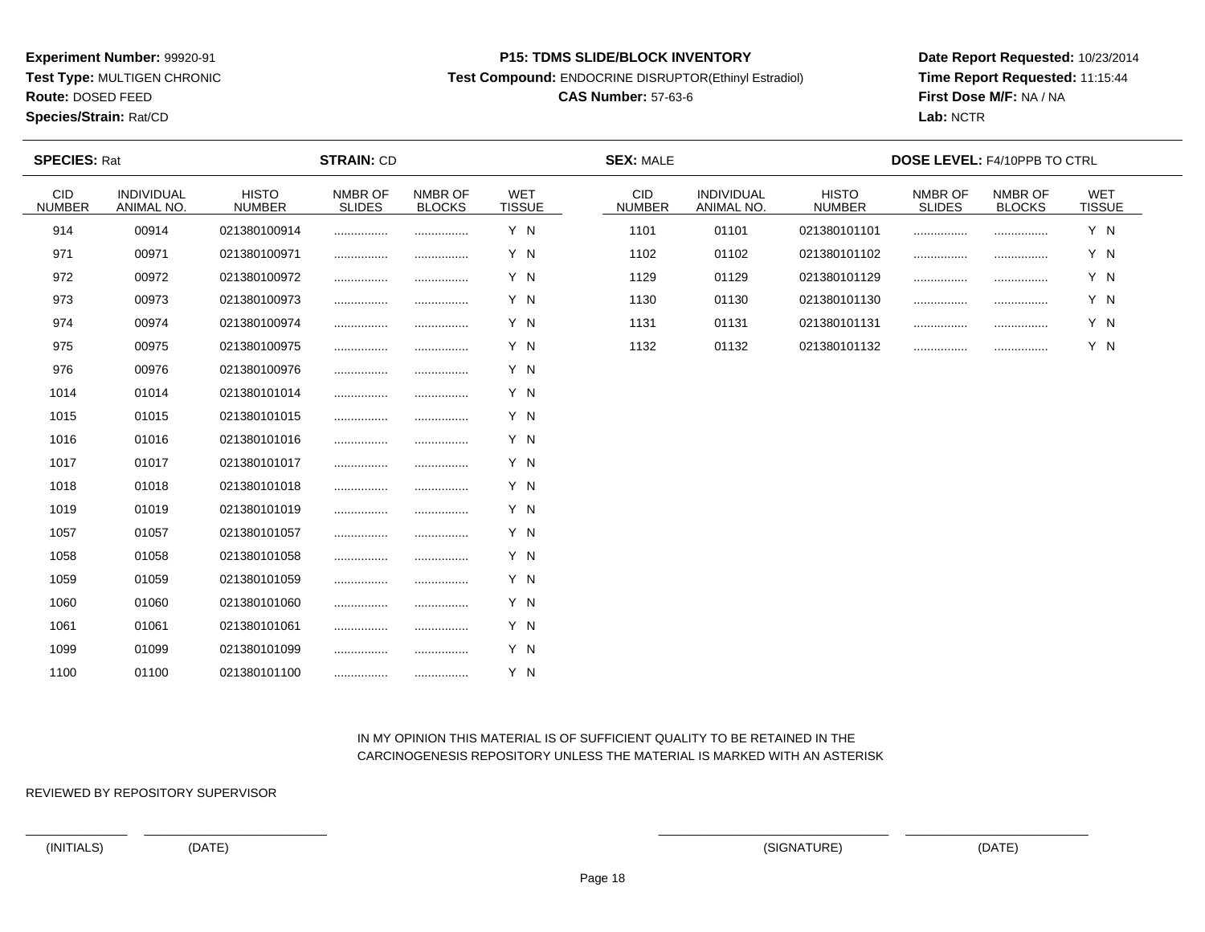**Experiment Number:** 99920-91
**Test Type:** MULTIGEN CHRONIC
**Route:** DOSED FEED
**Species/Strain:** Rat/CD

**P15: TDMS SLIDE/BLOCK INVENTORY**
**Test Compound:** ENDOCRINE DISRUPTOR(Ethinyl Estradiol)
**CAS Number:** 57-63-6

**Date Report Requested:** 10/23/2014
**Time Report Requested:** 11:15:44
**First Dose M/F:** NA / NA
**Lab:** NCTR

**SPECIES:** Rat **STRAIN:** CD **SEX:** MALE **DOSE LEVEL:** F4/10PPB TO CTRL

| CID NUMBER | INDIVIDUAL ANIMAL NO. | HISTO NUMBER | NMBR OF SLIDES | NMBR OF BLOCKS | WET TISSUE |
|---|---|---|---|---|---|
| 914 | 00914 | 021380100914 | ................ | ................ | Y N |
| 971 | 00971 | 021380100971 | ................ | ................ | Y N |
| 972 | 00972 | 021380100972 | ................ | ................ | Y N |
| 973 | 00973 | 021380100973 | ................ | ................ | Y N |
| 974 | 00974 | 021380100974 | ................ | ................ | Y N |
| 975 | 00975 | 021380100975 | ................ | ................ | Y N |
| 976 | 00976 | 021380100976 | ................ | ................ | Y N |
| 1014 | 01014 | 021380101014 | ................ | ................ | Y N |
| 1015 | 01015 | 021380101015 | ................ | ................ | Y N |
| 1016 | 01016 | 021380101016 | ................ | ................ | Y N |
| 1017 | 01017 | 021380101017 | ................ | ................ | Y N |
| 1018 | 01018 | 021380101018 | ................ | ................ | Y N |
| 1019 | 01019 | 021380101019 | ................ | ................ | Y N |
| 1057 | 01057 | 021380101057 | ................ | ................ | Y N |
| 1058 | 01058 | 021380101058 | ................ | ................ | Y N |
| 1059 | 01059 | 021380101059 | ................ | ................ | Y N |
| 1060 | 01060 | 021380101060 | ................ | ................ | Y N |
| 1061 | 01061 | 021380101061 | ................ | ................ | Y N |
| 1099 | 01099 | 021380101099 | ................ | ................ | Y N |
| 1100 | 01100 | 021380101100 | ................ | ................ | Y N |
| 1101 | 01101 | 021380101101 | ................ | ................ | Y N |
| 1102 | 01102 | 021380101102 | ................ | ................ | Y N |
| 1129 | 01129 | 021380101129 | ................ | ................ | Y N |
| 1130 | 01130 | 021380101130 | ................ | ................ | Y N |
| 1131 | 01131 | 021380101131 | ................ | ................ | Y N |
| 1132 | 01132 | 021380101132 | ................ | ................ | Y N |

IN MY OPINION THIS MATERIAL IS OF SUFFICIENT QUALITY TO BE RETAINED IN THE CARCINOGENESIS REPOSITORY UNLESS THE MATERIAL IS MARKED WITH AN ASTERISK

REVIEWED BY REPOSITORY SUPERVISOR

(INITIALS) (DATE) (SIGNATURE) (DATE)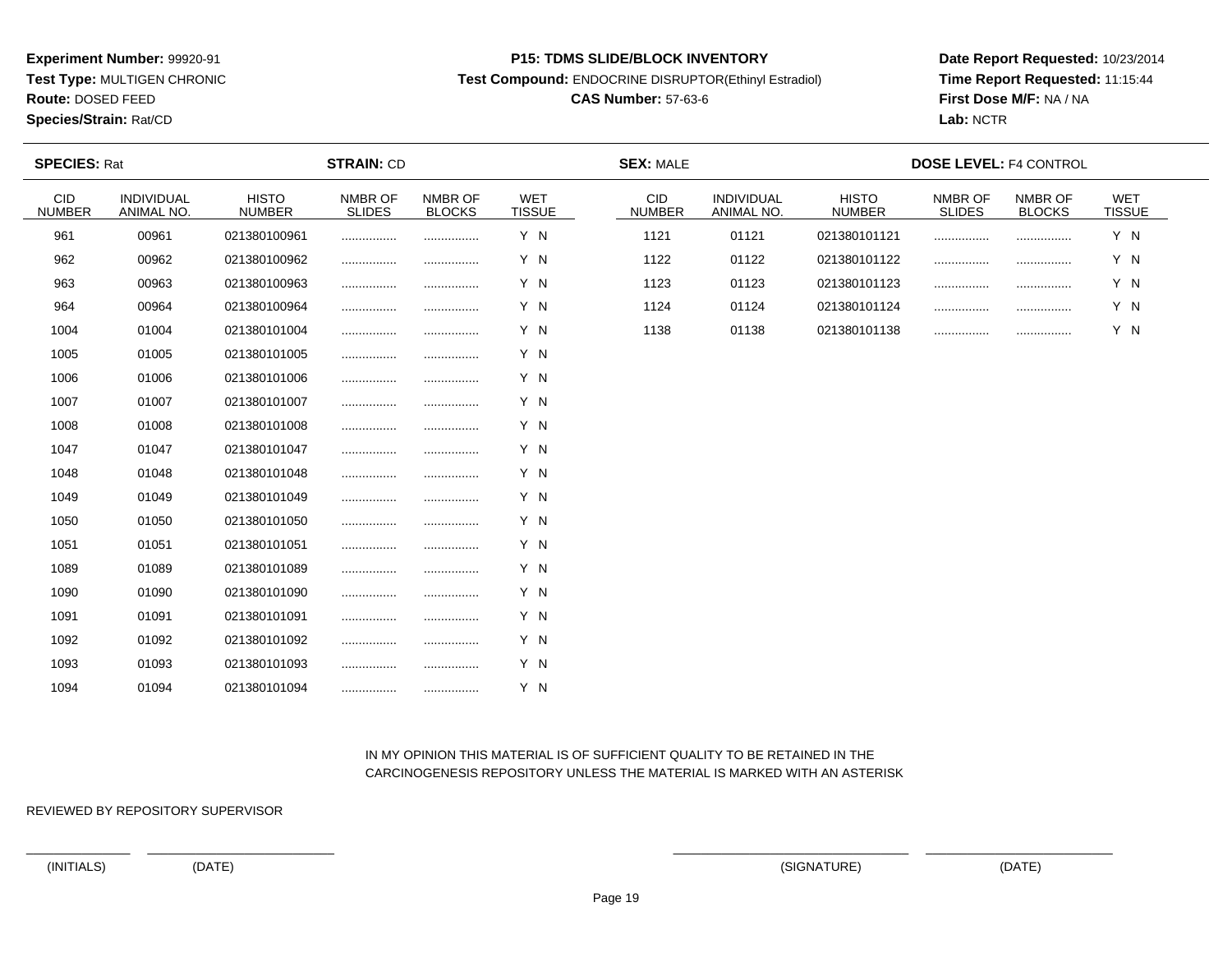**Experiment Number:** 99920-91
**Test Type:** MULTIGEN CHRONIC
**Route:** DOSED FEED
**Species/Strain:** Rat/CD

**P15: TDMS SLIDE/BLOCK INVENTORY**
**Test Compound:** ENDOCRINE DISRUPTOR(Ethinyl Estradiol)
**CAS Number:** 57-63-6

**Date Report Requested:** 10/23/2014
**Time Report Requested:** 11:15:44
**First Dose M/F:** NA / NA
**Lab:** NCTR

**SPECIES:** Rat **STRAIN:** CD **SEX:** MALE **DOSE LEVEL:** F4 CONTROL

| CID NUMBER | INDIVIDUAL ANIMAL NO. | HISTO NUMBER | NMBR OF SLIDES | NMBR OF BLOCKS | WET TISSUE |
|---|---|---|---|---|---|
| 961 | 00961 | 021380100961 | ................ | ................ | Y N |
| 962 | 00962 | 021380100962 | ................ | ................ | Y N |
| 963 | 00963 | 021380100963 | ................ | ................ | Y N |
| 964 | 00964 | 021380100964 | ................ | ................ | Y N |
| 1004 | 01004 | 021380101004 | ................ | ................ | Y N |
| 1005 | 01005 | 021380101005 | ................ | ................ | Y N |
| 1006 | 01006 | 021380101006 | ................ | ................ | Y N |
| 1007 | 01007 | 021380101007 | ................ | ................ | Y N |
| 1008 | 01008 | 021380101008 | ................ | ................ | Y N |
| 1047 | 01047 | 021380101047 | ................ | ................ | Y N |
| 1048 | 01048 | 021380101048 | ................ | ................ | Y N |
| 1049 | 01049 | 021380101049 | ................ | ................ | Y N |
| 1050 | 01050 | 021380101050 | ................ | ................ | Y N |
| 1051 | 01051 | 021380101051 | ................ | ................ | Y N |
| 1089 | 01089 | 021380101089 | ................ | ................ | Y N |
| 1090 | 01090 | 021380101090 | ................ | ................ | Y N |
| 1091 | 01091 | 021380101091 | ................ | ................ | Y N |
| 1092 | 01092 | 021380101092 | ................ | ................ | Y N |
| 1093 | 01093 | 021380101093 | ................ | ................ | Y N |
| 1094 | 01094 | 021380101094 | ................ | ................ | Y N |
| 1121 | 01121 | 021380101121 | ................ | ................ | Y N |
| 1122 | 01122 | 021380101122 | ................ | ................ | Y N |
| 1123 | 01123 | 021380101123 | ................ | ................ | Y N |
| 1124 | 01124 | 021380101124 | ................ | ................ | Y N |
| 1138 | 01138 | 021380101138 | ................ | ................ | Y N |

IN MY OPINION THIS MATERIAL IS OF SUFFICIENT QUALITY TO BE RETAINED IN THE CARCINOGENESIS REPOSITORY UNLESS THE MATERIAL IS MARKED WITH AN ASTERISK

REVIEWED BY REPOSITORY SUPERVISOR

(INITIALS) (DATE) (SIGNATURE) (DATE)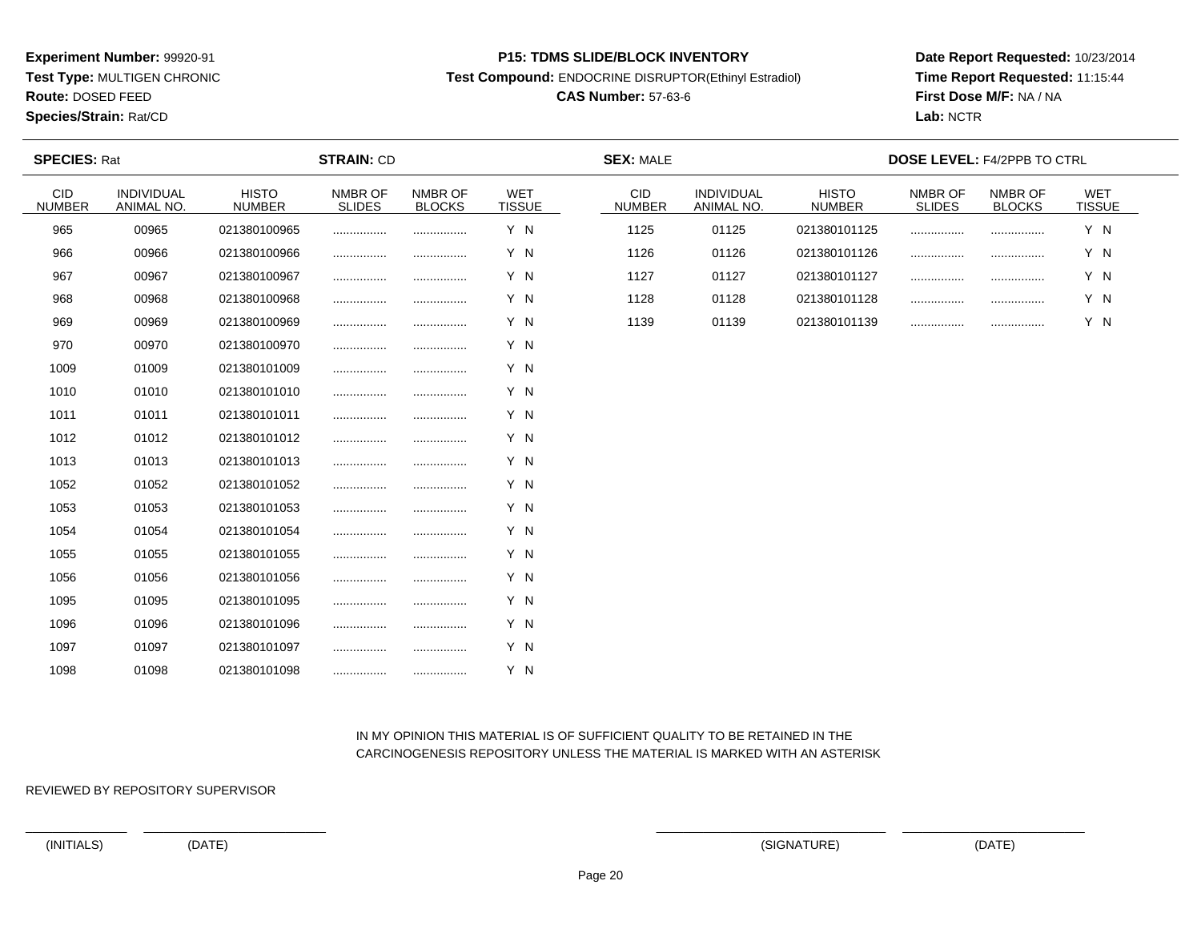**Experiment Number:** 99920-91
**Test Type:** MULTIGEN CHRONIC
**Route:** DOSED FEED
**Species/Strain:** Rat/CD

**P15: TDMS SLIDE/BLOCK INVENTORY**
**Test Compound:** ENDOCRINE DISRUPTOR(Ethinyl Estradiol)
**CAS Number:** 57-63-6

**Date Report Requested:** 10/23/2014
**Time Report Requested:** 11:15:44
**First Dose M/F:** NA / NA
**Lab:** NCTR

**SPECIES:** Rat **STRAIN:** CD **SEX:** MALE **DOSE LEVEL:** F4/2PPB TO CTRL

| CID NUMBER | INDIVIDUAL ANIMAL NO. | HISTO NUMBER | NMBR OF SLIDES | NMBR OF BLOCKS | WET TISSUE |
|---|---|---|---|---|---|
| 965 | 00965 | 021380100965 | ................ | ................ | Y N |
| 966 | 00966 | 021380100966 | ................ | ................ | Y N |
| 967 | 00967 | 021380100967 | ................ | ................ | Y N |
| 968 | 00968 | 021380100968 | ................ | ................ | Y N |
| 969 | 00969 | 021380100969 | ................ | ................ | Y N |
| 970 | 00970 | 021380100970 | ................ | ................ | Y N |
| 1009 | 01009 | 021380101009 | ................ | ................ | Y N |
| 1010 | 01010 | 021380101010 | ................ | ................ | Y N |
| 1011 | 01011 | 021380101011 | ................ | ................ | Y N |
| 1012 | 01012 | 021380101012 | ................ | ................ | Y N |
| 1013 | 01013 | 021380101013 | ................ | ................ | Y N |
| 1052 | 01052 | 021380101052 | ................ | ................ | Y N |
| 1053 | 01053 | 021380101053 | ................ | ................ | Y N |
| 1054 | 01054 | 021380101054 | ................ | ................ | Y N |
| 1055 | 01055 | 021380101055 | ................ | ................ | Y N |
| 1056 | 01056 | 021380101056 | ................ | ................ | Y N |
| 1095 | 01095 | 021380101095 | ................ | ................ | Y N |
| 1096 | 01096 | 021380101096 | ................ | ................ | Y N |
| 1097 | 01097 | 021380101097 | ................ | ................ | Y N |
| 1098 | 01098 | 021380101098 | ................ | ................ | Y N |
| 1125 | 01125 | 021380101125 | ................ | ................ | Y N |
| 1126 | 01126 | 021380101126 | ................ | ................ | Y N |
| 1127 | 01127 | 021380101127 | ................ | ................ | Y N |
| 1128 | 01128 | 021380101128 | ................ | ................ | Y N |
| 1139 | 01139 | 021380101139 | ................ | ................ | Y N |

IN MY OPINION THIS MATERIAL IS OF SUFFICIENT QUALITY TO BE RETAINED IN THE CARCINOGENESIS REPOSITORY UNLESS THE MATERIAL IS MARKED WITH AN ASTERISK

REVIEWED BY REPOSITORY SUPERVISOR

(INITIALS) (DATE) (SIGNATURE) (DATE)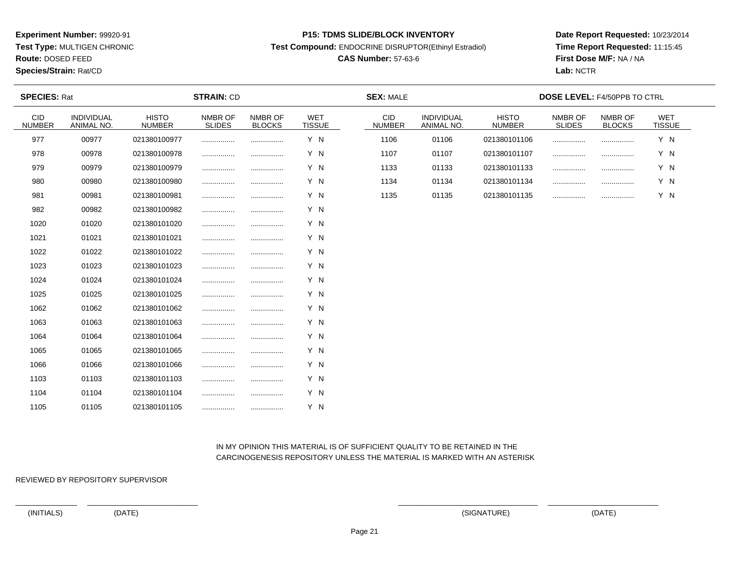**Experiment Number:** 99920-91
**Test Type:** MULTIGEN CHRONIC
**Route:** DOSED FEED
**Species/Strain:** Rat/CD

**P15: TDMS SLIDE/BLOCK INVENTORY**
**Test Compound:** ENDOCRINE DISRUPTOR(Ethinyl Estradiol)
**CAS Number:** 57-63-6

**Date Report Requested:** 10/23/2014
**Time Report Requested:** 11:15:45
**First Dose M/F:** NA / NA
**Lab:** NCTR

**SPECIES:** Rat **STRAIN:** CD **SEX:** MALE **DOSE LEVEL:** F4/50PPB TO CTRL

| CID NUMBER | INDIVIDUAL ANIMAL NO. | HISTO NUMBER | NMBR OF SLIDES | NMBR OF BLOCKS | WET TISSUE |
|---|---|---|---|---|---|
| 977 | 00977 | 021380100977 | ................ | ................ | Y N |
| 978 | 00978 | 021380100978 | ................ | ................ | Y N |
| 979 | 00979 | 021380100979 | ................ | ................ | Y N |
| 980 | 00980 | 021380100980 | ................ | ................ | Y N |
| 981 | 00981 | 021380100981 | ................ | ................ | Y N |
| 982 | 00982 | 021380100982 | ................ | ................ | Y N |
| 1020 | 01020 | 021380101020 | ................ | ................ | Y N |
| 1021 | 01021 | 021380101021 | ................ | ................ | Y N |
| 1022 | 01022 | 021380101022 | ................ | ................ | Y N |
| 1023 | 01023 | 021380101023 | ................ | ................ | Y N |
| 1024 | 01024 | 021380101024 | ................ | ................ | Y N |
| 1025 | 01025 | 021380101025 | ................ | ................ | Y N |
| 1062 | 01062 | 021380101062 | ................ | ................ | Y N |
| 1063 | 01063 | 021380101063 | ................ | ................ | Y N |
| 1064 | 01064 | 021380101064 | ................ | ................ | Y N |
| 1065 | 01065 | 021380101065 | ................ | ................ | Y N |
| 1066 | 01066 | 021380101066 | ................ | ................ | Y N |
| 1103 | 01103 | 021380101103 | ................ | ................ | Y N |
| 1104 | 01104 | 021380101104 | ................ | ................ | Y N |
| 1105 | 01105 | 021380101105 | ................ | ................ | Y N |
| 1106 | 01106 | 021380101106 | ................ | ................ | Y N |
| 1107 | 01107 | 021380101107 | ................ | ................ | Y N |
| 1133 | 01133 | 021380101133 | ................ | ................ | Y N |
| 1134 | 01134 | 021380101134 | ................ | ................ | Y N |
| 1135 | 01135 | 021380101135 | ................ | ................ | Y N |

IN MY OPINION THIS MATERIAL IS OF SUFFICIENT QUALITY TO BE RETAINED IN THE CARCINOGENESIS REPOSITORY UNLESS THE MATERIAL IS MARKED WITH AN ASTERISK

REVIEWED BY REPOSITORY SUPERVISOR

\_\_\_\_\_\_\_\_\_\_\_\_ \_\_\_\_\_\_\_\_\_\_\_\_\_\_\_\_\_\_\_\_ \_\_\_\_\_\_\_\_\_\_\_\_\_\_\_\_\_\_\_\_\_\_\_\_ \_\_\_\_\_\_\_\_\_\_\_\_\_\_\_\_\_\_\_\_

(INITIALS) (DATE) (SIGNATURE) (DATE)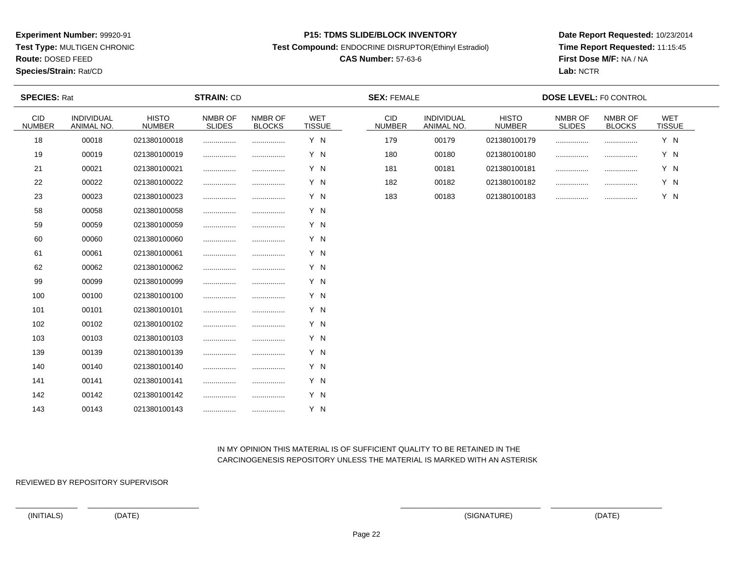**Experiment Number:** 99920-91
**Test Type:** MULTIGEN CHRONIC
**Route:** DOSED FEED
**Species/Strain:** Rat/CD

**P15: TDMS SLIDE/BLOCK INVENTORY**
**Test Compound:** ENDOCRINE DISRUPTOR(Ethinyl Estradiol)
**CAS Number:** 57-63-6

**Date Report Requested:** 10/23/2014
**Time Report Requested:** 11:15:45
**First Dose M/F:** NA / NA
**Lab:** NCTR

**SPECIES:** Rat **STRAIN:** CD **SEX:** FEMALE **DOSE LEVEL:** F0 CONTROL

| CID NUMBER | INDIVIDUAL ANIMAL NO. | HISTO NUMBER | NMBR OF SLIDES | NMBR OF BLOCKS | WET TISSUE |
|---|---|---|---|---|---|
| 18 | 00018 | 021380100018 | ................ | ................ | Y N |
| 19 | 00019 | 021380100019 | ................ | ................ | Y N |
| 21 | 00021 | 021380100021 | ................ | ................ | Y N |
| 22 | 00022 | 021380100022 | ................ | ................ | Y N |
| 23 | 00023 | 021380100023 | ................ | ................ | Y N |
| 58 | 00058 | 021380100058 | ................ | ................ | Y N |
| 59 | 00059 | 021380100059 | ................ | ................ | Y N |
| 60 | 00060 | 021380100060 | ................ | ................ | Y N |
| 61 | 00061 | 021380100061 | ................ | ................ | Y N |
| 62 | 00062 | 021380100062 | ................ | ................ | Y N |
| 99 | 00099 | 021380100099 | ................ | ................ | Y N |
| 100 | 00100 | 021380100100 | ................ | ................ | Y N |
| 101 | 00101 | 021380100101 | ................ | ................ | Y N |
| 102 | 00102 | 021380100102 | ................ | ................ | Y N |
| 103 | 00103 | 021380100103 | ................ | ................ | Y N |
| 139 | 00139 | 021380100139 | ................ | ................ | Y N |
| 140 | 00140 | 021380100140 | ................ | ................ | Y N |
| 141 | 00141 | 021380100141 | ................ | ................ | Y N |
| 142 | 00142 | 021380100142 | ................ | ................ | Y N |
| 143 | 00143 | 021380100143 | ................ | ................ | Y N |
| 179 | 00179 | 021380100179 | ................ | ................ | Y N |
| 180 | 00180 | 021380100180 | ................ | ................ | Y N |
| 181 | 00181 | 021380100181 | ................ | ................ | Y N |
| 182 | 00182 | 021380100182 | ................ | ................ | Y N |
| 183 | 00183 | 021380100183 | ................ | ................ | Y N |

IN MY OPINION THIS MATERIAL IS OF SUFFICIENT QUALITY TO BE RETAINED IN THE CARCINOGENESIS REPOSITORY UNLESS THE MATERIAL IS MARKED WITH AN ASTERISK

REVIEWED BY REPOSITORY SUPERVISOR

(INITIALS) (DATE) (SIGNATURE) (DATE)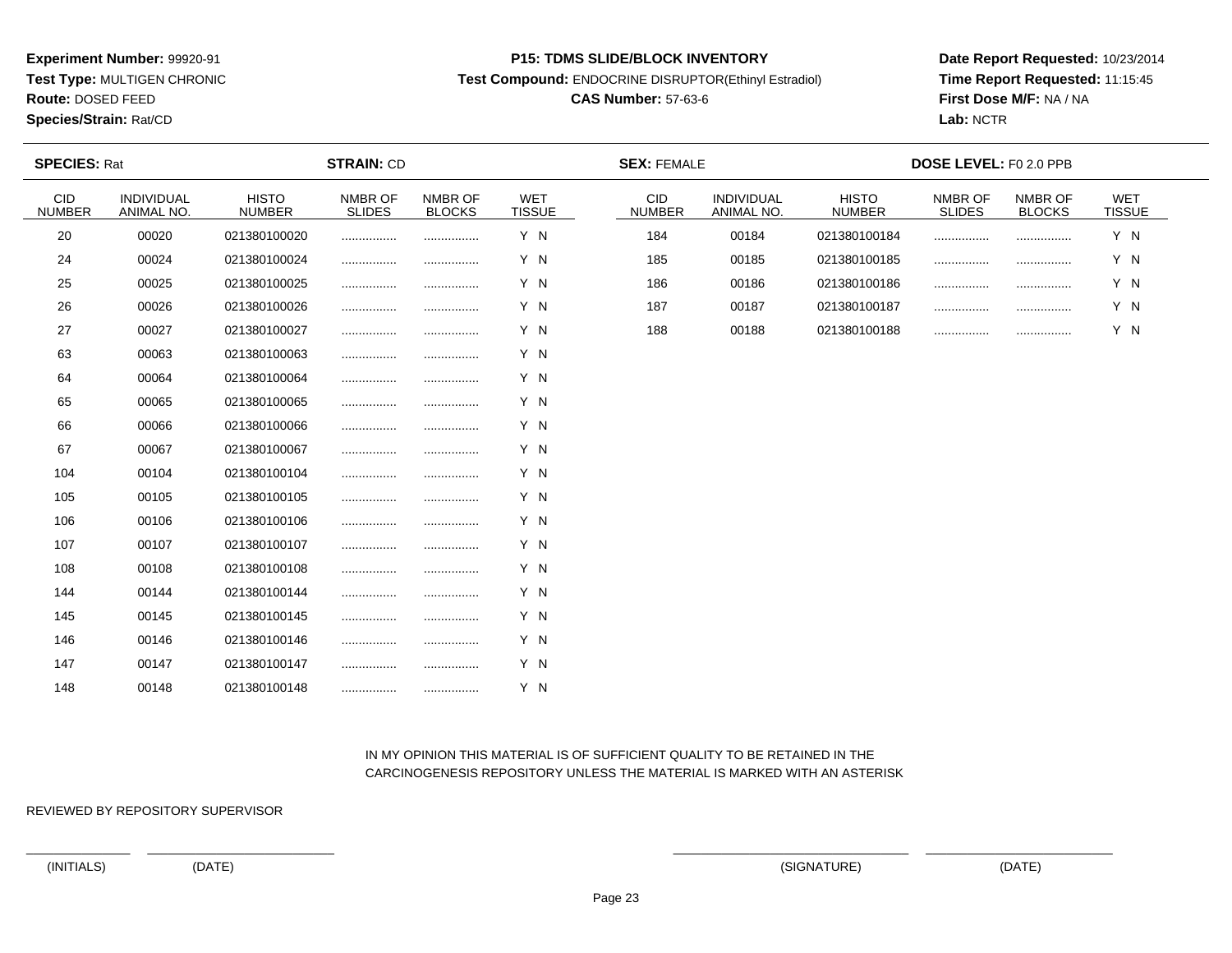**Experiment Number:** 99920-91
**Test Type:** MULTIGEN CHRONIC
**Route:** DOSED FEED
**Species/Strain:** Rat/CD

**P15: TDMS SLIDE/BLOCK INVENTORY**
**Test Compound:** ENDOCRINE DISRUPTOR(Ethinyl Estradiol)
**CAS Number:** 57-63-6

**Date Report Requested:** 10/23/2014
**Time Report Requested:** 11:15:45
**First Dose M/F:** NA / NA
**Lab:** NCTR

**SPECIES:** Rat **STRAIN:** CD **SEX:** FEMALE **DOSE LEVEL:** F0 2.0 PPB

| CID NUMBER | INDIVIDUAL ANIMAL NO. | HISTO NUMBER | NMBR OF SLIDES | NMBR OF BLOCKS | WET TISSUE |
|---|---|---|---|---|---|
| 20 | 00020 | 021380100020 | ................ | ................ | Y N |
| 24 | 00024 | 021380100024 | ................ | ................ | Y N |
| 25 | 00025 | 021380100025 | ................ | ................ | Y N |
| 26 | 00026 | 021380100026 | ................ | ................ | Y N |
| 27 | 00027 | 021380100027 | ................ | ................ | Y N |
| 63 | 00063 | 021380100063 | ................ | ................ | Y N |
| 64 | 00064 | 021380100064 | ................ | ................ | Y N |
| 65 | 00065 | 021380100065 | ................ | ................ | Y N |
| 66 | 00066 | 021380100066 | ................ | ................ | Y N |
| 67 | 00067 | 021380100067 | ................ | ................ | Y N |
| 104 | 00104 | 021380100104 | ................ | ................ | Y N |
| 105 | 00105 | 021380100105 | ................ | ................ | Y N |
| 106 | 00106 | 021380100106 | ................ | ................ | Y N |
| 107 | 00107 | 021380100107 | ................ | ................ | Y N |
| 108 | 00108 | 021380100108 | ................ | ................ | Y N |
| 144 | 00144 | 021380100144 | ................ | ................ | Y N |
| 145 | 00145 | 021380100145 | ................ | ................ | Y N |
| 146 | 00146 | 021380100146 | ................ | ................ | Y N |
| 147 | 00147 | 021380100147 | ................ | ................ | Y N |
| 148 | 00148 | 021380100148 | ................ | ................ | Y N |
| 184 | 00184 | 021380100184 | ................ | ................ | Y N |
| 185 | 00185 | 021380100185 | ................ | ................ | Y N |
| 186 | 00186 | 021380100186 | ................ | ................ | Y N |
| 187 | 00187 | 021380100187 | ................ | ................ | Y N |
| 188 | 00188 | 021380100188 | ................ | ................ | Y N |

IN MY OPINION THIS MATERIAL IS OF SUFFICIENT QUALITY TO BE RETAINED IN THE CARCINOGENESIS REPOSITORY UNLESS THE MATERIAL IS MARKED WITH AN ASTERISK

REVIEWED BY REPOSITORY SUPERVISOR

_______________ _________________________ _______________________________ _________________________

(INITIALS) (DATE) (SIGNATURE) (DATE)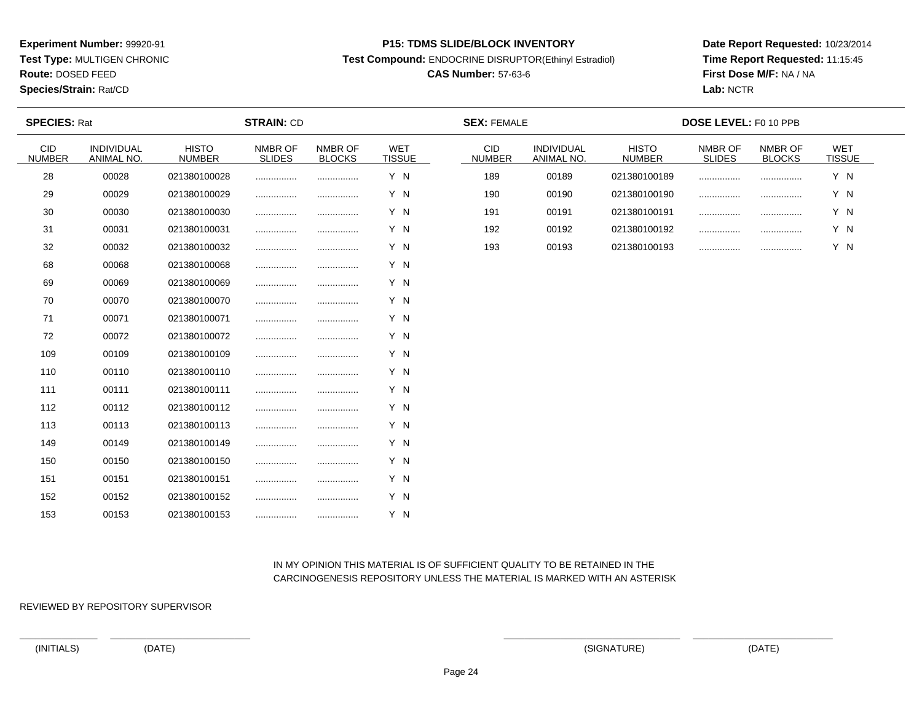**Experiment Number:** 99920-91
**Test Type:** MULTIGEN CHRONIC
**Route:** DOSED FEED
**Species/Strain:** Rat/CD

**P15: TDMS SLIDE/BLOCK INVENTORY**
**Test Compound:** ENDOCRINE DISRUPTOR(Ethinyl Estradiol)
**CAS Number:** 57-63-6

**Date Report Requested:** 10/23/2014
**Time Report Requested:** 11:15:45
**First Dose M/F:** NA / NA
**Lab:** NCTR

**SPECIES:** Rat **STRAIN:** CD **SEX:** FEMALE **DOSE LEVEL:** F0 10 PPB

| CID NUMBER | INDIVIDUAL ANIMAL NO. | HISTO NUMBER | NMBR OF SLIDES | NMBR OF BLOCKS | WET TISSUE |
|---|---|---|---|---|---|
| 28 | 00028 | 021380100028 | ................ | ................ | Y N |
| 29 | 00029 | 021380100029 | ................ | ................ | Y N |
| 30 | 00030 | 021380100030 | ................ | ................ | Y N |
| 31 | 00031 | 021380100031 | ................ | ................ | Y N |
| 32 | 00032 | 021380100032 | ................ | ................ | Y N |
| 68 | 00068 | 021380100068 | ................ | ................ | Y N |
| 69 | 00069 | 021380100069 | ................ | ................ | Y N |
| 70 | 00070 | 021380100070 | ................ | ................ | Y N |
| 71 | 00071 | 021380100071 | ................ | ................ | Y N |
| 72 | 00072 | 021380100072 | ................ | ................ | Y N |
| 109 | 00109 | 021380100109 | ................ | ................ | Y N |
| 110 | 00110 | 021380100110 | ................ | ................ | Y N |
| 111 | 00111 | 021380100111 | ................ | ................ | Y N |
| 112 | 00112 | 021380100112 | ................ | ................ | Y N |
| 113 | 00113 | 021380100113 | ................ | ................ | Y N |
| 149 | 00149 | 021380100149 | ................ | ................ | Y N |
| 150 | 00150 | 021380100150 | ................ | ................ | Y N |
| 151 | 00151 | 021380100151 | ................ | ................ | Y N |
| 152 | 00152 | 021380100152 | ................ | ................ | Y N |
| 153 | 00153 | 021380100153 | ................ | ................ | Y N |
| 189 | 00189 | 021380100189 | ................ | ................ | Y N |
| 190 | 00190 | 021380100190 | ................ | ................ | Y N |
| 191 | 00191 | 021380100191 | ................ | ................ | Y N |
| 192 | 00192 | 021380100192 | ................ | ................ | Y N |
| 193 | 00193 | 021380100193 | ................ | ................ | Y N |

IN MY OPINION THIS MATERIAL IS OF SUFFICIENT QUALITY TO BE RETAINED IN THE CARCINOGENESIS REPOSITORY UNLESS THE MATERIAL IS MARKED WITH AN ASTERISK

REVIEWED BY REPOSITORY SUPERVISOR

(INITIALS) (DATE) (SIGNATURE) (DATE)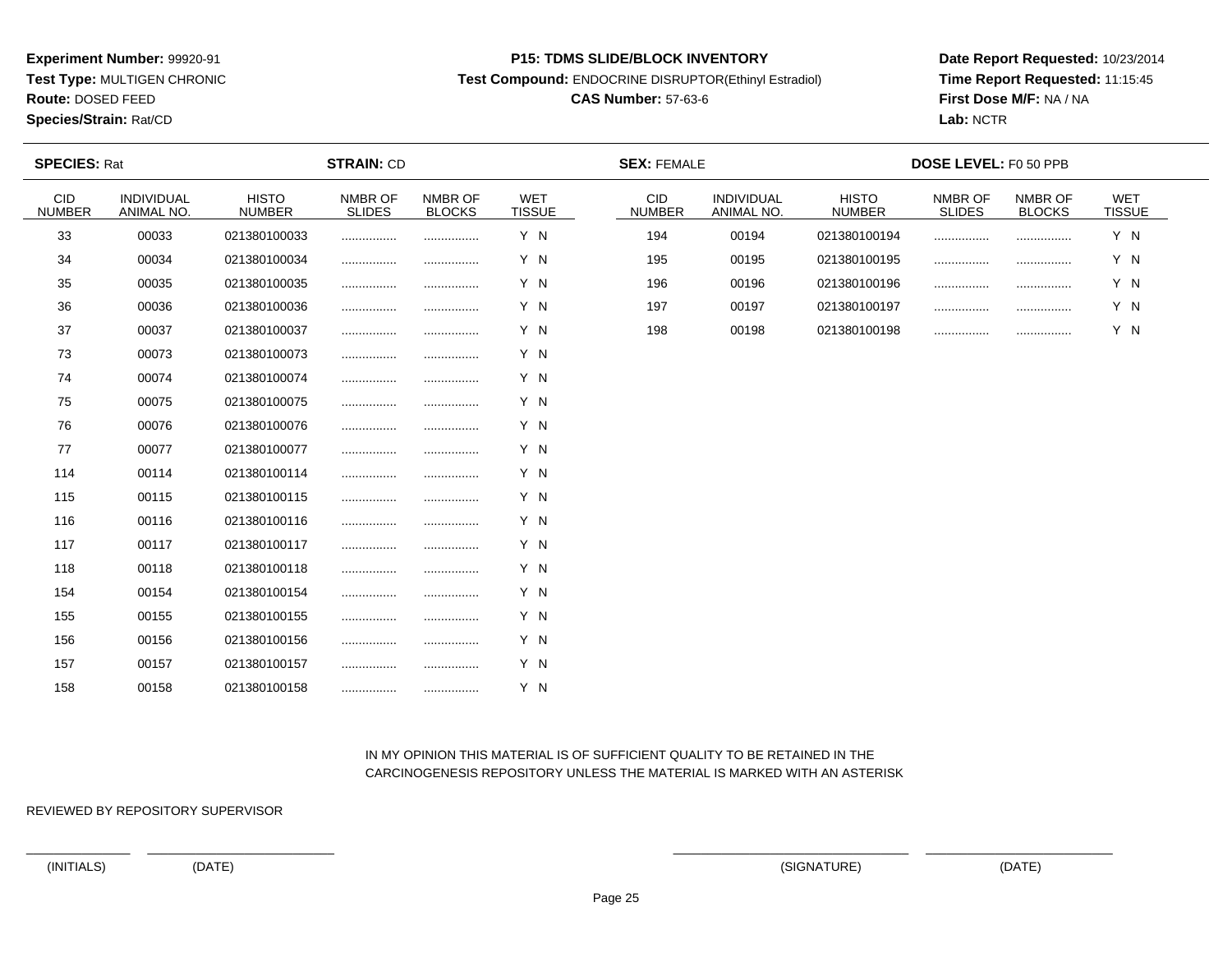**Experiment Number:** 99920-91
**Test Type:** MULTIGEN CHRONIC
**Route:** DOSED FEED
**Species/Strain:** Rat/CD

**P15: TDMS SLIDE/BLOCK INVENTORY**
**Test Compound:** ENDOCRINE DISRUPTOR(Ethinyl Estradiol)
**CAS Number:** 57-63-6

**Date Report Requested:** 10/23/2014
**Time Report Requested:** 11:15:45
**First Dose M/F:** NA / NA
**Lab:** NCTR

**SPECIES:** Rat **STRAIN:** CD **SEX:** FEMALE **DOSE LEVEL:** F0 50 PPB

| CID NUMBER | INDIVIDUAL ANIMAL NO. | HISTO NUMBER | NMBR OF SLIDES | NMBR OF BLOCKS | WET TISSUE |
|---|---|---|---|---|---|
| 33 | 00033 | 021380100033 | ................ | ................ | Y N |
| 34 | 00034 | 021380100034 | ................ | ................ | Y N |
| 35 | 00035 | 021380100035 | ................ | ................ | Y N |
| 36 | 00036 | 021380100036 | ................ | ................ | Y N |
| 37 | 00037 | 021380100037 | ................ | ................ | Y N |
| 73 | 00073 | 021380100073 | ................ | ................ | Y N |
| 74 | 00074 | 021380100074 | ................ | ................ | Y N |
| 75 | 00075 | 021380100075 | ................ | ................ | Y N |
| 76 | 00076 | 021380100076 | ................ | ................ | Y N |
| 77 | 00077 | 021380100077 | ................ | ................ | Y N |
| 114 | 00114 | 021380100114 | ................ | ................ | Y N |
| 115 | 00115 | 021380100115 | ................ | ................ | Y N |
| 116 | 00116 | 021380100116 | ................ | ................ | Y N |
| 117 | 00117 | 021380100117 | ................ | ................ | Y N |
| 118 | 00118 | 021380100118 | ................ | ................ | Y N |
| 154 | 00154 | 021380100154 | ................ | ................ | Y N |
| 155 | 00155 | 021380100155 | ................ | ................ | Y N |
| 156 | 00156 | 021380100156 | ................ | ................ | Y N |
| 157 | 00157 | 021380100157 | ................ | ................ | Y N |
| 158 | 00158 | 021380100158 | ................ | ................ | Y N |
| 194 | 00194 | 021380100194 | ................ | ................ | Y N |
| 195 | 00195 | 021380100195 | ................ | ................ | Y N |
| 196 | 00196 | 021380100196 | ................ | ................ | Y N |
| 197 | 00197 | 021380100197 | ................ | ................ | Y N |
| 198 | 00198 | 021380100198 | ................ | ................ | Y N |

IN MY OPINION THIS MATERIAL IS OF SUFFICIENT QUALITY TO BE RETAINED IN THE CARCINOGENESIS REPOSITORY UNLESS THE MATERIAL IS MARKED WITH AN ASTERISK

REVIEWED BY REPOSITORY SUPERVISOR

(INITIALS) (DATE) (SIGNATURE) (DATE)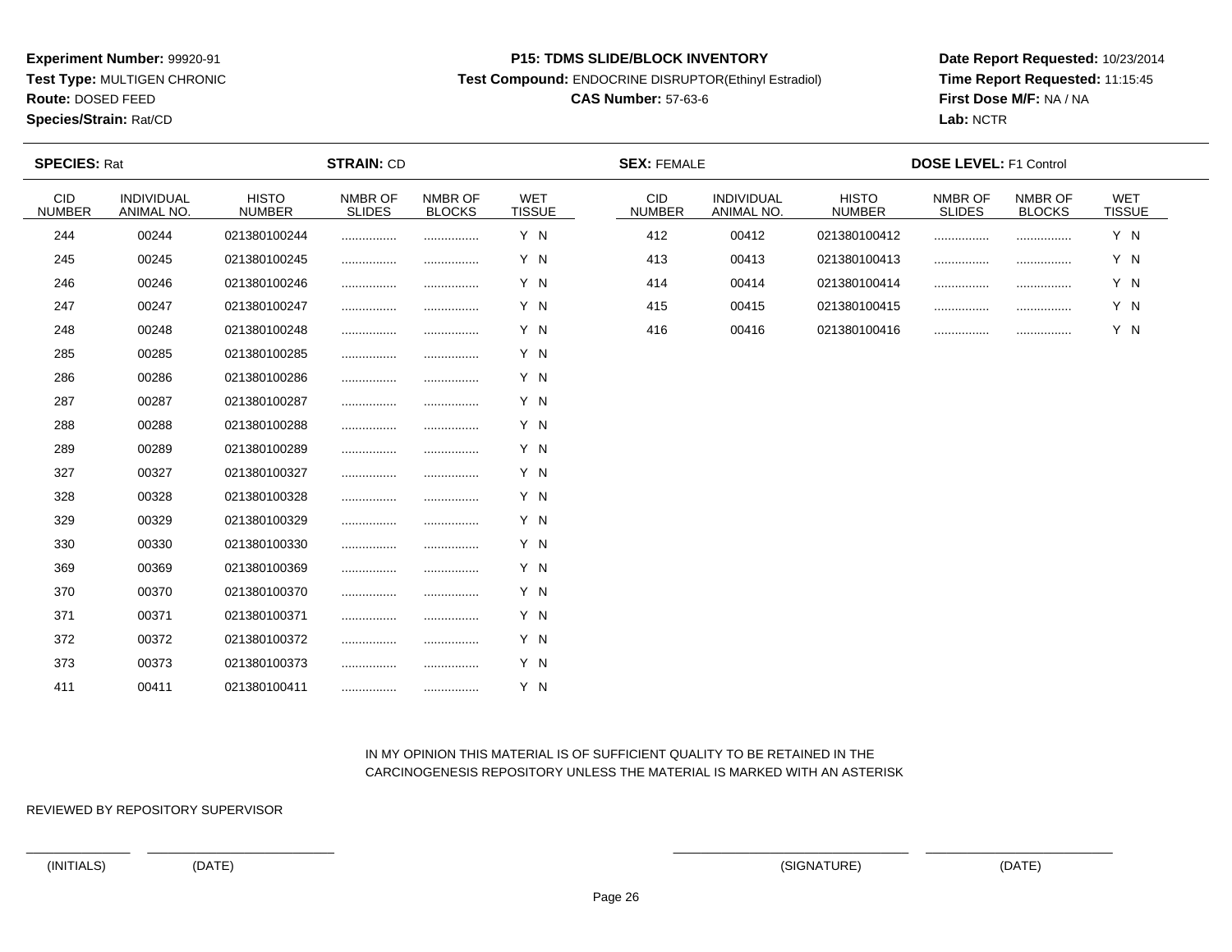**Experiment Number:** 99920-91
**Test Type:** MULTIGEN CHRONIC
**Route:** DOSED FEED
**Species/Strain:** Rat/CD

**P15: TDMS SLIDE/BLOCK INVENTORY**
**Test Compound:** ENDOCRINE DISRUPTOR(Ethinyl Estradiol)
**CAS Number:** 57-63-6

**Date Report Requested:** 10/23/2014
**Time Report Requested:** 11:15:45
**First Dose M/F:** NA / NA
**Lab:** NCTR

**SPECIES:** Rat **STRAIN:** CD **SEX:** FEMALE **DOSE LEVEL:** F1 Control

| CID NUMBER | INDIVIDUAL ANIMAL NO. | HISTO NUMBER | NMBR OF SLIDES | NMBR OF BLOCKS | WET TISSUE |
|---|---|---|---|---|---|
| 244 | 00244 | 021380100244 | ................ | ................ | Y N |
| 245 | 00245 | 021380100245 | ................ | ................ | Y N |
| 246 | 00246 | 021380100246 | ................ | ................ | Y N |
| 247 | 00247 | 021380100247 | ................ | ................ | Y N |
| 248 | 00248 | 021380100248 | ................ | ................ | Y N |
| 285 | 00285 | 021380100285 | ................ | ................ | Y N |
| 286 | 00286 | 021380100286 | ................ | ................ | Y N |
| 287 | 00287 | 021380100287 | ................ | ................ | Y N |
| 288 | 00288 | 021380100288 | ................ | ................ | Y N |
| 289 | 00289 | 021380100289 | ................ | ................ | Y N |
| 327 | 00327 | 021380100327 | ................ | ................ | Y N |
| 328 | 00328 | 021380100328 | ................ | ................ | Y N |
| 329 | 00329 | 021380100329 | ................ | ................ | Y N |
| 330 | 00330 | 021380100330 | ................ | ................ | Y N |
| 369 | 00369 | 021380100369 | ................ | ................ | Y N |
| 370 | 00370 | 021380100370 | ................ | ................ | Y N |
| 371 | 00371 | 021380100371 | ................ | ................ | Y N |
| 372 | 00372 | 021380100372 | ................ | ................ | Y N |
| 373 | 00373 | 021380100373 | ................ | ................ | Y N |
| 411 | 00411 | 021380100411 | ................ | ................ | Y N |
| 412 | 00412 | 021380100412 | ................ | ................ | Y N |
| 413 | 00413 | 021380100413 | ................ | ................ | Y N |
| 414 | 00414 | 021380100414 | ................ | ................ | Y N |
| 415 | 00415 | 021380100415 | ................ | ................ | Y N |
| 416 | 00416 | 021380100416 | ................ | ................ | Y N |

IN MY OPINION THIS MATERIAL IS OF SUFFICIENT QUALITY TO BE RETAINED IN THE CARCINOGENESIS REPOSITORY UNLESS THE MATERIAL IS MARKED WITH AN ASTERISK

REVIEWED BY REPOSITORY SUPERVISOR

(INITIALS) (DATE) (SIGNATURE) (DATE)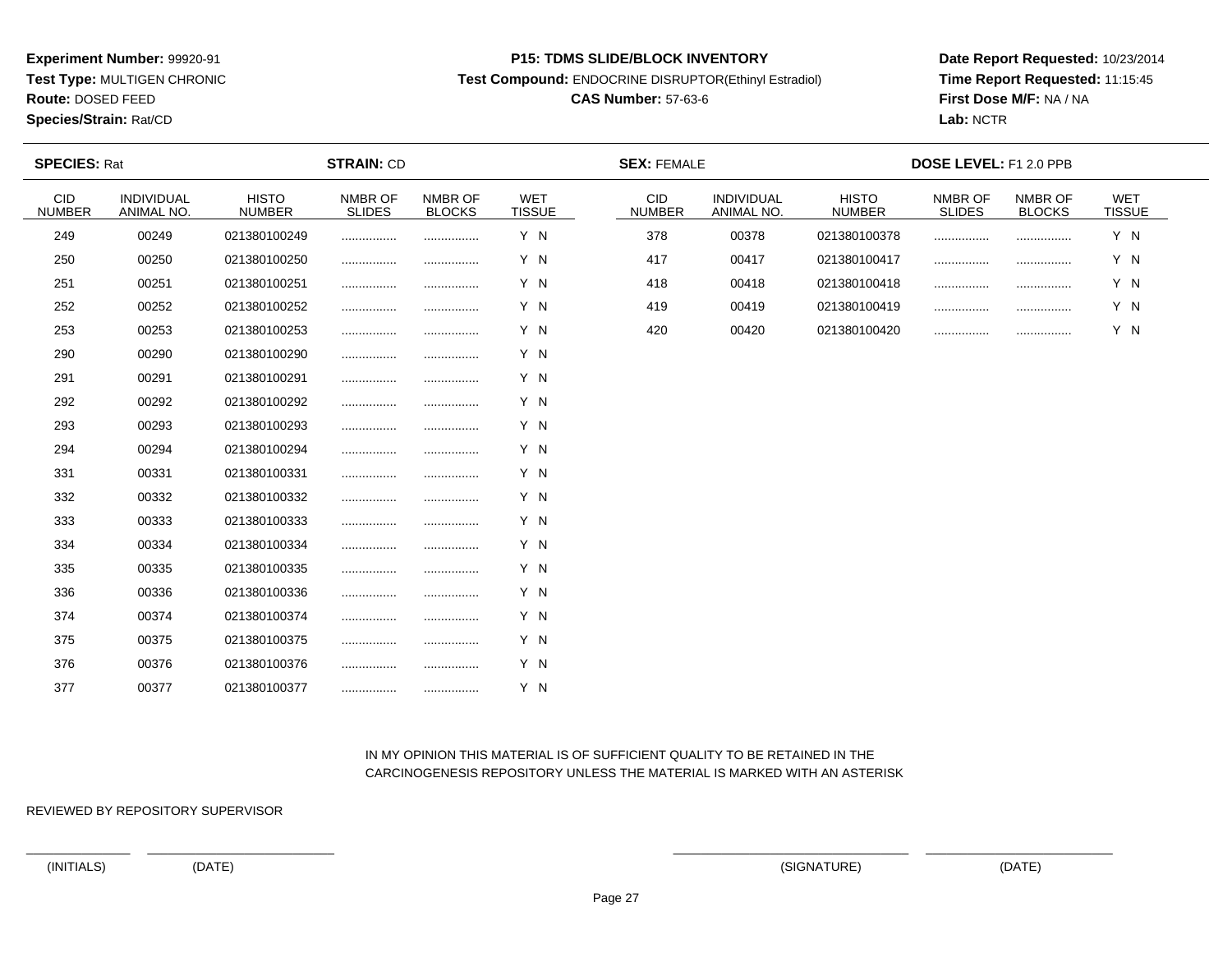**Experiment Number:** 99920-91
**Test Type:** MULTIGEN CHRONIC
**Route:** DOSED FEED
**Species/Strain:** Rat/CD

**P15: TDMS SLIDE/BLOCK INVENTORY**
**Test Compound:** ENDOCRINE DISRUPTOR(Ethinyl Estradiol)
**CAS Number:** 57-63-6

**Date Report Requested:** 10/23/2014
**Time Report Requested:** 11:15:45
**First Dose M/F:** NA / NA
**Lab:** NCTR

**SPECIES:** Rat  **STRAIN:** CD  **SEX:** FEMALE  **DOSE LEVEL:** F1 2.0 PPB

| CID NUMBER | INDIVIDUAL ANIMAL NO. | HISTO NUMBER | NMBR OF SLIDES | NMBR OF BLOCKS | WET TISSUE |
|---|---|---|---|---|---|
| 249 | 00249 | 021380100249 | ................ | ................ | Y N |
| 250 | 00250 | 021380100250 | ................ | ................ | Y N |
| 251 | 00251 | 021380100251 | ................ | ................ | Y N |
| 252 | 00252 | 021380100252 | ................ | ................ | Y N |
| 253 | 00253 | 021380100253 | ................ | ................ | Y N |
| 290 | 00290 | 021380100290 | ................ | ................ | Y N |
| 291 | 00291 | 021380100291 | ................ | ................ | Y N |
| 292 | 00292 | 021380100292 | ................ | ................ | Y N |
| 293 | 00293 | 021380100293 | ................ | ................ | Y N |
| 294 | 00294 | 021380100294 | ................ | ................ | Y N |
| 331 | 00331 | 021380100331 | ................ | ................ | Y N |
| 332 | 00332 | 021380100332 | ................ | ................ | Y N |
| 333 | 00333 | 021380100333 | ................ | ................ | Y N |
| 334 | 00334 | 021380100334 | ................ | ................ | Y N |
| 335 | 00335 | 021380100335 | ................ | ................ | Y N |
| 336 | 00336 | 021380100336 | ................ | ................ | Y N |
| 374 | 00374 | 021380100374 | ................ | ................ | Y N |
| 375 | 00375 | 021380100375 | ................ | ................ | Y N |
| 376 | 00376 | 021380100376 | ................ | ................ | Y N |
| 377 | 00377 | 021380100377 | ................ | ................ | Y N |
| 378 | 00378 | 021380100378 | ................ | ................ | Y N |
| 417 | 00417 | 021380100417 | ................ | ................ | Y N |
| 418 | 00418 | 021380100418 | ................ | ................ | Y N |
| 419 | 00419 | 021380100419 | ................ | ................ | Y N |
| 420 | 00420 | 021380100420 | ................ | ................ | Y N |

IN MY OPINION THIS MATERIAL IS OF SUFFICIENT QUALITY TO BE RETAINED IN THE CARCINOGENESIS REPOSITORY UNLESS THE MATERIAL IS MARKED WITH AN ASTERISK

REVIEWED BY REPOSITORY SUPERVISOR

(INITIALS) (DATE) (SIGNATURE) (DATE)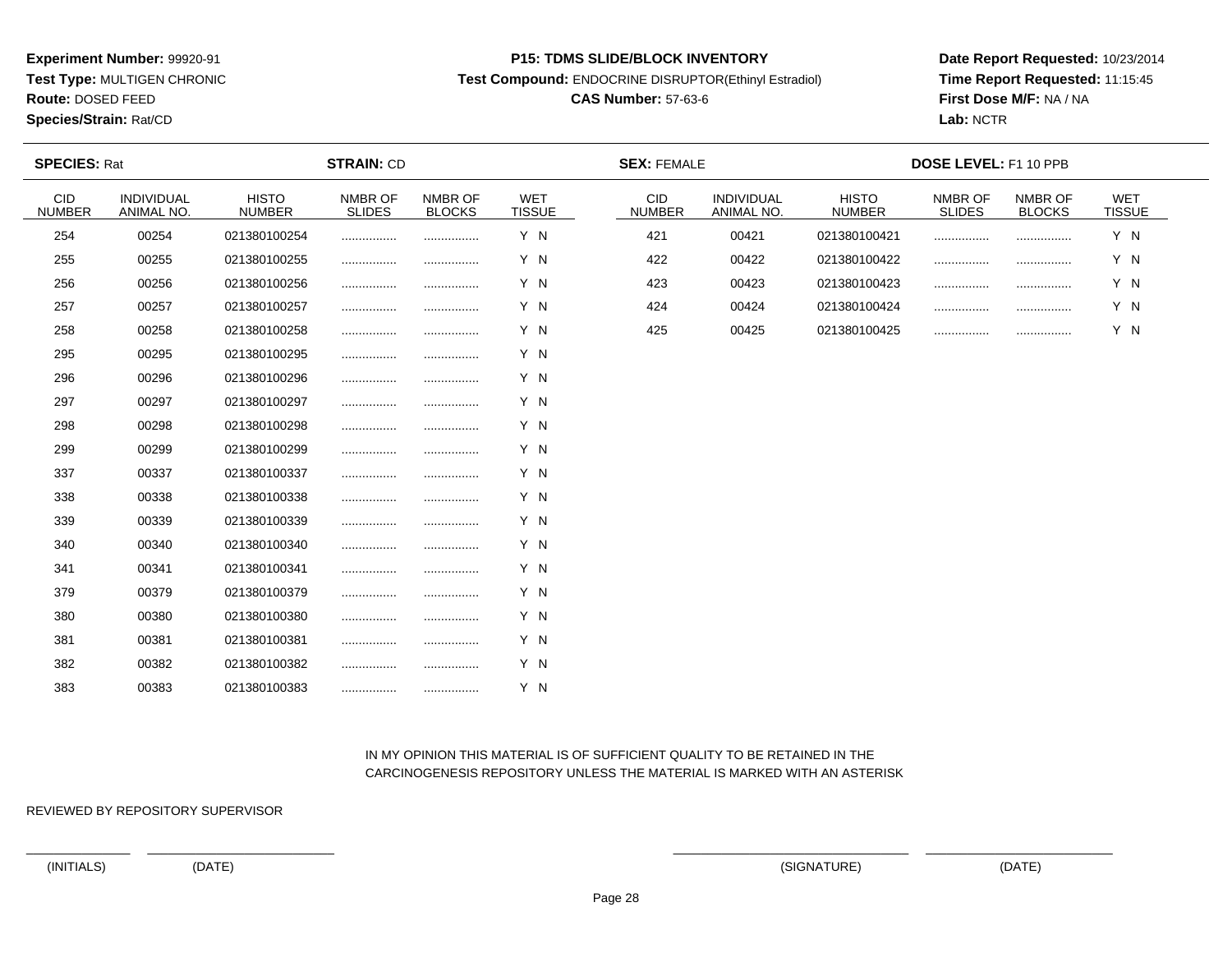**Experiment Number:** 99920-91
**Test Type:** MULTIGEN CHRONIC
**Route:** DOSED FEED
**Species/Strain:** Rat/CD

**P15: TDMS SLIDE/BLOCK INVENTORY**
**Test Compound:** ENDOCRINE DISRUPTOR(Ethinyl Estradiol)
**CAS Number:** 57-63-6

**Date Report Requested:** 10/23/2014
**Time Report Requested:** 11:15:45
**First Dose M/F:** NA / NA
**Lab:** NCTR

**SPECIES:** Rat **STRAIN:** CD **SEX:** FEMALE **DOSE LEVEL:** F1 10 PPB

| CID NUMBER | INDIVIDUAL ANIMAL NO. | HISTO NUMBER | NMBR OF SLIDES | NMBR OF BLOCKS | WET TISSUE |
|---|---|---|---|---|---|
| 254 | 00254 | 021380100254 | ................ | ................ | Y N |
| 255 | 00255 | 021380100255 | ................ | ................ | Y N |
| 256 | 00256 | 021380100256 | ................ | ................ | Y N |
| 257 | 00257 | 021380100257 | ................ | ................ | Y N |
| 258 | 00258 | 021380100258 | ................ | ................ | Y N |
| 295 | 00295 | 021380100295 | ................ | ................ | Y N |
| 296 | 00296 | 021380100296 | ................ | ................ | Y N |
| 297 | 00297 | 021380100297 | ................ | ................ | Y N |
| 298 | 00298 | 021380100298 | ................ | ................ | Y N |
| 299 | 00299 | 021380100299 | ................ | ................ | Y N |
| 337 | 00337 | 021380100337 | ................ | ................ | Y N |
| 338 | 00338 | 021380100338 | ................ | ................ | Y N |
| 339 | 00339 | 021380100339 | ................ | ................ | Y N |
| 340 | 00340 | 021380100340 | ................ | ................ | Y N |
| 341 | 00341 | 021380100341 | ................ | ................ | Y N |
| 379 | 00379 | 021380100379 | ................ | ................ | Y N |
| 380 | 00380 | 021380100380 | ................ | ................ | Y N |
| 381 | 00381 | 021380100381 | ................ | ................ | Y N |
| 382 | 00382 | 021380100382 | ................ | ................ | Y N |
| 383 | 00383 | 021380100383 | ................ | ................ | Y N |
| 421 | 00421 | 021380100421 | ................ | ................ | Y N |
| 422 | 00422 | 021380100422 | ................ | ................ | Y N |
| 423 | 00423 | 021380100423 | ................ | ................ | Y N |
| 424 | 00424 | 021380100424 | ................ | ................ | Y N |
| 425 | 00425 | 021380100425 | ................ | ................ | Y N |

IN MY OPINION THIS MATERIAL IS OF SUFFICIENT QUALITY TO BE RETAINED IN THE CARCINOGENESIS REPOSITORY UNLESS THE MATERIAL IS MARKED WITH AN ASTERISK

REVIEWED BY REPOSITORY SUPERVISOR

(INITIALS) (DATE) (SIGNATURE) (DATE)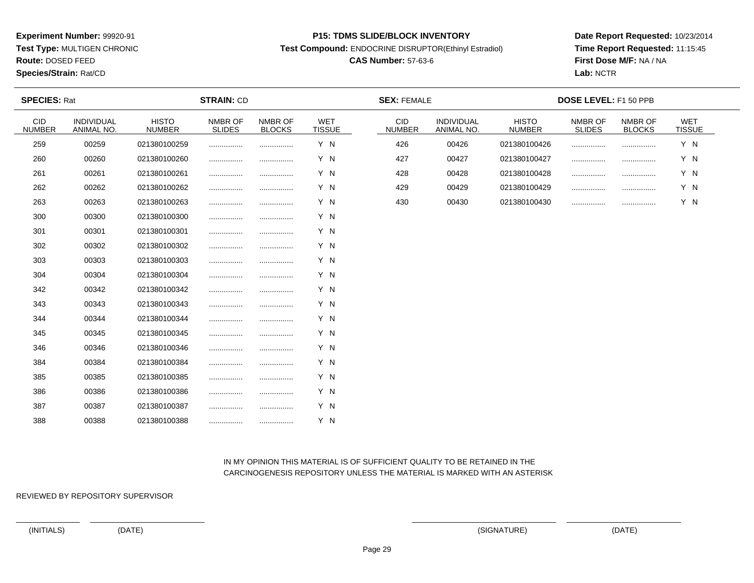**Experiment Number:** 99920-91
**Test Type:** MULTIGEN CHRONIC
**Route:** DOSED FEED
**Species/Strain:** Rat/CD

**P15: TDMS SLIDE/BLOCK INVENTORY**
**Test Compound:** ENDOCRINE DISRUPTOR(Ethinyl Estradiol)
**CAS Number:** 57-63-6

**Date Report Requested:** 10/23/2014
**Time Report Requested:** 11:15:45
**First Dose M/F:** NA / NA
**Lab:** NCTR

**SPECIES:** Rat **STRAIN:** CD **SEX:** FEMALE **DOSE LEVEL:** F1 50 PPB

| CID NUMBER | INDIVIDUAL ANIMAL NO. | HISTO NUMBER | NMBR OF SLIDES | NMBR OF BLOCKS | WET TISSUE |
|---|---|---|---|---|---|
| 259 | 00259 | 021380100259 | ................ | ................ | Y N |
| 260 | 00260 | 021380100260 | ................ | ................ | Y N |
| 261 | 00261 | 021380100261 | ................ | ................ | Y N |
| 262 | 00262 | 021380100262 | ................ | ................ | Y N |
| 263 | 00263 | 021380100263 | ................ | ................ | Y N |
| 300 | 00300 | 021380100300 | ................ | ................ | Y N |
| 301 | 00301 | 021380100301 | ................ | ................ | Y N |
| 302 | 00302 | 021380100302 | ................ | ................ | Y N |
| 303 | 00303 | 021380100303 | ................ | ................ | Y N |
| 304 | 00304 | 021380100304 | ................ | ................ | Y N |
| 342 | 00342 | 021380100342 | ................ | ................ | Y N |
| 343 | 00343 | 021380100343 | ................ | ................ | Y N |
| 344 | 00344 | 021380100344 | ................ | ................ | Y N |
| 345 | 00345 | 021380100345 | ................ | ................ | Y N |
| 346 | 00346 | 021380100346 | ................ | ................ | Y N |
| 384 | 00384 | 021380100384 | ................ | ................ | Y N |
| 385 | 00385 | 021380100385 | ................ | ................ | Y N |
| 386 | 00386 | 021380100386 | ................ | ................ | Y N |
| 387 | 00387 | 021380100387 | ................ | ................ | Y N |
| 388 | 00388 | 021380100388 | ................ | ................ | Y N |
| 426 | 00426 | 021380100426 | ................ | ................ | Y N |
| 427 | 00427 | 021380100427 | ................ | ................ | Y N |
| 428 | 00428 | 021380100428 | ................ | ................ | Y N |
| 429 | 00429 | 021380100429 | ................ | ................ | Y N |
| 430 | 00430 | 021380100430 | ................ | ................ | Y N |

IN MY OPINION THIS MATERIAL IS OF SUFFICIENT QUALITY TO BE RETAINED IN THE CARCINOGENESIS REPOSITORY UNLESS THE MATERIAL IS MARKED WITH AN ASTERISK

REVIEWED BY REPOSITORY SUPERVISOR

(INITIALS) (DATE) (SIGNATURE) (DATE)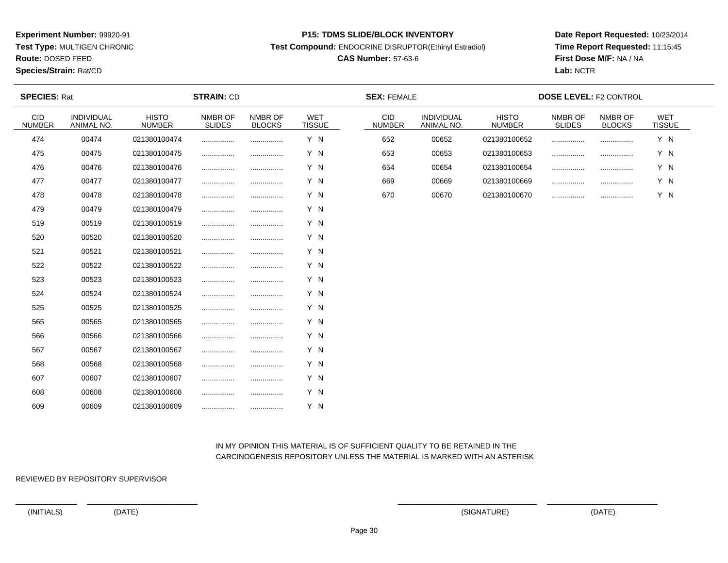**Experiment Number:** 99920-91
**Test Type:** MULTIGEN CHRONIC
**Route:** DOSED FEED
**Species/Strain:** Rat/CD

**P15: TDMS SLIDE/BLOCK INVENTORY**
**Test Compound:** ENDOCRINE DISRUPTOR(Ethinyl Estradiol)
**CAS Number:** 57-63-6

**Date Report Requested:** 10/23/2014
**Time Report Requested:** 11:15:45
**First Dose M/F:** NA / NA
**Lab:** NCTR

**SPECIES:** Rat **STRAIN:** CD **SEX:** FEMALE **DOSE LEVEL:** F2 CONTROL

| CID NUMBER | INDIVIDUAL ANIMAL NO. | HISTO NUMBER | NMBR OF SLIDES | NMBR OF BLOCKS | WET TISSUE |
|---|---|---|---|---|---|
| 474 | 00474 | 021380100474 | ................ | ................ | Y N |
| 475 | 00475 | 021380100475 | ................ | ................ | Y N |
| 476 | 00476 | 021380100476 | ................ | ................ | Y N |
| 477 | 00477 | 021380100477 | ................ | ................ | Y N |
| 478 | 00478 | 021380100478 | ................ | ................ | Y N |
| 479 | 00479 | 021380100479 | ................ | ................ | Y N |
| 519 | 00519 | 021380100519 | ................ | ................ | Y N |
| 520 | 00520 | 021380100520 | ................ | ................ | Y N |
| 521 | 00521 | 021380100521 | ................ | ................ | Y N |
| 522 | 00522 | 021380100522 | ................ | ................ | Y N |
| 523 | 00523 | 021380100523 | ................ | ................ | Y N |
| 524 | 00524 | 021380100524 | ................ | ................ | Y N |
| 525 | 00525 | 021380100525 | ................ | ................ | Y N |
| 565 | 00565 | 021380100565 | ................ | ................ | Y N |
| 566 | 00566 | 021380100566 | ................ | ................ | Y N |
| 567 | 00567 | 021380100567 | ................ | ................ | Y N |
| 568 | 00568 | 021380100568 | ................ | ................ | Y N |
| 607 | 00607 | 021380100607 | ................ | ................ | Y N |
| 608 | 00608 | 021380100608 | ................ | ................ | Y N |
| 609 | 00609 | 021380100609 | ................ | ................ | Y N |
| 652 | 00652 | 021380100652 | ................ | ................ | Y N |
| 653 | 00653 | 021380100653 | ................ | ................ | Y N |
| 654 | 00654 | 021380100654 | ................ | ................ | Y N |
| 669 | 00669 | 021380100669 | ................ | ................ | Y N |
| 670 | 00670 | 021380100670 | ................ | ................ | Y N |

IN MY OPINION THIS MATERIAL IS OF SUFFICIENT QUALITY TO BE RETAINED IN THE CARCINOGENESIS REPOSITORY UNLESS THE MATERIAL IS MARKED WITH AN ASTERISK

REVIEWED BY REPOSITORY SUPERVISOR

(INITIALS) (DATE) (SIGNATURE) (DATE)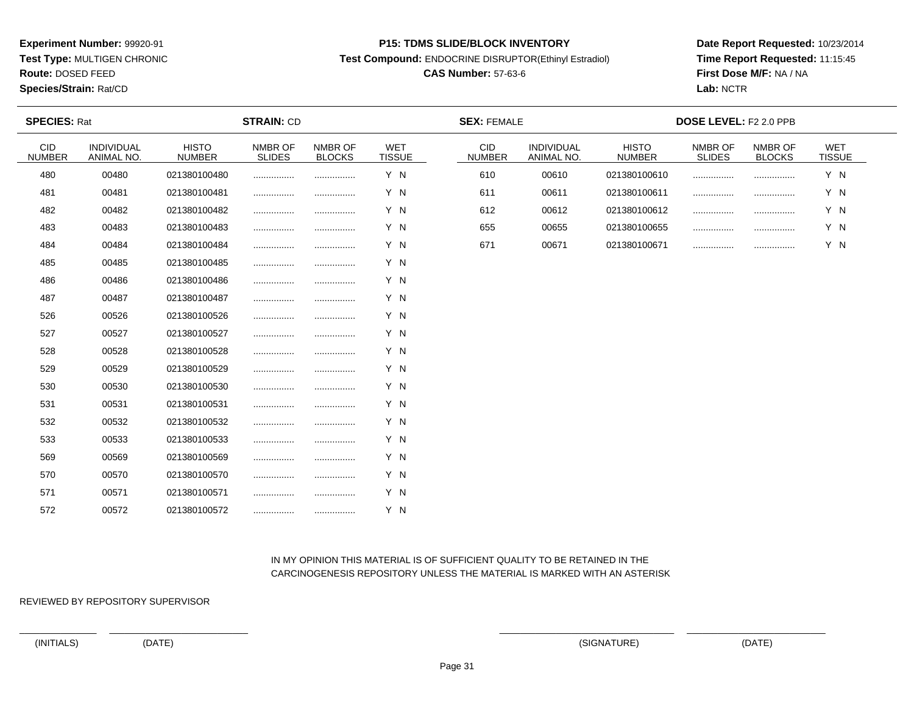**Experiment Number:** 99920-91
**Test Type:** MULTIGEN CHRONIC
**Route:** DOSED FEED
**Species/Strain:** Rat/CD

**P15: TDMS SLIDE/BLOCK INVENTORY**
**Test Compound:** ENDOCRINE DISRUPTOR(Ethinyl Estradiol)
**CAS Number:** 57-63-6

**Date Report Requested:** 10/23/2014
**Time Report Requested:** 11:15:45
**First Dose M/F:** NA / NA
**Lab:** NCTR

**SPECIES:** Rat **STRAIN:** CD **SEX:** FEMALE **DOSE LEVEL:** F2 2.0 PPB

| CID NUMBER | INDIVIDUAL ANIMAL NO. | HISTO NUMBER | NMBR OF SLIDES | NMBR OF BLOCKS | WET TISSUE |
|---|---|---|---|---|---|
| 480 | 00480 | 021380100480 | ................ | ................ | Y N |
| 481 | 00481 | 021380100481 | ................ | ................ | Y N |
| 482 | 00482 | 021380100482 | ................ | ................ | Y N |
| 483 | 00483 | 021380100483 | ................ | ................ | Y N |
| 484 | 00484 | 021380100484 | ................ | ................ | Y N |
| 485 | 00485 | 021380100485 | ................ | ................ | Y N |
| 486 | 00486 | 021380100486 | ................ | ................ | Y N |
| 487 | 00487 | 021380100487 | ................ | ................ | Y N |
| 526 | 00526 | 021380100526 | ................ | ................ | Y N |
| 527 | 00527 | 021380100527 | ................ | ................ | Y N |
| 528 | 00528 | 021380100528 | ................ | ................ | Y N |
| 529 | 00529 | 021380100529 | ................ | ................ | Y N |
| 530 | 00530 | 021380100530 | ................ | ................ | Y N |
| 531 | 00531 | 021380100531 | ................ | ................ | Y N |
| 532 | 00532 | 021380100532 | ................ | ................ | Y N |
| 533 | 00533 | 021380100533 | ................ | ................ | Y N |
| 569 | 00569 | 021380100569 | ................ | ................ | Y N |
| 570 | 00570 | 021380100570 | ................ | ................ | Y N |
| 571 | 00571 | 021380100571 | ................ | ................ | Y N |
| 572 | 00572 | 021380100572 | ................ | ................ | Y N |
| 610 | 00610 | 021380100610 | ................ | ................ | Y N |
| 611 | 00611 | 021380100611 | ................ | ................ | Y N |
| 612 | 00612 | 021380100612 | ................ | ................ | Y N |
| 655 | 00655 | 021380100655 | ................ | ................ | Y N |
| 671 | 00671 | 021380100671 | ................ | ................ | Y N |

IN MY OPINION THIS MATERIAL IS OF SUFFICIENT QUALITY TO BE RETAINED IN THE CARCINOGENESIS REPOSITORY UNLESS THE MATERIAL IS MARKED WITH AN ASTERISK

REVIEWED BY REPOSITORY SUPERVISOR

(INITIALS) (DATE) (SIGNATURE) (DATE)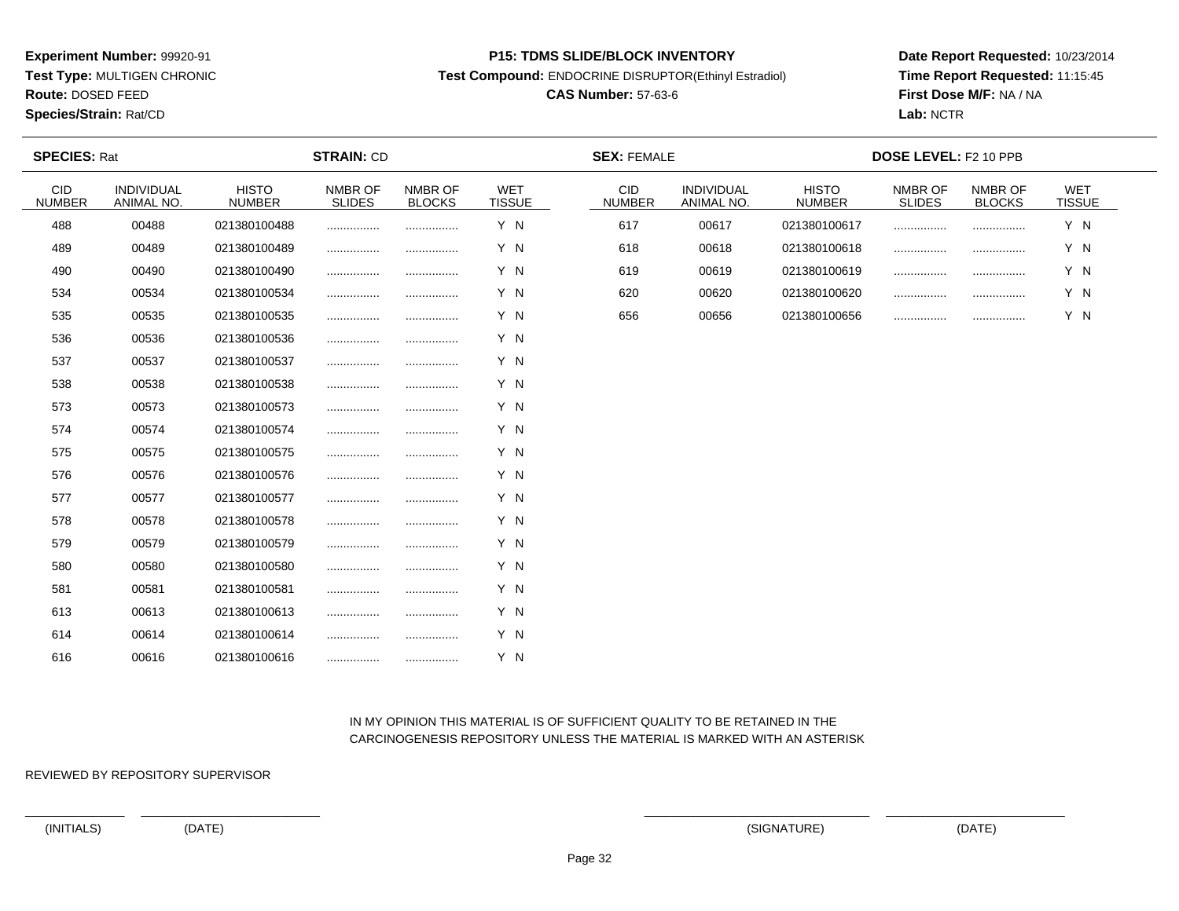**Experiment Number:** 99920-91
**Test Type:** MULTIGEN CHRONIC
**Route:** DOSED FEED
**Species/Strain:** Rat/CD

**P15: TDMS SLIDE/BLOCK INVENTORY**
**Test Compound:** ENDOCRINE DISRUPTOR(Ethinyl Estradiol)
**CAS Number:** 57-63-6

**Date Report Requested:** 10/23/2014
**Time Report Requested:** 11:15:45
**First Dose M/F:** NA / NA
**Lab:** NCTR

**SPECIES:** Rat **STRAIN:** CD **SEX:** FEMALE **DOSE LEVEL:** F2 10 PPB

| CID NUMBER | INDIVIDUAL ANIMAL NO. | HISTO NUMBER | NMBR OF SLIDES | NMBR OF BLOCKS | WET TISSUE |
|---|---|---|---|---|---|
| 488 | 00488 | 021380100488 | ................ | ................ | Y N |
| 489 | 00489 | 021380100489 | ................ | ................ | Y N |
| 490 | 00490 | 021380100490 | ................ | ................ | Y N |
| 534 | 00534 | 021380100534 | ................ | ................ | Y N |
| 535 | 00535 | 021380100535 | ................ | ................ | Y N |
| 536 | 00536 | 021380100536 | ................ | ................ | Y N |
| 537 | 00537 | 021380100537 | ................ | ................ | Y N |
| 538 | 00538 | 021380100538 | ................ | ................ | Y N |
| 573 | 00573 | 021380100573 | ................ | ................ | Y N |
| 574 | 00574 | 021380100574 | ................ | ................ | Y N |
| 575 | 00575 | 021380100575 | ................ | ................ | Y N |
| 576 | 00576 | 021380100576 | ................ | ................ | Y N |
| 577 | 00577 | 021380100577 | ................ | ................ | Y N |
| 578 | 00578 | 021380100578 | ................ | ................ | Y N |
| 579 | 00579 | 021380100579 | ................ | ................ | Y N |
| 580 | 00580 | 021380100580 | ................ | ................ | Y N |
| 581 | 00581 | 021380100581 | ................ | ................ | Y N |
| 613 | 00613 | 021380100613 | ................ | ................ | Y N |
| 614 | 00614 | 021380100614 | ................ | ................ | Y N |
| 616 | 00616 | 021380100616 | ................ | ................ | Y N |
| 617 | 00617 | 021380100617 | ................ | ................ | Y N |
| 618 | 00618 | 021380100618 | ................ | ................ | Y N |
| 619 | 00619 | 021380100619 | ................ | ................ | Y N |
| 620 | 00620 | 021380100620 | ................ | ................ | Y N |
| 656 | 00656 | 021380100656 | ................ | ................ | Y N |

IN MY OPINION THIS MATERIAL IS OF SUFFICIENT QUALITY TO BE RETAINED IN THE CARCINOGENESIS REPOSITORY UNLESS THE MATERIAL IS MARKED WITH AN ASTERISK

REVIEWED BY REPOSITORY SUPERVISOR

(INITIALS) (DATE) (SIGNATURE) (DATE)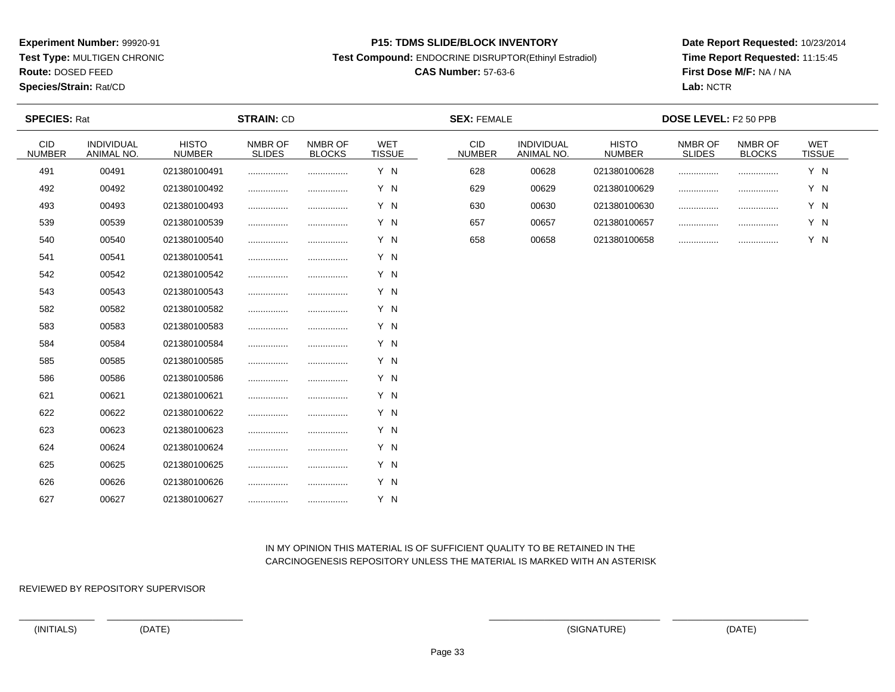**Experiment Number:** 99920-91
**Test Type:** MULTIGEN CHRONIC
**Route:** DOSED FEED
**Species/Strain:** Rat/CD

**P15: TDMS SLIDE/BLOCK INVENTORY**
**Test Compound:** ENDOCRINE DISRUPTOR(Ethinyl Estradiol)
**CAS Number:** 57-63-6

**Date Report Requested:** 10/23/2014
**Time Report Requested:** 11:15:45
**First Dose M/F:** NA / NA
**Lab:** NCTR

**SPECIES:** Rat **STRAIN:** CD **SEX:** FEMALE **DOSE LEVEL:** F2 50 PPB

| CID NUMBER | INDIVIDUAL ANIMAL NO. | HISTO NUMBER | NMBR OF SLIDES | NMBR OF BLOCKS | WET TISSUE |
|---|---|---|---|---|---|
| 491 | 00491 | 021380100491 | ................ | ................ | Y N |
| 492 | 00492 | 021380100492 | ................ | ................ | Y N |
| 493 | 00493 | 021380100493 | ................ | ................ | Y N |
| 539 | 00539 | 021380100539 | ................ | ................ | Y N |
| 540 | 00540 | 021380100540 | ................ | ................ | Y N |
| 541 | 00541 | 021380100541 | ................ | ................ | Y N |
| 542 | 00542 | 021380100542 | ................ | ................ | Y N |
| 543 | 00543 | 021380100543 | ................ | ................ | Y N |
| 582 | 00582 | 021380100582 | ................ | ................ | Y N |
| 583 | 00583 | 021380100583 | ................ | ................ | Y N |
| 584 | 00584 | 021380100584 | ................ | ................ | Y N |
| 585 | 00585 | 021380100585 | ................ | ................ | Y N |
| 586 | 00586 | 021380100586 | ................ | ................ | Y N |
| 621 | 00621 | 021380100621 | ................ | ................ | Y N |
| 622 | 00622 | 021380100622 | ................ | ................ | Y N |
| 623 | 00623 | 021380100623 | ................ | ................ | Y N |
| 624 | 00624 | 021380100624 | ................ | ................ | Y N |
| 625 | 00625 | 021380100625 | ................ | ................ | Y N |
| 626 | 00626 | 021380100626 | ................ | ................ | Y N |
| 627 | 00627 | 021380100627 | ................ | ................ | Y N |
| 628 | 00628 | 021380100628 | ................ | ................ | Y N |
| 629 | 00629 | 021380100629 | ................ | ................ | Y N |
| 630 | 00630 | 021380100630 | ................ | ................ | Y N |
| 657 | 00657 | 021380100657 | ................ | ................ | Y N |
| 658 | 00658 | 021380100658 | ................ | ................ | Y N |

IN MY OPINION THIS MATERIAL IS OF SUFFICIENT QUALITY TO BE RETAINED IN THE CARCINOGENESIS REPOSITORY UNLESS THE MATERIAL IS MARKED WITH AN ASTERISK

REVIEWED BY REPOSITORY SUPERVISOR

(INITIALS) (DATE) (SIGNATURE) (DATE)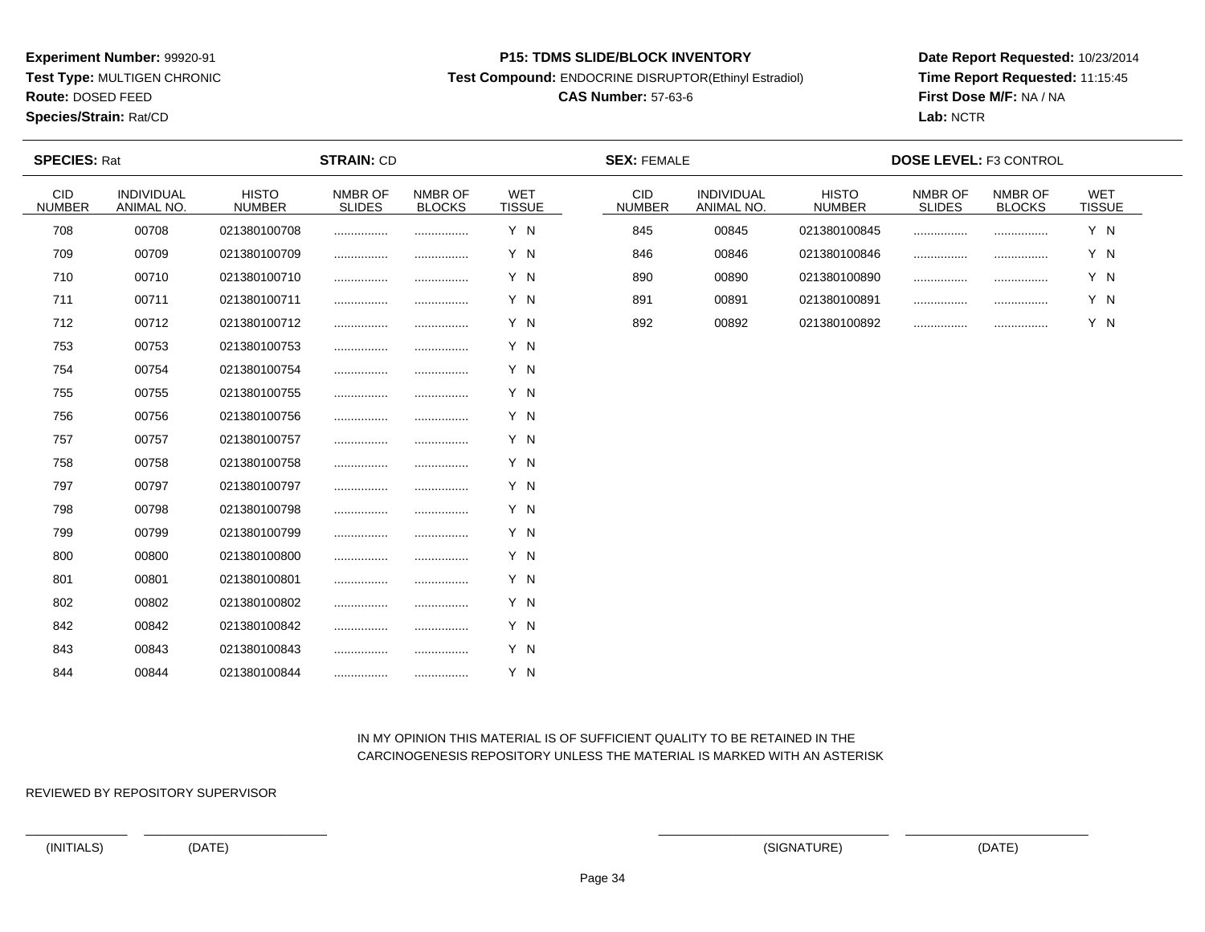**Experiment Number:** 99920-91
**Test Type:** MULTIGEN CHRONIC
**Route:** DOSED FEED
**Species/Strain:** Rat/CD

**P15: TDMS SLIDE/BLOCK INVENTORY**
**Test Compound:** ENDOCRINE DISRUPTOR(Ethinyl Estradiol)
**CAS Number:** 57-63-6

**Date Report Requested:** 10/23/2014
**Time Report Requested:** 11:15:45
**First Dose M/F:** NA / NA
**Lab:** NCTR

**SPECIES:** Rat **STRAIN:** CD **SEX:** FEMALE **DOSE LEVEL:** F3 CONTROL

| CID NUMBER | INDIVIDUAL ANIMAL NO. | HISTO NUMBER | NMBR OF SLIDES | NMBR OF BLOCKS | WET TISSUE |
|---|---|---|---|---|---|
| 708 | 00708 | 021380100708 | ................ | ................ | Y N |
| 709 | 00709 | 021380100709 | ................ | ................ | Y N |
| 710 | 00710 | 021380100710 | ................ | ................ | Y N |
| 711 | 00711 | 021380100711 | ................ | ................ | Y N |
| 712 | 00712 | 021380100712 | ................ | ................ | Y N |
| 753 | 00753 | 021380100753 | ................ | ................ | Y N |
| 754 | 00754 | 021380100754 | ................ | ................ | Y N |
| 755 | 00755 | 021380100755 | ................ | ................ | Y N |
| 756 | 00756 | 021380100756 | ................ | ................ | Y N |
| 757 | 00757 | 021380100757 | ................ | ................ | Y N |
| 758 | 00758 | 021380100758 | ................ | ................ | Y N |
| 797 | 00797 | 021380100797 | ................ | ................ | Y N |
| 798 | 00798 | 021380100798 | ................ | ................ | Y N |
| 799 | 00799 | 021380100799 | ................ | ................ | Y N |
| 800 | 00800 | 021380100800 | ................ | ................ | Y N |
| 801 | 00801 | 021380100801 | ................ | ................ | Y N |
| 802 | 00802 | 021380100802 | ................ | ................ | Y N |
| 842 | 00842 | 021380100842 | ................ | ................ | Y N |
| 843 | 00843 | 021380100843 | ................ | ................ | Y N |
| 844 | 00844 | 021380100844 | ................ | ................ | Y N |
| 845 | 00845 | 021380100845 | ................ | ................ | Y N |
| 846 | 00846 | 021380100846 | ................ | ................ | Y N |
| 890 | 00890 | 021380100890 | ................ | ................ | Y N |
| 891 | 00891 | 021380100891 | ................ | ................ | Y N |
| 892 | 00892 | 021380100892 | ................ | ................ | Y N |

IN MY OPINION THIS MATERIAL IS OF SUFFICIENT QUALITY TO BE RETAINED IN THE CARCINOGENESIS REPOSITORY UNLESS THE MATERIAL IS MARKED WITH AN ASTERISK

REVIEWED BY REPOSITORY SUPERVISOR

(INITIALS) (DATE) (SIGNATURE) (DATE)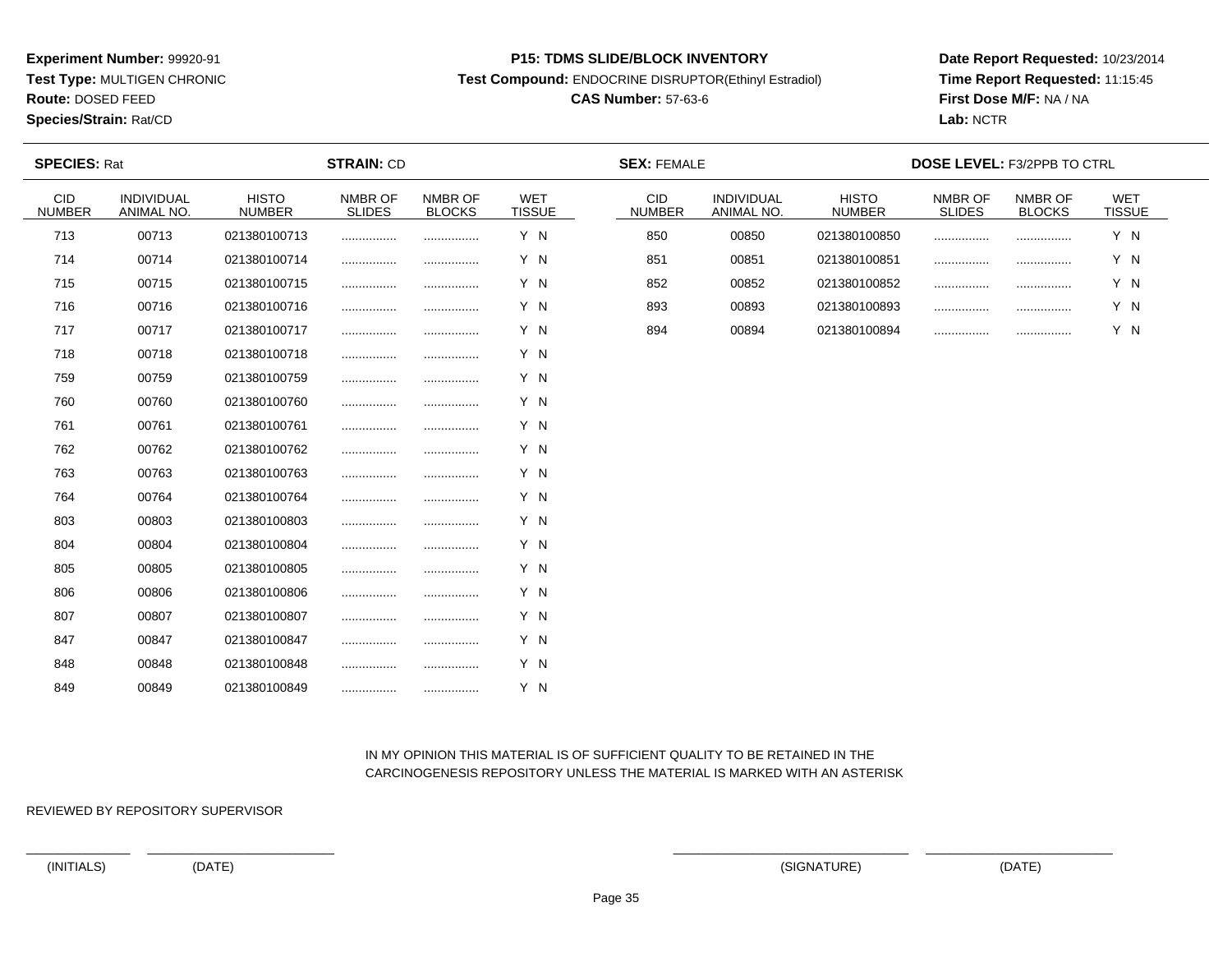**Experiment Number:** 99920-91
**Test Type:** MULTIGEN CHRONIC
**Route:** DOSED FEED
**Species/Strain:** Rat/CD

**P15: TDMS SLIDE/BLOCK INVENTORY**
**Test Compound:** ENDOCRINE DISRUPTOR(Ethinyl Estradiol)
**CAS Number:** 57-63-6

**Date Report Requested:** 10/23/2014
**Time Report Requested:** 11:15:45
**First Dose M/F:** NA / NA
**Lab:** NCTR

**SPECIES:** Rat **STRAIN:** CD **SEX:** FEMALE **DOSE LEVEL:** F3/2PPB TO CTRL

| CID NUMBER | INDIVIDUAL ANIMAL NO. | HISTO NUMBER | NMBR OF SLIDES | NMBR OF BLOCKS | WET TISSUE |
|---|---|---|---|---|---|
| 713 | 00713 | 021380100713 | ................ | ................ | Y N |
| 714 | 00714 | 021380100714 | ................ | ................ | Y N |
| 715 | 00715 | 021380100715 | ................ | ................ | Y N |
| 716 | 00716 | 021380100716 | ................ | ................ | Y N |
| 717 | 00717 | 021380100717 | ................ | ................ | Y N |
| 718 | 00718 | 021380100718 | ................ | ................ | Y N |
| 759 | 00759 | 021380100759 | ................ | ................ | Y N |
| 760 | 00760 | 021380100760 | ................ | ................ | Y N |
| 761 | 00761 | 021380100761 | ................ | ................ | Y N |
| 762 | 00762 | 021380100762 | ................ | ................ | Y N |
| 763 | 00763 | 021380100763 | ................ | ................ | Y N |
| 764 | 00764 | 021380100764 | ................ | ................ | Y N |
| 803 | 00803 | 021380100803 | ................ | ................ | Y N |
| 804 | 00804 | 021380100804 | ................ | ................ | Y N |
| 805 | 00805 | 021380100805 | ................ | ................ | Y N |
| 806 | 00806 | 021380100806 | ................ | ................ | Y N |
| 807 | 00807 | 021380100807 | ................ | ................ | Y N |
| 847 | 00847 | 021380100847 | ................ | ................ | Y N |
| 848 | 00848 | 021380100848 | ................ | ................ | Y N |
| 849 | 00849 | 021380100849 | ................ | ................ | Y N |
| 850 | 00850 | 021380100850 | ................ | ................ | Y N |
| 851 | 00851 | 021380100851 | ................ | ................ | Y N |
| 852 | 00852 | 021380100852 | ................ | ................ | Y N |
| 893 | 00893 | 021380100893 | ................ | ................ | Y N |
| 894 | 00894 | 021380100894 | ................ | ................ | Y N |

IN MY OPINION THIS MATERIAL IS OF SUFFICIENT QUALITY TO BE RETAINED IN THE CARCINOGENESIS REPOSITORY UNLESS THE MATERIAL IS MARKED WITH AN ASTERISK

REVIEWED BY REPOSITORY SUPERVISOR

(INITIALS) (DATE) (SIGNATURE) (DATE)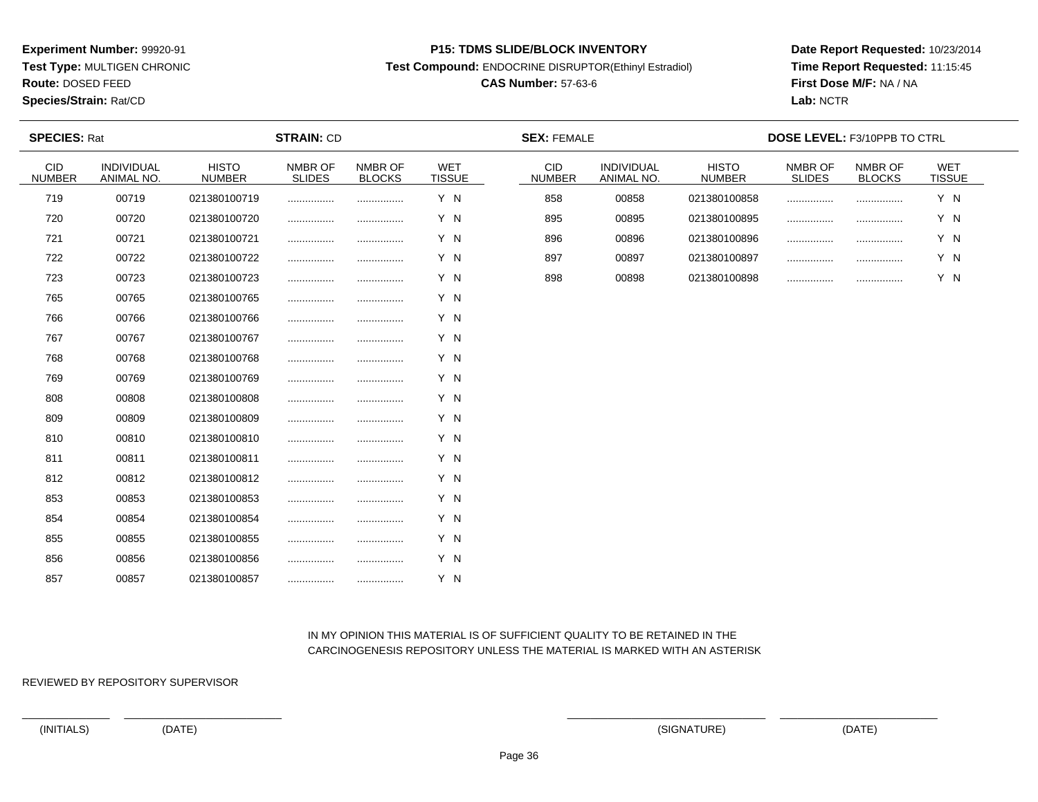**Experiment Number:** 99920-91
**Test Type:** MULTIGEN CHRONIC
**Route:** DOSED FEED
**Species/Strain:** Rat/CD

**P15: TDMS SLIDE/BLOCK INVENTORY**
**Test Compound:** ENDOCRINE DISRUPTOR(Ethinyl Estradiol)
**CAS Number:** 57-63-6

**Date Report Requested:** 10/23/2014
**Time Report Requested:** 11:15:45
**First Dose M/F:** NA / NA
**Lab:** NCTR

**SPECIES:** Rat **STRAIN:** CD **SEX:** FEMALE **DOSE LEVEL:** F3/10PPB TO CTRL

| CID NUMBER | INDIVIDUAL ANIMAL NO. | HISTO NUMBER | NMBR OF SLIDES | NMBR OF BLOCKS | WET TISSUE |
|---|---|---|---|---|---|
| 719 | 00719 | 021380100719 | ................ | ................ | Y N |
| 720 | 00720 | 021380100720 | ................ | ................ | Y N |
| 721 | 00721 | 021380100721 | ................ | ................ | Y N |
| 722 | 00722 | 021380100722 | ................ | ................ | Y N |
| 723 | 00723 | 021380100723 | ................ | ................ | Y N |
| 765 | 00765 | 021380100765 | ................ | ................ | Y N |
| 766 | 00766 | 021380100766 | ................ | ................ | Y N |
| 767 | 00767 | 021380100767 | ................ | ................ | Y N |
| 768 | 00768 | 021380100768 | ................ | ................ | Y N |
| 769 | 00769 | 021380100769 | ................ | ................ | Y N |
| 808 | 00808 | 021380100808 | ................ | ................ | Y N |
| 809 | 00809 | 021380100809 | ................ | ................ | Y N |
| 810 | 00810 | 021380100810 | ................ | ................ | Y N |
| 811 | 00811 | 021380100811 | ................ | ................ | Y N |
| 812 | 00812 | 021380100812 | ................ | ................ | Y N |
| 853 | 00853 | 021380100853 | ................ | ................ | Y N |
| 854 | 00854 | 021380100854 | ................ | ................ | Y N |
| 855 | 00855 | 021380100855 | ................ | ................ | Y N |
| 856 | 00856 | 021380100856 | ................ | ................ | Y N |
| 857 | 00857 | 021380100857 | ................ | ................ | Y N |
| 858 | 00858 | 021380100858 | ................ | ................ | Y N |
| 895 | 00895 | 021380100895 | ................ | ................ | Y N |
| 896 | 00896 | 021380100896 | ................ | ................ | Y N |
| 897 | 00897 | 021380100897 | ................ | ................ | Y N |
| 898 | 00898 | 021380100898 | ................ | ................ | Y N |

IN MY OPINION THIS MATERIAL IS OF SUFFICIENT QUALITY TO BE RETAINED IN THE CARCINOGENESIS REPOSITORY UNLESS THE MATERIAL IS MARKED WITH AN ASTERISK

REVIEWED BY REPOSITORY SUPERVISOR

(INITIALS) (DATE) (SIGNATURE) (DATE)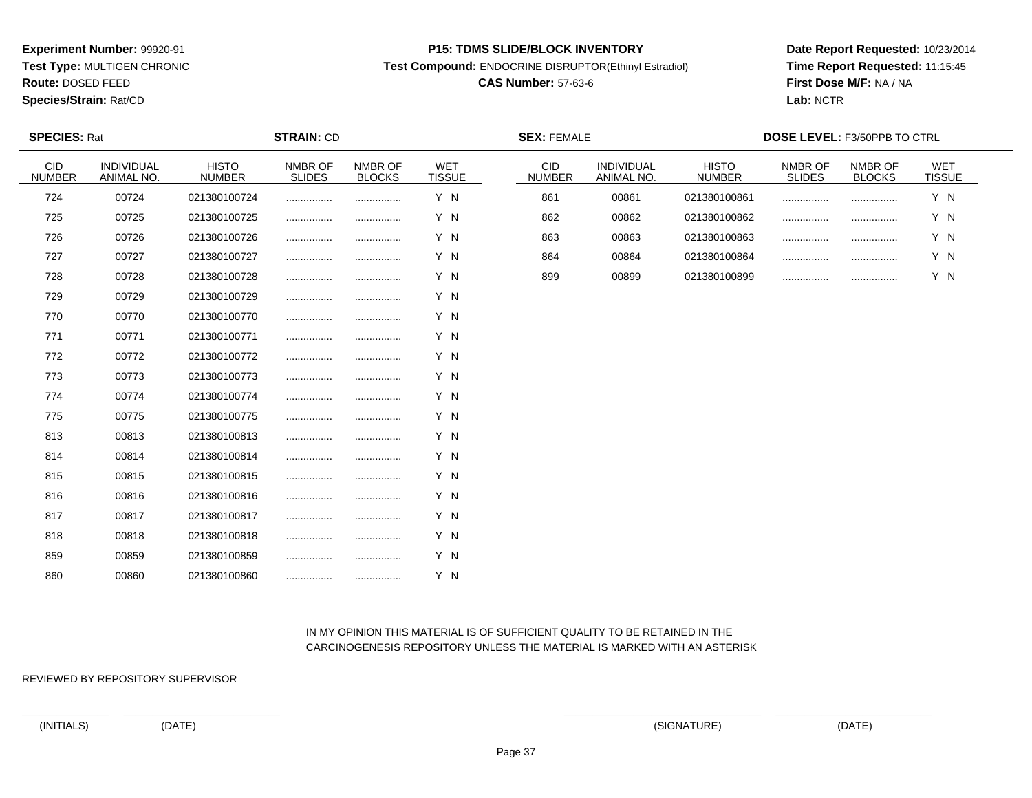**Experiment Number:** 99920-91
**Test Type:** MULTIGEN CHRONIC
**Route:** DOSED FEED
**Species/Strain:** Rat/CD

**P15: TDMS SLIDE/BLOCK INVENTORY**
**Test Compound:** ENDOCRINE DISRUPTOR(Ethinyl Estradiol)
**CAS Number:** 57-63-6

**Date Report Requested:** 10/23/2014
**Time Report Requested:** 11:15:45
**First Dose M/F:** NA / NA
**Lab:** NCTR

**SPECIES:** Rat | **STRAIN:** CD | **SEX:** FEMALE | **DOSE LEVEL:** F3/50PPB TO CTRL

| CID NUMBER | INDIVIDUAL ANIMAL NO. | HISTO NUMBER | NMBR OF SLIDES | NMBR OF BLOCKS | WET TISSUE |
|---|---|---|---|---|---|
| 724 | 00724 | 021380100724 | ................ | ................ | Y N |
| 725 | 00725 | 021380100725 | ................ | ................ | Y N |
| 726 | 00726 | 021380100726 | ................ | ................ | Y N |
| 727 | 00727 | 021380100727 | ................ | ................ | Y N |
| 728 | 00728 | 021380100728 | ................ | ................ | Y N |
| 729 | 00729 | 021380100729 | ................ | ................ | Y N |
| 770 | 00770 | 021380100770 | ................ | ................ | Y N |
| 771 | 00771 | 021380100771 | ................ | ................ | Y N |
| 772 | 00772 | 021380100772 | ................ | ................ | Y N |
| 773 | 00773 | 021380100773 | ................ | ................ | Y N |
| 774 | 00774 | 021380100774 | ................ | ................ | Y N |
| 775 | 00775 | 021380100775 | ................ | ................ | Y N |
| 813 | 00813 | 021380100813 | ................ | ................ | Y N |
| 814 | 00814 | 021380100814 | ................ | ................ | Y N |
| 815 | 00815 | 021380100815 | ................ | ................ | Y N |
| 816 | 00816 | 021380100816 | ................ | ................ | Y N |
| 817 | 00817 | 021380100817 | ................ | ................ | Y N |
| 818 | 00818 | 021380100818 | ................ | ................ | Y N |
| 859 | 00859 | 021380100859 | ................ | ................ | Y N |
| 860 | 00860 | 021380100860 | ................ | ................ | Y N |
| 861 | 00861 | 021380100861 | ................ | ................ | Y N |
| 862 | 00862 | 021380100862 | ................ | ................ | Y N |
| 863 | 00863 | 021380100863 | ................ | ................ | Y N |
| 864 | 00864 | 021380100864 | ................ | ................ | Y N |
| 899 | 00899 | 021380100899 | ................ | ................ | Y N |

IN MY OPINION THIS MATERIAL IS OF SUFFICIENT QUALITY TO BE RETAINED IN THE CARCINOGENESIS REPOSITORY UNLESS THE MATERIAL IS MARKED WITH AN ASTERISK

REVIEWED BY REPOSITORY SUPERVISOR

(INITIALS) (DATE) (SIGNATURE) (DATE)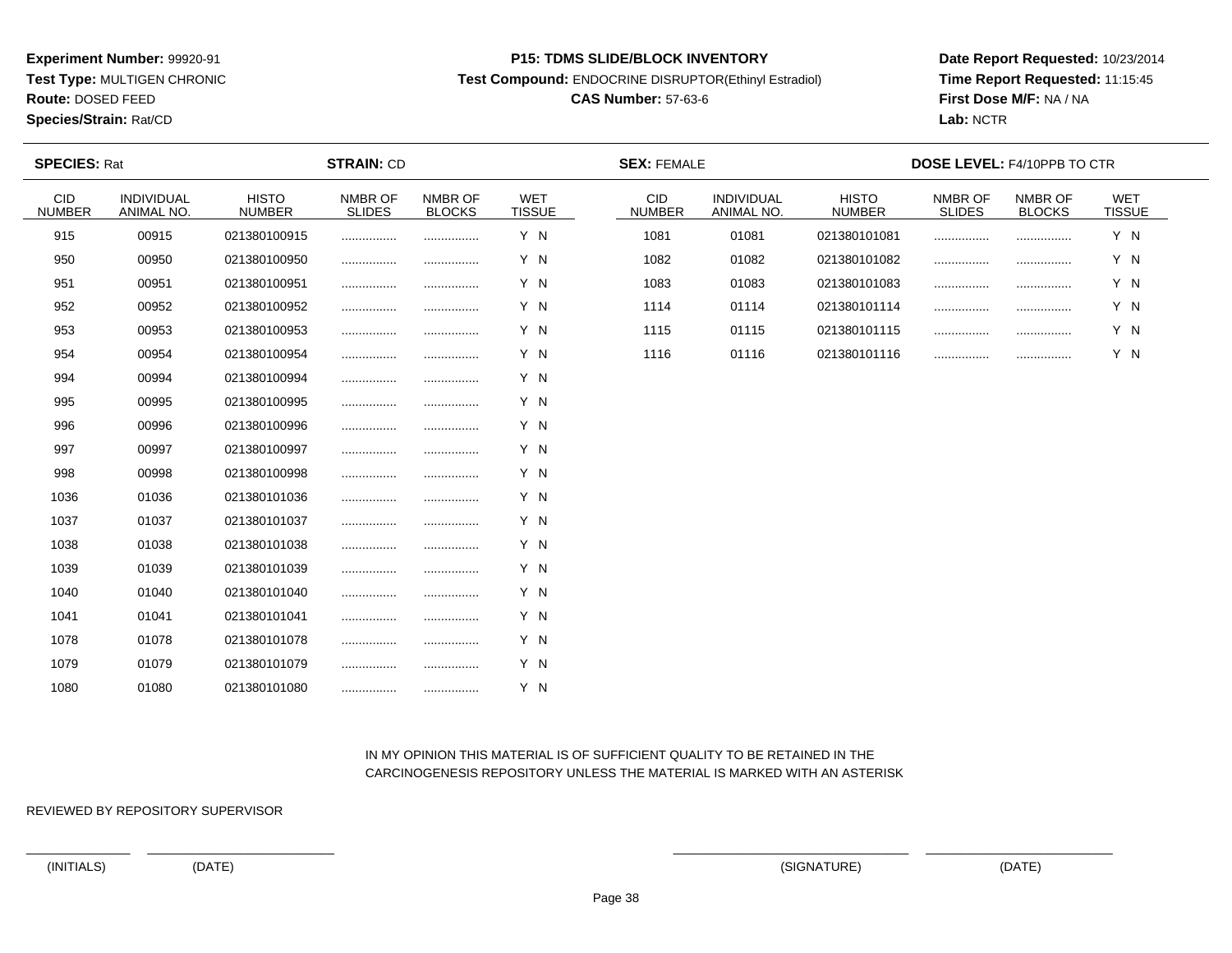**Experiment Number:** 99920-91
**Test Type:** MULTIGEN CHRONIC
**Route:** DOSED FEED
**Species/Strain:** Rat/CD

**P15: TDMS SLIDE/BLOCK INVENTORY**
**Test Compound:** ENDOCRINE DISRUPTOR(Ethinyl Estradiol)
**CAS Number:** 57-63-6

**Date Report Requested:** 10/23/2014
**Time Report Requested:** 11:15:45
**First Dose M/F:** NA / NA
**Lab:** NCTR

**SPECIES:** Rat **STRAIN:** CD **SEX:** FEMALE **DOSE LEVEL:** F4/10PPB TO CTR

| CID NUMBER | INDIVIDUAL ANIMAL NO. | HISTO NUMBER | NMBR OF SLIDES | NMBR OF BLOCKS | WET TISSUE |
|---|---|---|---|---|---|
| 915 | 00915 | 021380100915 | ................ | ................ | Y N |
| 950 | 00950 | 021380100950 | ................ | ................ | Y N |
| 951 | 00951 | 021380100951 | ................ | ................ | Y N |
| 952 | 00952 | 021380100952 | ................ | ................ | Y N |
| 953 | 00953 | 021380100953 | ................ | ................ | Y N |
| 954 | 00954 | 021380100954 | ................ | ................ | Y N |
| 994 | 00994 | 021380100994 | ................ | ................ | Y N |
| 995 | 00995 | 021380100995 | ................ | ................ | Y N |
| 996 | 00996 | 021380100996 | ................ | ................ | Y N |
| 997 | 00997 | 021380100997 | ................ | ................ | Y N |
| 998 | 00998 | 021380100998 | ................ | ................ | Y N |
| 1036 | 01036 | 021380101036 | ................ | ................ | Y N |
| 1037 | 01037 | 021380101037 | ................ | ................ | Y N |
| 1038 | 01038 | 021380101038 | ................ | ................ | Y N |
| 1039 | 01039 | 021380101039 | ................ | ................ | Y N |
| 1040 | 01040 | 021380101040 | ................ | ................ | Y N |
| 1041 | 01041 | 021380101041 | ................ | ................ | Y N |
| 1078 | 01078 | 021380101078 | ................ | ................ | Y N |
| 1079 | 01079 | 021380101079 | ................ | ................ | Y N |
| 1080 | 01080 | 021380101080 | ................ | ................ | Y N |
| 1081 | 01081 | 021380101081 | ................ | ................ | Y N |
| 1082 | 01082 | 021380101082 | ................ | ................ | Y N |
| 1083 | 01083 | 021380101083 | ................ | ................ | Y N |
| 1114 | 01114 | 021380101114 | ................ | ................ | Y N |
| 1115 | 01115 | 021380101115 | ................ | ................ | Y N |
| 1116 | 01116 | 021380101116 | ................ | ................ | Y N |

IN MY OPINION THIS MATERIAL IS OF SUFFICIENT QUALITY TO BE RETAINED IN THE CARCINOGENESIS REPOSITORY UNLESS THE MATERIAL IS MARKED WITH AN ASTERISK

REVIEWED BY REPOSITORY SUPERVISOR

(INITIALS) (DATE) (SIGNATURE) (DATE)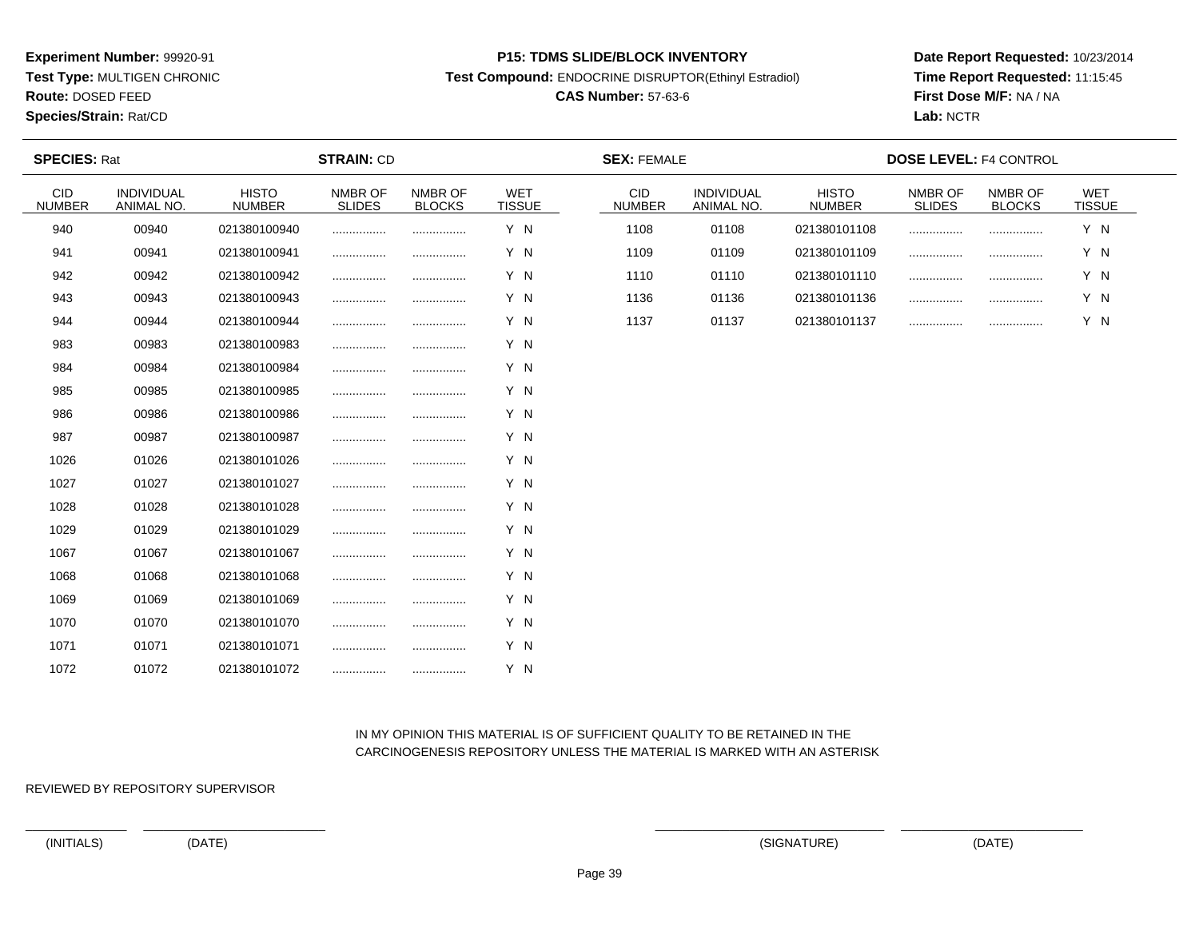**Experiment Number:** 99920-91
**Test Type:** MULTIGEN CHRONIC
**Route:** DOSED FEED
**Species/Strain:** Rat/CD

**P15: TDMS SLIDE/BLOCK INVENTORY**
**Test Compound:** ENDOCRINE DISRUPTOR(Ethinyl Estradiol)
**CAS Number:** 57-63-6

**Date Report Requested:** 10/23/2014
**Time Report Requested:** 11:15:45
**First Dose M/F:** NA / NA
**Lab:** NCTR

**SPECIES:** Rat **STRAIN:** CD **SEX:** FEMALE **DOSE LEVEL:** F4 CONTROL

| CID NUMBER | INDIVIDUAL ANIMAL NO. | HISTO NUMBER | NMBR OF SLIDES | NMBR OF BLOCKS | WET TISSUE |
|---|---|---|---|---|---|
| 940 | 00940 | 021380100940 | ................ | ................ | Y N |
| 941 | 00941 | 021380100941 | ................ | ................ | Y N |
| 942 | 00942 | 021380100942 | ................ | ................ | Y N |
| 943 | 00943 | 021380100943 | ................ | ................ | Y N |
| 944 | 00944 | 021380100944 | ................ | ................ | Y N |
| 983 | 00983 | 021380100983 | ................ | ................ | Y N |
| 984 | 00984 | 021380100984 | ................ | ................ | Y N |
| 985 | 00985 | 021380100985 | ................ | ................ | Y N |
| 986 | 00986 | 021380100986 | ................ | ................ | Y N |
| 987 | 00987 | 021380100987 | ................ | ................ | Y N |
| 1026 | 01026 | 021380101026 | ................ | ................ | Y N |
| 1027 | 01027 | 021380101027 | ................ | ................ | Y N |
| 1028 | 01028 | 021380101028 | ................ | ................ | Y N |
| 1029 | 01029 | 021380101029 | ................ | ................ | Y N |
| 1067 | 01067 | 021380101067 | ................ | ................ | Y N |
| 1068 | 01068 | 021380101068 | ................ | ................ | Y N |
| 1069 | 01069 | 021380101069 | ................ | ................ | Y N |
| 1070 | 01070 | 021380101070 | ................ | ................ | Y N |
| 1071 | 01071 | 021380101071 | ................ | ................ | Y N |
| 1072 | 01072 | 021380101072 | ................ | ................ | Y N |
| 1108 | 01108 | 021380101108 | ................ | ................ | Y N |
| 1109 | 01109 | 021380101109 | ................ | ................ | Y N |
| 1110 | 01110 | 021380101110 | ................ | ................ | Y N |
| 1136 | 01136 | 021380101136 | ................ | ................ | Y N |
| 1137 | 01137 | 021380101137 | ................ | ................ | Y N |

IN MY OPINION THIS MATERIAL IS OF SUFFICIENT QUALITY TO BE RETAINED IN THE CARCINOGENESIS REPOSITORY UNLESS THE MATERIAL IS MARKED WITH AN ASTERISK

REVIEWED BY REPOSITORY SUPERVISOR

(INITIALS) (DATE) (SIGNATURE) (DATE)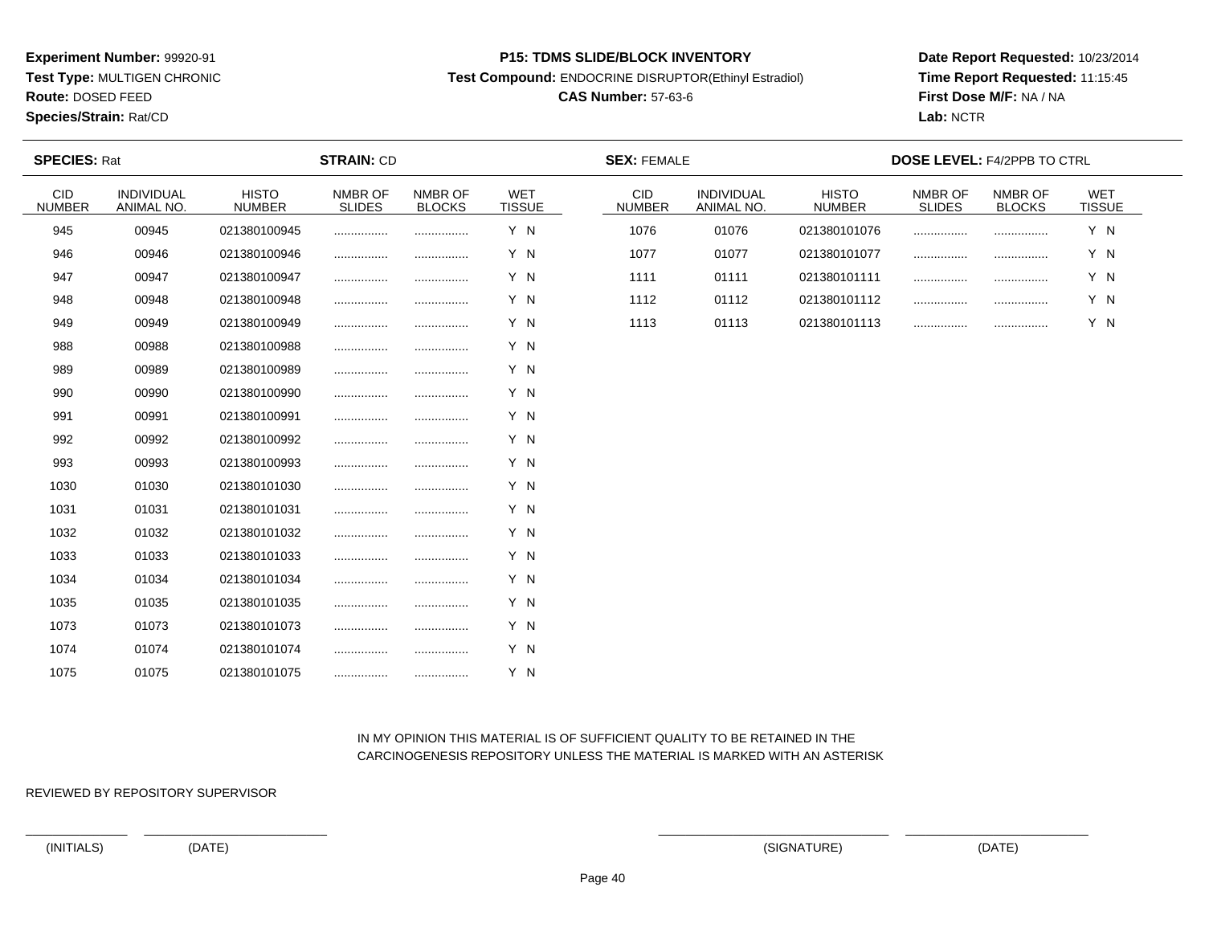**Experiment Number:** 99920-91
**Test Type:** MULTIGEN CHRONIC
**Route:** DOSED FEED
**Species/Strain:** Rat/CD

**P15: TDMS SLIDE/BLOCK INVENTORY**
**Test Compound:** ENDOCRINE DISRUPTOR(Ethinyl Estradiol)
**CAS Number:** 57-63-6

**Date Report Requested:** 10/23/2014
**Time Report Requested:** 11:15:45
**First Dose M/F:** NA / NA
**Lab:** NCTR

**SPECIES:** Rat **STRAIN:** CD **SEX:** FEMALE **DOSE LEVEL:** F4/2PPB TO CTRL

| CID NUMBER | INDIVIDUAL ANIMAL NO. | HISTO NUMBER | NMBR OF SLIDES | NMBR OF BLOCKS | WET TISSUE |
|---|---|---|---|---|---|
| 945 | 00945 | 021380100945 | ................ | ................ | Y N |
| 946 | 00946 | 021380100946 | ................ | ................ | Y N |
| 947 | 00947 | 021380100947 | ................ | ................ | Y N |
| 948 | 00948 | 021380100948 | ................ | ................ | Y N |
| 949 | 00949 | 021380100949 | ................ | ................ | Y N |
| 988 | 00988 | 021380100988 | ................ | ................ | Y N |
| 989 | 00989 | 021380100989 | ................ | ................ | Y N |
| 990 | 00990 | 021380100990 | ................ | ................ | Y N |
| 991 | 00991 | 021380100991 | ................ | ................ | Y N |
| 992 | 00992 | 021380100992 | ................ | ................ | Y N |
| 993 | 00993 | 021380100993 | ................ | ................ | Y N |
| 1030 | 01030 | 021380101030 | ................ | ................ | Y N |
| 1031 | 01031 | 021380101031 | ................ | ................ | Y N |
| 1032 | 01032 | 021380101032 | ................ | ................ | Y N |
| 1033 | 01033 | 021380101033 | ................ | ................ | Y N |
| 1034 | 01034 | 021380101034 | ................ | ................ | Y N |
| 1035 | 01035 | 021380101035 | ................ | ................ | Y N |
| 1073 | 01073 | 021380101073 | ................ | ................ | Y N |
| 1074 | 01074 | 021380101074 | ................ | ................ | Y N |
| 1075 | 01075 | 021380101075 | ................ | ................ | Y N |
| 1076 | 01076 | 021380101076 | ................ | ................ | Y N |
| 1077 | 01077 | 021380101077 | ................ | ................ | Y N |
| 1111 | 01111 | 021380101111 | ................ | ................ | Y N |
| 1112 | 01112 | 021380101112 | ................ | ................ | Y N |
| 1113 | 01113 | 021380101113 | ................ | ................ | Y N |

IN MY OPINION THIS MATERIAL IS OF SUFFICIENT QUALITY TO BE RETAINED IN THE CARCINOGENESIS REPOSITORY UNLESS THE MATERIAL IS MARKED WITH AN ASTERISK

REVIEWED BY REPOSITORY SUPERVISOR

(INITIALS) (DATE) (SIGNATURE) (DATE)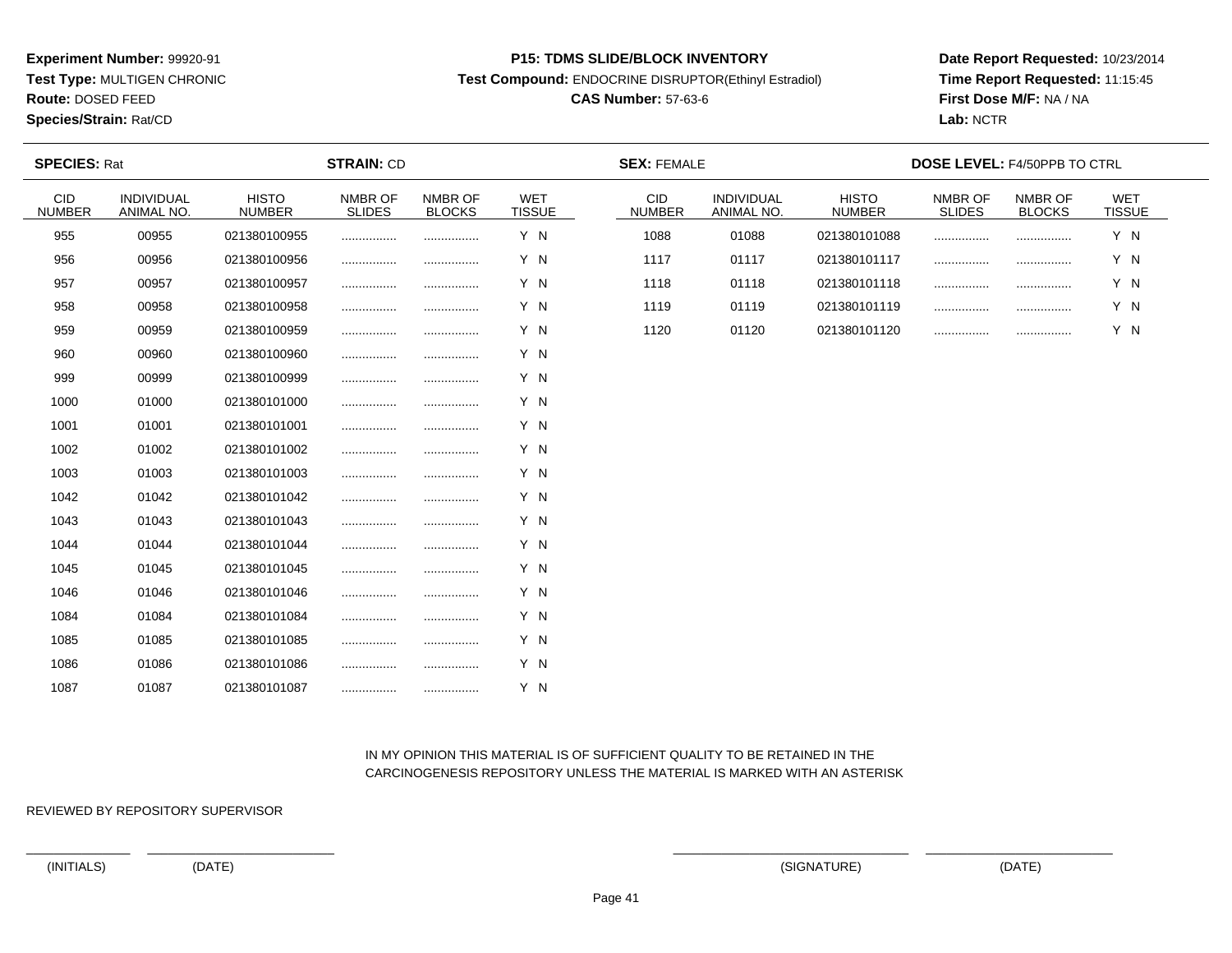**Experiment Number:** 99920-91
**Test Type:** MULTIGEN CHRONIC
**Route:** DOSED FEED
**Species/Strain:** Rat/CD

**P15: TDMS SLIDE/BLOCK INVENTORY**
**Test Compound:** ENDOCRINE DISRUPTOR(Ethinyl Estradiol)
**CAS Number:** 57-63-6

**Date Report Requested:** 10/23/2014
**Time Report Requested:** 11:15:45
**First Dose M/F:** NA / NA
**Lab:** NCTR

**SPECIES:** Rat | **STRAIN:** CD | **SEX:** FEMALE | **DOSE LEVEL:** F4/50PPB TO CTRL

| CID NUMBER | INDIVIDUAL ANIMAL NO. | HISTO NUMBER | NMBR OF SLIDES | NMBR OF BLOCKS | WET TISSUE |
|---|---|---|---|---|---|
| 955 | 00955 | 021380100955 | ................ | ................ | Y N |
| 956 | 00956 | 021380100956 | ................ | ................ | Y N |
| 957 | 00957 | 021380100957 | ................ | ................ | Y N |
| 958 | 00958 | 021380100958 | ................ | ................ | Y N |
| 959 | 00959 | 021380100959 | ................ | ................ | Y N |
| 960 | 00960 | 021380100960 | ................ | ................ | Y N |
| 999 | 00999 | 021380100999 | ................ | ................ | Y N |
| 1000 | 01000 | 021380101000 | ................ | ................ | Y N |
| 1001 | 01001 | 021380101001 | ................ | ................ | Y N |
| 1002 | 01002 | 021380101002 | ................ | ................ | Y N |
| 1003 | 01003 | 021380101003 | ................ | ................ | Y N |
| 1042 | 01042 | 021380101042 | ................ | ................ | Y N |
| 1043 | 01043 | 021380101043 | ................ | ................ | Y N |
| 1044 | 01044 | 021380101044 | ................ | ................ | Y N |
| 1045 | 01045 | 021380101045 | ................ | ................ | Y N |
| 1046 | 01046 | 021380101046 | ................ | ................ | Y N |
| 1084 | 01084 | 021380101084 | ................ | ................ | Y N |
| 1085 | 01085 | 021380101085 | ................ | ................ | Y N |
| 1086 | 01086 | 021380101086 | ................ | ................ | Y N |
| 1087 | 01087 | 021380101087 | ................ | ................ | Y N |
| 1088 | 01088 | 021380101088 | ................ | ................ | Y N |
| 1117 | 01117 | 021380101117 | ................ | ................ | Y N |
| 1118 | 01118 | 021380101118 | ................ | ................ | Y N |
| 1119 | 01119 | 021380101119 | ................ | ................ | Y N |
| 1120 | 01120 | 021380101120 | ................ | ................ | Y N |

IN MY OPINION THIS MATERIAL IS OF SUFFICIENT QUALITY TO BE RETAINED IN THE CARCINOGENESIS REPOSITORY UNLESS THE MATERIAL IS MARKED WITH AN ASTERISK

REVIEWED BY REPOSITORY SUPERVISOR

(INITIALS) (DATE) (SIGNATURE) (DATE)